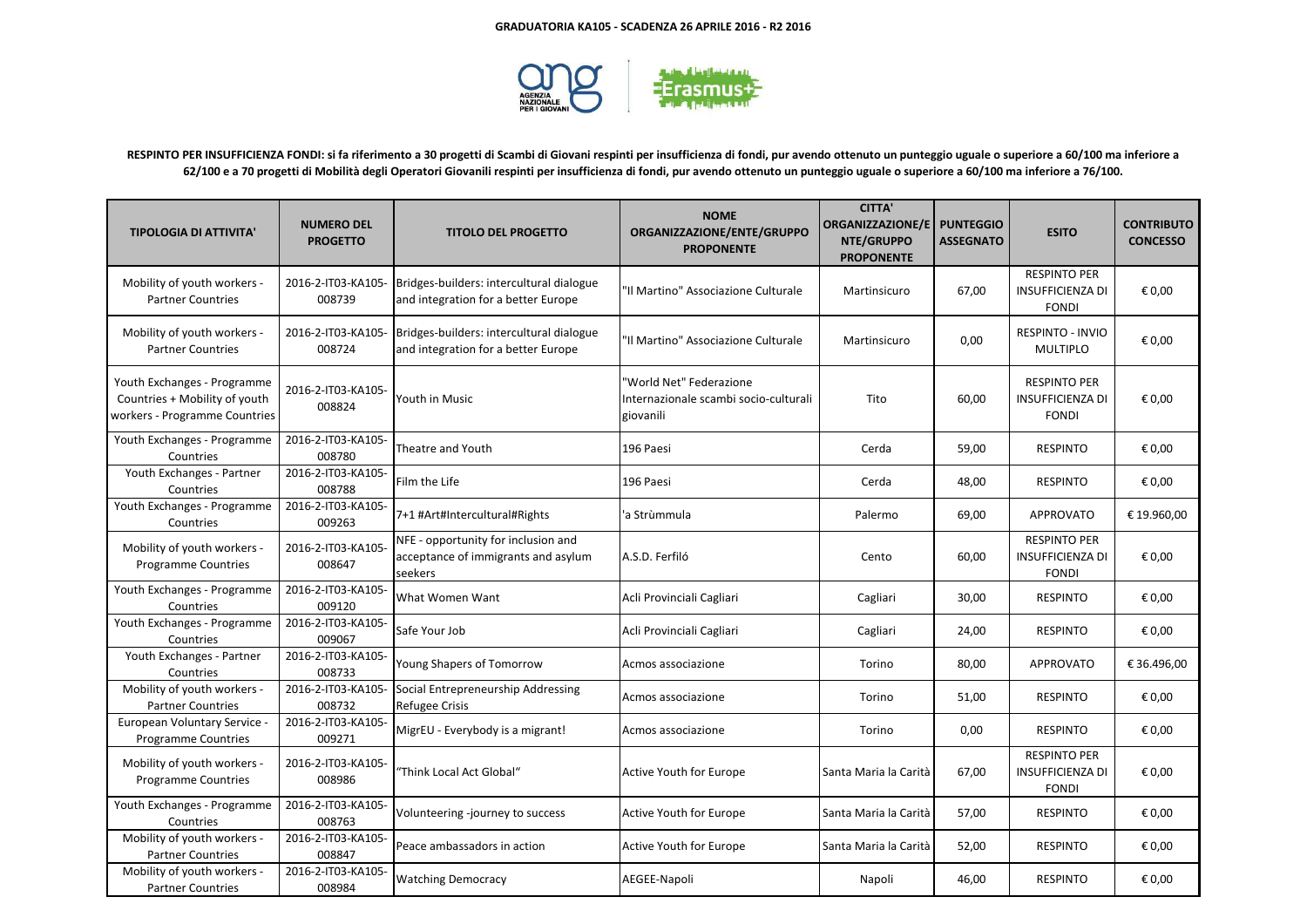**GRADUATORIA KA105 - SCADENZA 26 APRILE 2016 - R2 2016**

**RESPINTO PER INSUFFICIENZA FONDI: si fa riferimento a 30 progetti di Scambi di Giovani respinti per insufficienza di fondi, pur avendo ottenuto un punteggio uguale o superiore a 60/100 ma inferiore a 62/100 e a 70 progetti di Mobilità degli Operatori Giovanili respinti per insufficienza di fondi, pur avendo ottenuto un punteggio uguale o superiore a 60/100 ma inferiore a 76/100.**

| TIPOLOGIA DI ATTIVITA' | NUMERO DEL PROGETTO | TITOLO DEL PROGETTO | NOME ORGANIZZAZIONE/ENTE/GRUPPO PROPONENTE | CITTA' ORGANIZZAZIONE/ENTE/GRUPPO PROPONENTE | PUNTEGGIO ASSEGNATO | ESITO | CONTRIBUTO CONCESSO |
|---|---|---|---|---|---|---|---|
| Mobility of youth workers - Partner Countries | 2016-2-IT03-KA105-008739 | Bridges-builders: intercultural dialogue and integration for a better Europe | "Il Martino" Associazione Culturale | Martinsicuro | 67,00 | RESPINTO PER INSUFFICIENZA DI FONDI | € 0,00 |
| Mobility of youth workers - Partner Countries | 2016-2-IT03-KA105-008724 | Bridges-builders: intercultural dialogue and integration for a better Europe | "Il Martino" Associazione Culturale | Martinsicuro | 0,00 | RESPINTO - INVIO MULTIPLO | € 0,00 |
| Youth Exchanges - Programme Countries + Mobility of youth workers - Programme Countries | 2016-2-IT03-KA105-008824 | Youth in Music | "World Net" Federazione Internazionale scambi socio-culturali giovanili | Tito | 60,00 | RESPINTO PER INSUFFICIENZA DI FONDI | € 0,00 |
| Youth Exchanges - Programme Countries | 2016-2-IT03-KA105-008780 | Theatre and Youth | 196 Paesi | Cerda | 59,00 | RESPINTO | € 0,00 |
| Youth Exchanges - Partner Countries | 2016-2-IT03-KA105-008788 | Film the Life | 196 Paesi | Cerda | 48,00 | RESPINTO | € 0,00 |
| Youth Exchanges - Programme Countries | 2016-2-IT03-KA105-009263 | 7+1 #Art#Intercultural#Rights | 'a Strùmmula | Palermo | 69,00 | APPROVATO | € 19.960,00 |
| Mobility of youth workers - Programme Countries | 2016-2-IT03-KA105-008647 | NFE - opportunity for inclusion and acceptance of immigrants and asylum seekers | A.S.D. Ferfiló | Cento | 60,00 | RESPINTO PER INSUFFICIENZA DI FONDI | € 0,00 |
| Youth Exchanges - Programme Countries | 2016-2-IT03-KA105-009120 | What Women Want | Acli Provinciali Cagliari | Cagliari | 30,00 | RESPINTO | € 0,00 |
| Youth Exchanges - Programme Countries | 2016-2-IT03-KA105-009067 | Safe Your Job | Acli Provinciali Cagliari | Cagliari | 24,00 | RESPINTO | € 0,00 |
| Youth Exchanges - Partner Countries | 2016-2-IT03-KA105-008733 | Young Shapers of Tomorrow | Acmos associazione | Torino | 80,00 | APPROVATO | € 36.496,00 |
| Mobility of youth workers - Partner Countries | 2016-2-IT03-KA105-008732 | Social Entrepreneurship Addressing Refugee Crisis | Acmos associazione | Torino | 51,00 | RESPINTO | € 0,00 |
| European Voluntary Service - Programme Countries | 2016-2-IT03-KA105-009271 | MigrEU - Everybody is a migrant! | Acmos associazione | Torino | 0,00 | RESPINTO | € 0,00 |
| Mobility of youth workers - Programme Countries | 2016-2-IT03-KA105-008986 | "Think Local Act Global" | Active Youth for Europe | Santa Maria la Carità | 67,00 | RESPINTO PER INSUFFICIENZA DI FONDI | € 0,00 |
| Youth Exchanges - Programme Countries | 2016-2-IT03-KA105-008763 | Volunteering -journey to success | Active Youth for Europe | Santa Maria la Carità | 57,00 | RESPINTO | € 0,00 |
| Mobility of youth workers - Partner Countries | 2016-2-IT03-KA105-008847 | Peace ambassadors in action | Active Youth for Europe | Santa Maria la Carità | 52,00 | RESPINTO | € 0,00 |
| Mobility of youth workers - Partner Countries | 2016-2-IT03-KA105-008984 | Watching Democracy | AEGEE-Napoli | Napoli | 46,00 | RESPINTO | € 0,00 |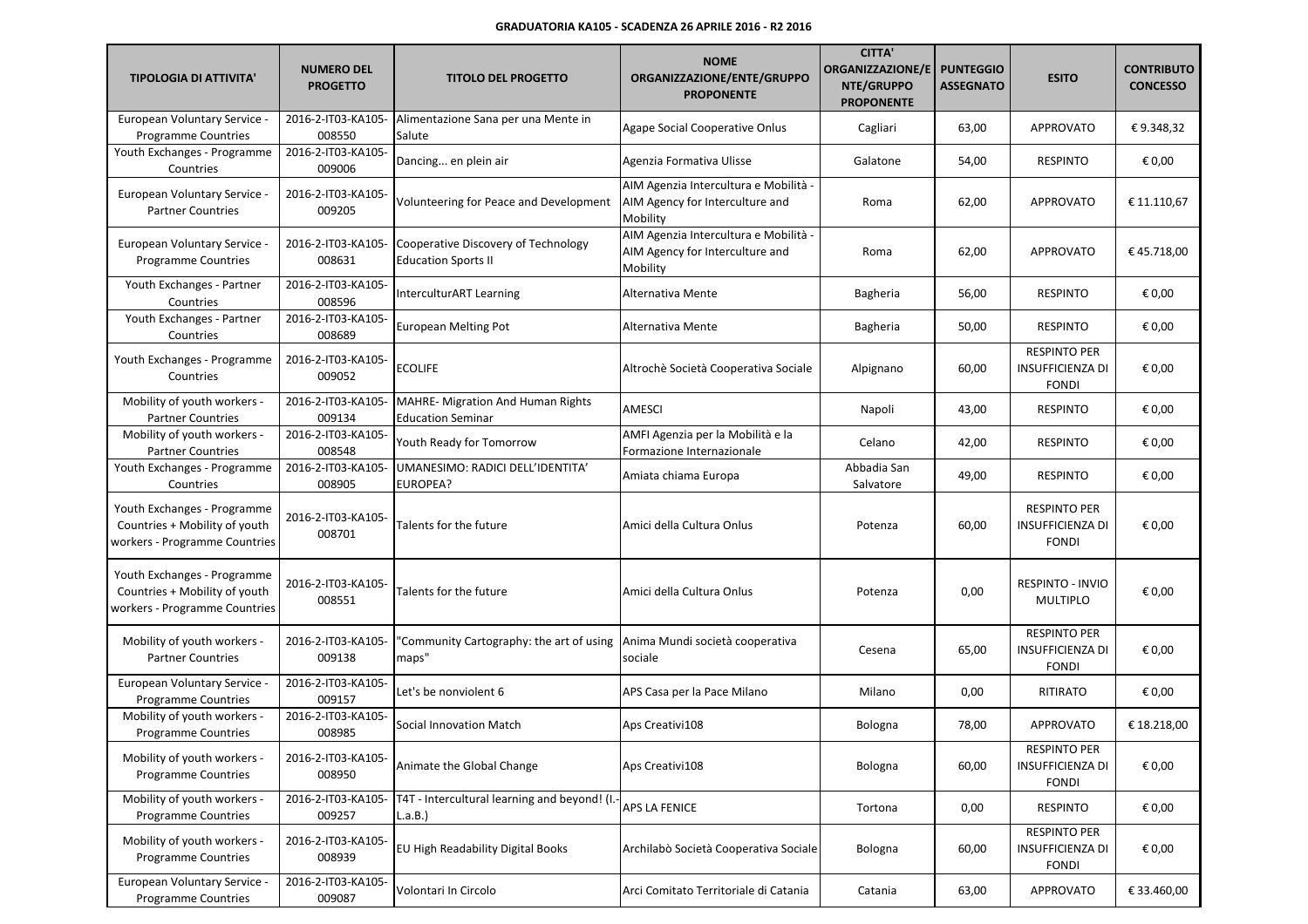**GRADUATORIA KA105 - SCADENZA 26 APRILE 2016 - R2 2016**

| TIPOLOGIA DI ATTIVITA' | NUMERO DEL PROGETTO | TITOLO DEL PROGETTO | NOME ORGANIZZAZIONE/ENTE/GRUPPO PROPONENTE | CITTA' ORGANIZZAZIONE/ENTE/GRUPPO PROPONENTE | PUNTEGGIO ASSEGNATO | ESITO | CONTRIBUTO CONCESSO |
|---|---|---|---|---|---|---|---|
| European Voluntary Service - Programme Countries | 2016-2-IT03-KA105-008550 | Alimentazione Sana per una Mente in Salute | Agape Social Cooperative Onlus | Cagliari | 63,00 | APPROVATO | € 9.348,32 |
| Youth Exchanges - Programme Countries | 2016-2-IT03-KA105-009006 | Dancing... en plein air | Agenzia Formativa Ulisse | Galatone | 54,00 | RESPINTO | € 0,00 |
| European Voluntary Service - Partner Countries | 2016-2-IT03-KA105-009205 | Volunteering for Peace and Development | AIM Agenzia Intercultura e Mobilità - AIM Agency for Interculture and Mobility | Roma | 62,00 | APPROVATO | € 11.110,67 |
| European Voluntary Service - Programme Countries | 2016-2-IT03-KA105-008631 | Cooperative Discovery of Technology Education Sports II | AIM Agenzia Intercultura e Mobilità - AIM Agency for Interculture and Mobility | Roma | 62,00 | APPROVATO | € 45.718,00 |
| Youth Exchanges - Partner Countries | 2016-2-IT03-KA105-008596 | InterculturART Learning | Alternativa Mente | Bagheria | 56,00 | RESPINTO | € 0,00 |
| Youth Exchanges - Partner Countries | 2016-2-IT03-KA105-008689 | European Melting Pot | Alternativa Mente | Bagheria | 50,00 | RESPINTO | € 0,00 |
| Youth Exchanges - Programme Countries | 2016-2-IT03-KA105-009052 | ECOLIFE | Altrochè Società Cooperativa Sociale | Alpignano | 60,00 | RESPINTO PER INSUFFICIENZA DI FONDI | € 0,00 |
| Mobility of youth workers - Partner Countries | 2016-2-IT03-KA105-009134 | MAHRE- Migration And Human Rights Education Seminar | AMESCI | Napoli | 43,00 | RESPINTO | € 0,00 |
| Mobility of youth workers - Partner Countries | 2016-2-IT03-KA105-008548 | Youth Ready for Tomorrow | AMFI Agenzia per la Mobilità e la Formazione Internazionale | Celano | 42,00 | RESPINTO | € 0,00 |
| Youth Exchanges - Programme Countries | 2016-2-IT03-KA105-008905 | UMANESIMO: RADICI DELL'IDENTITA' EUROPEA? | Amiata chiama Europa | Abbadia San Salvatore | 49,00 | RESPINTO | € 0,00 |
| Youth Exchanges - Programme Countries + Mobility of youth workers - Programme Countries | 2016-2-IT03-KA105-008701 | Talents for the future | Amici della Cultura Onlus | Potenza | 60,00 | RESPINTO PER INSUFFICIENZA DI FONDI | € 0,00 |
| Youth Exchanges - Programme Countries + Mobility of youth workers - Programme Countries | 2016-2-IT03-KA105-008551 | Talents for the future | Amici della Cultura Onlus | Potenza | 0,00 | RESPINTO - INVIO MULTIPLO | € 0,00 |
| Mobility of youth workers - Partner Countries | 2016-2-IT03-KA105-009138 | "Community Cartography: the art of using maps" | Anima Mundi società cooperativa sociale | Cesena | 65,00 | RESPINTO PER INSUFFICIENZA DI FONDI | € 0,00 |
| European Voluntary Service - Programme Countries | 2016-2-IT03-KA105-009157 | Let's be nonviolent 6 | APS Casa per la Pace Milano | Milano | 0,00 | RITIRATO | € 0,00 |
| Mobility of youth workers - Programme Countries | 2016-2-IT03-KA105-008985 | Social Innovation Match | Aps Creativi108 | Bologna | 78,00 | APPROVATO | € 18.218,00 |
| Mobility of youth workers - Programme Countries | 2016-2-IT03-KA105-008950 | Animate the Global Change | Aps Creativi108 | Bologna | 60,00 | RESPINTO PER INSUFFICIENZA DI FONDI | € 0,00 |
| Mobility of youth workers - Programme Countries | 2016-2-IT03-KA105-009257 | T4T - Intercultural learning and beyond! (I.-L.a.B.) | APS LA FENICE | Tortona | 0,00 | RESPINTO | € 0,00 |
| Mobility of youth workers - Programme Countries | 2016-2-IT03-KA105-008939 | EU High Readability Digital Books | Archilabò Società Cooperativa Sociale | Bologna | 60,00 | RESPINTO PER INSUFFICIENZA DI FONDI | € 0,00 |
| European Voluntary Service - Programme Countries | 2016-2-IT03-KA105-009087 | Volontari In Circolo | Arci Comitato Territoriale di Catania | Catania | 63,00 | APPROVATO | € 33.460,00 |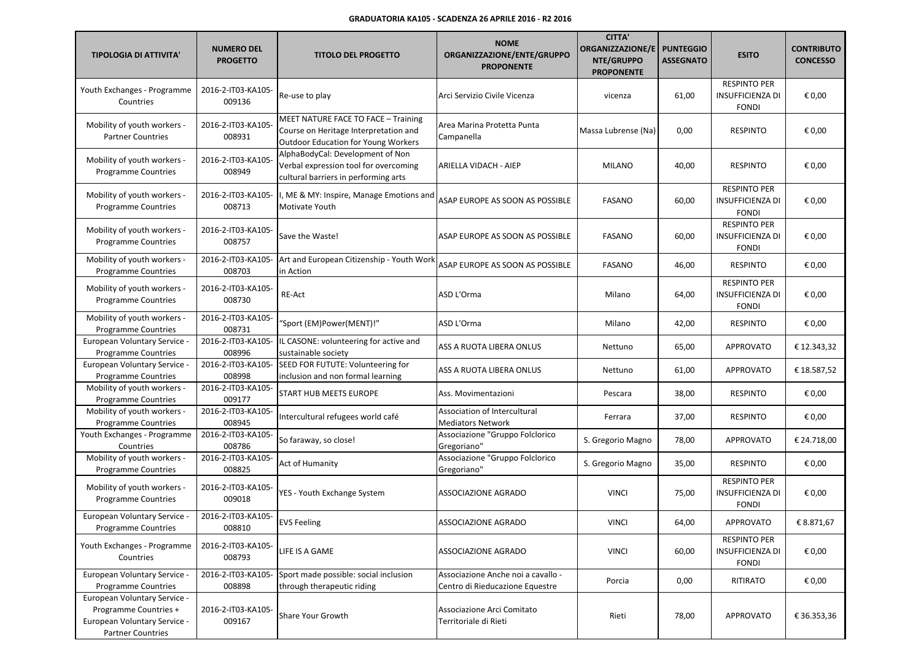**GRADUATORIA KA105 - SCADENZA 26 APRILE 2016 - R2 2016**

| TIPOLOGIA DI ATTIVITA' | NUMERO DEL PROGETTO | TITOLO DEL PROGETTO | NOME ORGANIZZAZIONE/ENTE/GRUPPO PROPONENTE | CITTA' ORGANIZZAZIONE/ENTE/GRUPPO PROPONENTE | PUNTEGGIO ASSEGNATO | ESITO | CONTRIBUTO CONCESSO |
|---|---|---|---|---|---|---|---|
| Youth Exchanges - Programme Countries | 2016-2-IT03-KA105-009136 | Re-use to play | Arci Servizio Civile Vicenza | vicenza | 61,00 | RESPINTO PER INSUFFICIENZA DI FONDI | € 0,00 |
| Mobility of youth workers - Partner Countries | 2016-2-IT03-KA105-008931 | MEET NATURE FACE TO FACE – Training Course on Heritage Interpretation and Outdoor Education for Young Workers | Area Marina Protetta Punta Campanella | Massa Lubrense (Na) | 0,00 | RESPINTO | € 0,00 |
| Mobility of youth workers - Programme Countries | 2016-2-IT03-KA105-008949 | AlphaBodyCal: Development of Non Verbal expression tool for overcoming cultural barriers in performing arts | ARIELLA VIDACH - AIEP | MILANO | 40,00 | RESPINTO | € 0,00 |
| Mobility of youth workers - Programme Countries | 2016-2-IT03-KA105-008713 | I, ME & MY: Inspire, Manage Emotions and Motivate Youth | ASAP EUROPE AS SOON AS POSSIBLE | FASANO | 60,00 | RESPINTO PER INSUFFICIENZA DI FONDI | € 0,00 |
| Mobility of youth workers - Programme Countries | 2016-2-IT03-KA105-008757 | Save the Waste! | ASAP EUROPE AS SOON AS POSSIBLE | FASANO | 60,00 | RESPINTO PER INSUFFICIENZA DI FONDI | € 0,00 |
| Mobility of youth workers - Programme Countries | 2016-2-IT03-KA105-008703 | Art and European Citizenship - Youth Work in Action | ASAP EUROPE AS SOON AS POSSIBLE | FASANO | 46,00 | RESPINTO | € 0,00 |
| Mobility of youth workers - Programme Countries | 2016-2-IT03-KA105-008730 | RE-Act | ASD L'Orma | Milano | 64,00 | RESPINTO PER INSUFFICIENZA DI FONDI | € 0,00 |
| Mobility of youth workers - Programme Countries | 2016-2-IT03-KA105-008731 | "Sport (EM)Power(MENT)!" | ASD L'Orma | Milano | 42,00 | RESPINTO | € 0,00 |
| European Voluntary Service - Programme Countries | 2016-2-IT03-KA105-008996 | IL CASONE: volunteering for active and sustainable society | ASS A RUOTA LIBERA ONLUS | Nettuno | 65,00 | APPROVATO | € 12.343,32 |
| European Voluntary Service - Programme Countries | 2016-2-IT03-KA105-008998 | SEED FOR FUTUTE: Volunteering for inclusion and non formal learning | ASS A RUOTA LIBERA ONLUS | Nettuno | 61,00 | APPROVATO | € 18.587,52 |
| Mobility of youth workers - Programme Countries | 2016-2-IT03-KA105-009177 | START HUB MEETS EUROPE | Ass. Movimentazioni | Pescara | 38,00 | RESPINTO | € 0,00 |
| Mobility of youth workers - Programme Countries | 2016-2-IT03-KA105-008945 | Intercultural refugees world café | Association of Intercultural Mediators Network | Ferrara | 37,00 | RESPINTO | € 0,00 |
| Youth Exchanges - Programme Countries | 2016-2-IT03-KA105-008786 | So faraway, so close! | Associazione "Gruppo Folclorico Gregoriano" | S. Gregorio Magno | 78,00 | APPROVATO | € 24.718,00 |
| Mobility of youth workers - Programme Countries | 2016-2-IT03-KA105-008825 | Act of Humanity | Associazione "Gruppo Folclorico Gregoriano" | S. Gregorio Magno | 35,00 | RESPINTO | € 0,00 |
| Mobility of youth workers - Programme Countries | 2016-2-IT03-KA105-009018 | YES - Youth Exchange System | ASSOCIAZIONE AGRADO | VINCI | 75,00 | RESPINTO PER INSUFFICIENZA DI FONDI | € 0,00 |
| European Voluntary Service - Programme Countries | 2016-2-IT03-KA105-008810 | EVS Feeling | ASSOCIAZIONE AGRADO | VINCI | 64,00 | APPROVATO | € 8.871,67 |
| Youth Exchanges - Programme Countries | 2016-2-IT03-KA105-008793 | LIFE IS A GAME | ASSOCIAZIONE AGRADO | VINCI | 60,00 | RESPINTO PER INSUFFICIENZA DI FONDI | € 0,00 |
| European Voluntary Service - Programme Countries | 2016-2-IT03-KA105-008898 | Sport made possible: social inclusion through therapeutic riding | Associazione Anche noi a cavallo - Centro di Rieducazione Equestre | Porcia | 0,00 | RITIRATO | € 0,00 |
| European Voluntary Service - Programme Countries + European Voluntary Service - Partner Countries | 2016-2-IT03-KA105-009167 | Share Your Growth | Associazione Arci Comitato Territoriale di Rieti | Rieti | 78,00 | APPROVATO | € 36.353,36 |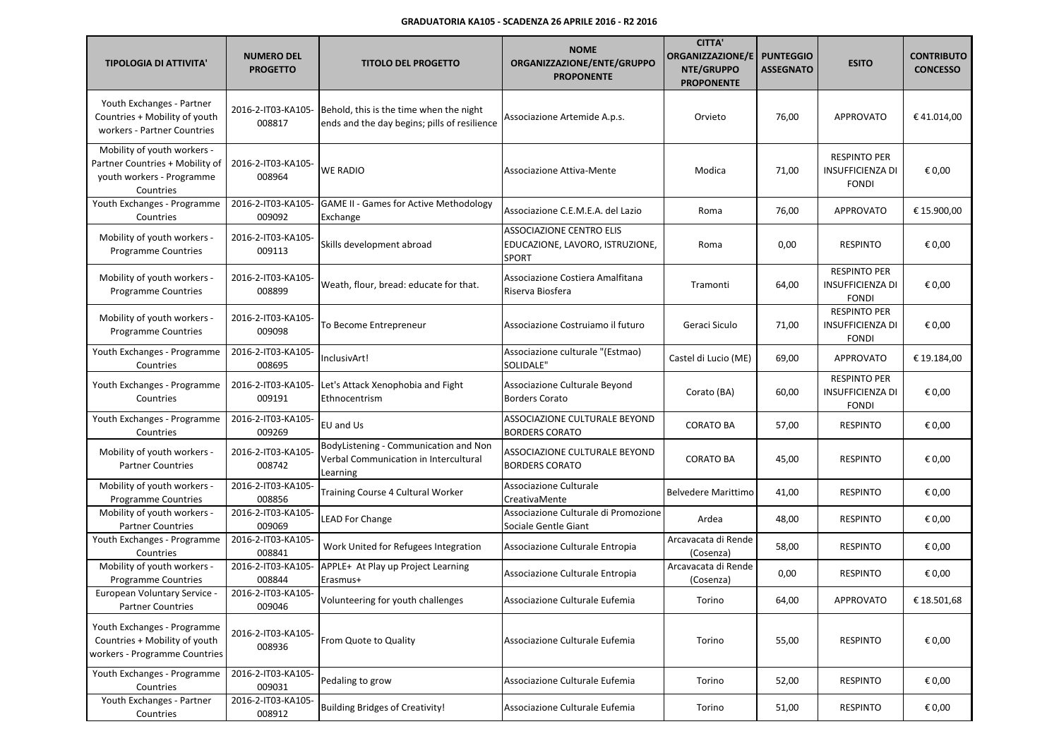**GRADUATORIA KA105 - SCADENZA 26 APRILE 2016 - R2 2016**

| TIPOLOGIA DI ATTIVITA' | NUMERO DEL PROGETTO | TITOLO DEL PROGETTO | NOME ORGANIZZAZIONE/ENTE/GRUPPO PROPONENTE | CITTA' ORGANIZZAZIONE/ENTE/GRUPPO PROPONENTE | PUNTEGGIO ASSEGNATO | ESITO | CONTRIBUTO CONCESSO |
|---|---|---|---|---|---|---|---|
| Youth Exchanges - Partner Countries + Mobility of youth workers - Partner Countries | 2016-2-IT03-KA105-008817 | Behold, this is the time when the night ends and the day begins; pills of resilience | Associazione Artemide A.p.s. | Orvieto | 76,00 | APPROVATO | € 41.014,00 |
| Mobility of youth workers - Partner Countries + Mobility of youth workers - Programme Countries | 2016-2-IT03-KA105-008964 | WE RADIO | Associazione Attiva-Mente | Modica | 71,00 | RESPINTO PER INSUFFICIENZA DI FONDI | € 0,00 |
| Youth Exchanges - Programme Countries | 2016-2-IT03-KA105-009092 | GAME II - Games for Active Methodology Exchange | Associazione C.E.M.E.A. del Lazio | Roma | 76,00 | APPROVATO | € 15.900,00 |
| Mobility of youth workers - Programme Countries | 2016-2-IT03-KA105-009113 | Skills development abroad | ASSOCIAZIONE CENTRO ELIS EDUCAZIONE, LAVORO, ISTRUZIONE, SPORT | Roma | 0,00 | RESPINTO | € 0,00 |
| Mobility of youth workers - Programme Countries | 2016-2-IT03-KA105-008899 | Weath, flour, bread: educate for that. | Associazione Costiera Amalfitana Riserva Biosfera | Tramonti | 64,00 | RESPINTO PER INSUFFICIENZA DI FONDI | € 0,00 |
| Mobility of youth workers - Programme Countries | 2016-2-IT03-KA105-009098 | To Become Entrepreneur | Associazione Costruiamo il futuro | Geraci Siculo | 71,00 | RESPINTO PER INSUFFICIENZA DI FONDI | € 0,00 |
| Youth Exchanges - Programme Countries | 2016-2-IT03-KA105-008695 | InclusivArt! | Associazione culturale "(Estmao) SOLIDALE" | Castel di Lucio (ME) | 69,00 | APPROVATO | € 19.184,00 |
| Youth Exchanges - Programme Countries | 2016-2-IT03-KA105-009191 | Let's Attack Xenophobia and Fight Ethnocentrism | Associazione Culturale Beyond Borders Corato | Corato (BA) | 60,00 | RESPINTO PER INSUFFICIENZA DI FONDI | € 0,00 |
| Youth Exchanges - Programme Countries | 2016-2-IT03-KA105-009269 | EU and Us | ASSOCIAZIONE CULTURALE BEYOND BORDERS CORATO | CORATO BA | 57,00 | RESPINTO | € 0,00 |
| Mobility of youth workers - Partner Countries | 2016-2-IT03-KA105-008742 | BodyListening - Communication and Non Verbal Communication in Intercultural Learning | ASSOCIAZIONE CULTURALE BEYOND BORDERS CORATO | CORATO BA | 45,00 | RESPINTO | € 0,00 |
| Mobility of youth workers - Programme Countries | 2016-2-IT03-KA105-008856 | Training Course 4 Cultural Worker | Associazione Culturale CreativaMente | Belvedere Marittimo | 41,00 | RESPINTO | € 0,00 |
| Mobility of youth workers - Partner Countries | 2016-2-IT03-KA105-009069 | LEAD For Change | Associazione Culturale di Promozione Sociale Gentle Giant | Ardea | 48,00 | RESPINTO | € 0,00 |
| Youth Exchanges - Programme Countries | 2016-2-IT03-KA105-008841 | Work United for Refugees Integration | Associazione Culturale Entropia | Arcavacata di Rende (Cosenza) | 58,00 | RESPINTO | € 0,00 |
| Mobility of youth workers - Programme Countries | 2016-2-IT03-KA105-008844 | APPLE+ At Play up Project Learning Erasmus+ | Associazione Culturale Entropia | Arcavacata di Rende (Cosenza) | 0,00 | RESPINTO | € 0,00 |
| European Voluntary Service - Partner Countries | 2016-2-IT03-KA105-009046 | Volunteering for youth challenges | Associazione Culturale Eufemia | Torino | 64,00 | APPROVATO | € 18.501,68 |
| Youth Exchanges - Programme Countries + Mobility of youth workers - Programme Countries | 2016-2-IT03-KA105-008936 | From Quote to Quality | Associazione Culturale Eufemia | Torino | 55,00 | RESPINTO | € 0,00 |
| Youth Exchanges - Programme Countries | 2016-2-IT03-KA105-009031 | Pedaling to grow | Associazione Culturale Eufemia | Torino | 52,00 | RESPINTO | € 0,00 |
| Youth Exchanges - Partner Countries | 2016-2-IT03-KA105-008912 | Building Bridges of Creativity! | Associazione Culturale Eufemia | Torino | 51,00 | RESPINTO | € 0,00 |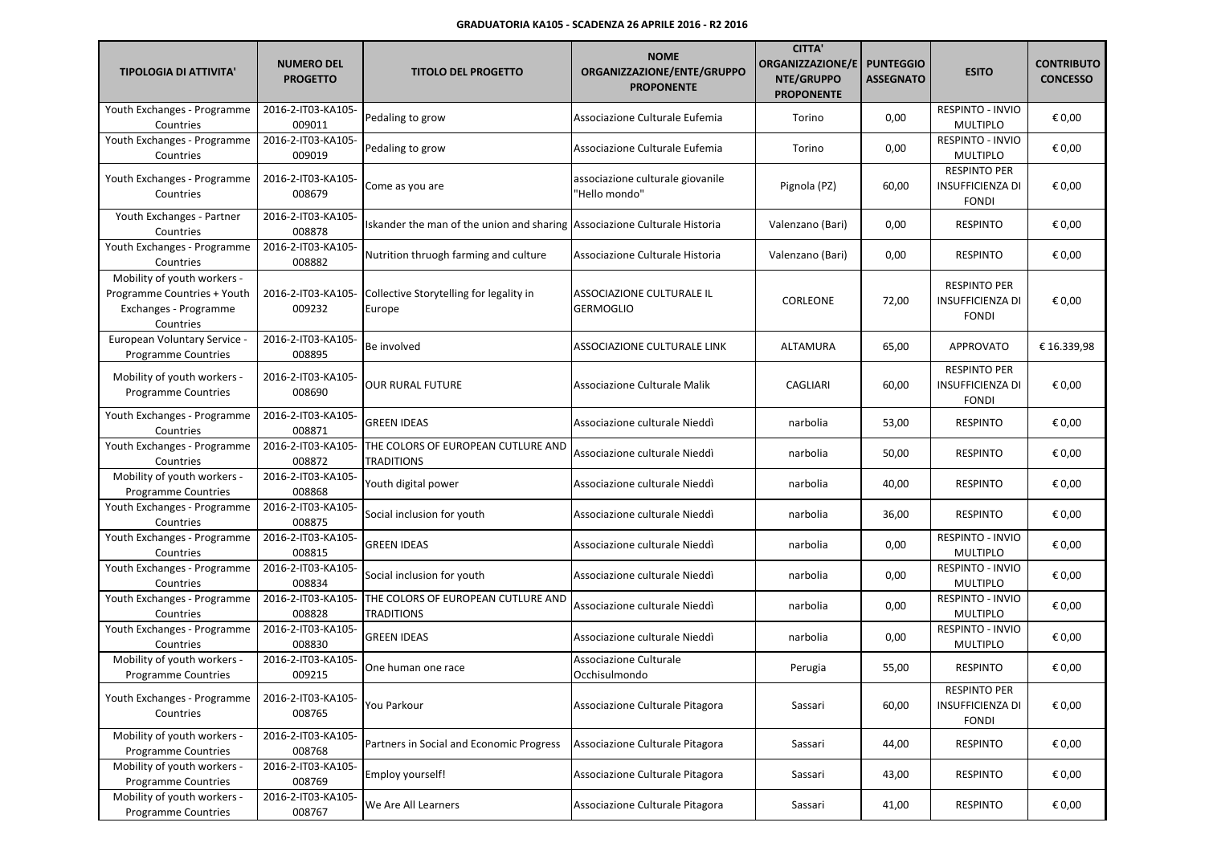**GRADUATORIA KA105 - SCADENZA 26 APRILE 2016 - R2 2016**

| TIPOLOGIA DI ATTIVITA' | NUMERO DEL PROGETTO | TITOLO DEL PROGETTO | NOME ORGANIZZAZIONE/ENTE/GRUPPO PROPONENTE | CITTA' ORGANIZZAZIONE/ENTE/GRUPPO PROPONENTE | PUNTEGGIO ASSEGNATO | ESITO | CONTRIBUTO CONCESSO |
|---|---|---|---|---|---|---|---|
| Youth Exchanges - Programme Countries | 2016-2-IT03-KA105-009011 | Pedaling to grow | Associazione Culturale Eufemia | Torino | 0,00 | RESPINTO - INVIO MULTIPLO | € 0,00 |
| Youth Exchanges - Programme Countries | 2016-2-IT03-KA105-009019 | Pedaling to grow | Associazione Culturale Eufemia | Torino | 0,00 | RESPINTO - INVIO MULTIPLO | € 0,00 |
| Youth Exchanges - Programme Countries | 2016-2-IT03-KA105-008679 | Come as you are | associazione culturale giovanile "Hello mondo" | Pignola (PZ) | 60,00 | RESPINTO PER INSUFFICIENZA DI FONDI | € 0,00 |
| Youth Exchanges - Partner Countries | 2016-2-IT03-KA105-008878 | Iskander the man of the union and sharing | Associazione Culturale Historia | Valenzano (Bari) | 0,00 | RESPINTO | € 0,00 |
| Youth Exchanges - Programme Countries | 2016-2-IT03-KA105-008882 | Nutrition thruogh farming and culture | Associazione Culturale Historia | Valenzano (Bari) | 0,00 | RESPINTO | € 0,00 |
| Mobility of youth workers - Programme Countries + Youth Exchanges - Programme Countries | 2016-2-IT03-KA105-009232 | Collective Storytelling for legality in Europe | ASSOCIAZIONE CULTURALE IL GERMOGLIO | CORLEONE | 72,00 | RESPINTO PER INSUFFICIENZA DI FONDI | € 0,00 |
| European Voluntary Service - Programme Countries | 2016-2-IT03-KA105-008895 | Be involved | ASSOCIAZIONE CULTURALE LINK | ALTAMURA | 65,00 | APPROVATO | € 16.339,98 |
| Mobility of youth workers - Programme Countries | 2016-2-IT03-KA105-008690 | OUR RURAL FUTURE | Associazione Culturale Malik | CAGLIARI | 60,00 | RESPINTO PER INSUFFICIENZA DI FONDI | € 0,00 |
| Youth Exchanges - Programme Countries | 2016-2-IT03-KA105-008871 | GREEN IDEAS | Associazione culturale Nieddì | narbolia | 53,00 | RESPINTO | € 0,00 |
| Youth Exchanges - Programme Countries | 2016-2-IT03-KA105-008872 | THE COLORS OF EUROPEAN CUTLURE AND TRADITIONS | Associazione culturale Nieddì | narbolia | 50,00 | RESPINTO | € 0,00 |
| Mobility of youth workers - Programme Countries | 2016-2-IT03-KA105-008868 | Youth digital power | Associazione culturale Nieddì | narbolia | 40,00 | RESPINTO | € 0,00 |
| Youth Exchanges - Programme Countries | 2016-2-IT03-KA105-008875 | Social inclusion for youth | Associazione culturale Nieddì | narbolia | 36,00 | RESPINTO | € 0,00 |
| Youth Exchanges - Programme Countries | 2016-2-IT03-KA105-008815 | GREEN IDEAS | Associazione culturale Nieddì | narbolia | 0,00 | RESPINTO - INVIO MULTIPLO | € 0,00 |
| Youth Exchanges - Programme Countries | 2016-2-IT03-KA105-008834 | Social inclusion for youth | Associazione culturale Nieddì | narbolia | 0,00 | RESPINTO - INVIO MULTIPLO | € 0,00 |
| Youth Exchanges - Programme Countries | 2016-2-IT03-KA105-008828 | THE COLORS OF EUROPEAN CUTLURE AND TRADITIONS | Associazione culturale Nieddì | narbolia | 0,00 | RESPINTO - INVIO MULTIPLO | € 0,00 |
| Youth Exchanges - Programme Countries | 2016-2-IT03-KA105-008830 | GREEN IDEAS | Associazione culturale Nieddì | narbolia | 0,00 | RESPINTO - INVIO MULTIPLO | € 0,00 |
| Mobility of youth workers - Programme Countries | 2016-2-IT03-KA105-009215 | One human one race | Associazione Culturale Occhisulmondo | Perugia | 55,00 | RESPINTO | € 0,00 |
| Youth Exchanges - Programme Countries | 2016-2-IT03-KA105-008765 | You Parkour | Associazione Culturale Pitagora | Sassari | 60,00 | RESPINTO PER INSUFFICIENZA DI FONDI | € 0,00 |
| Mobility of youth workers - Programme Countries | 2016-2-IT03-KA105-008768 | Partners in Social and Economic Progress | Associazione Culturale Pitagora | Sassari | 44,00 | RESPINTO | € 0,00 |
| Mobility of youth workers - Programme Countries | 2016-2-IT03-KA105-008769 | Employ yourself! | Associazione Culturale Pitagora | Sassari | 43,00 | RESPINTO | € 0,00 |
| Mobility of youth workers - Programme Countries | 2016-2-IT03-KA105-008767 | We Are All Learners | Associazione Culturale Pitagora | Sassari | 41,00 | RESPINTO | € 0,00 |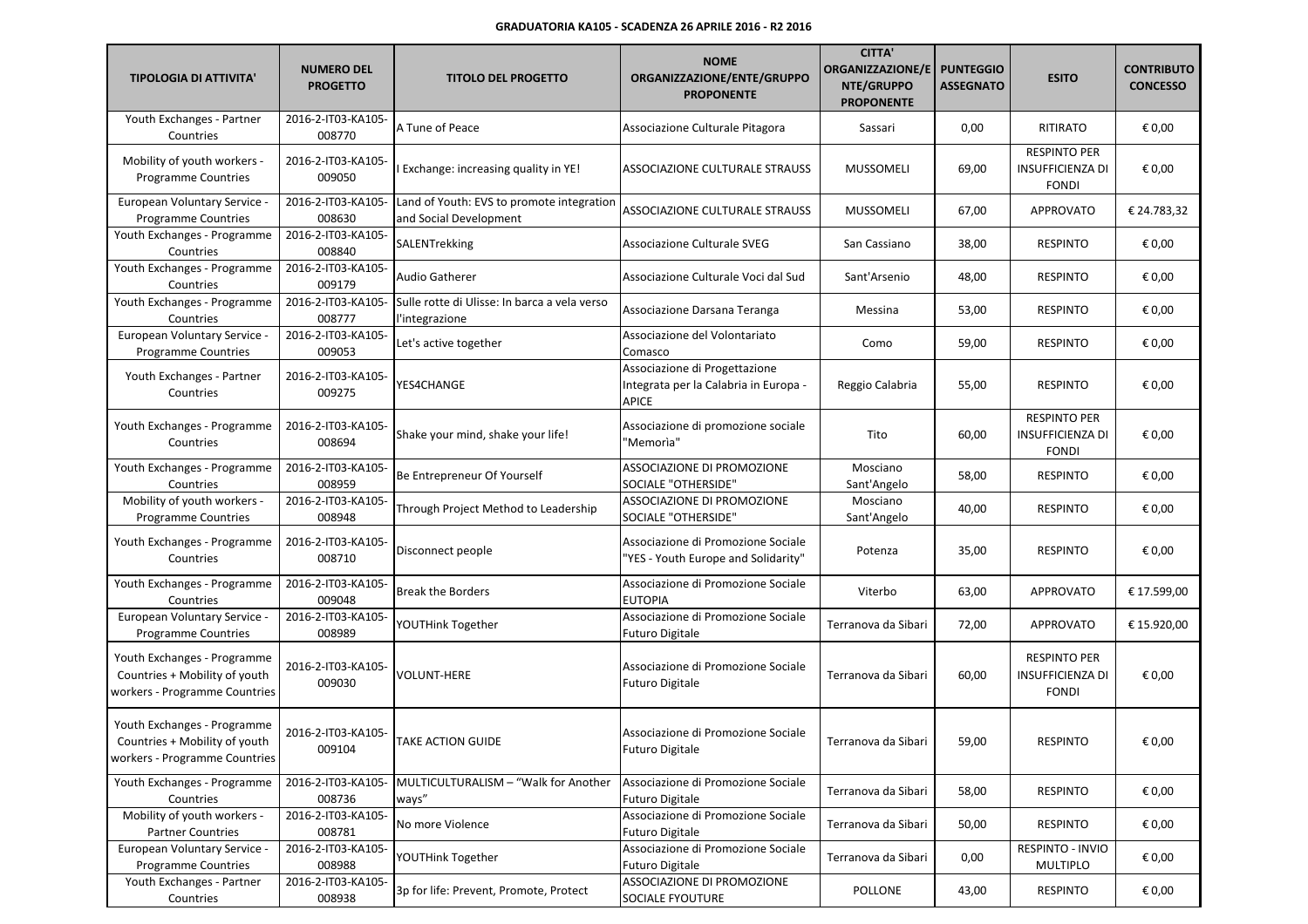**GRADUATORIA KA105 - SCADENZA 26 APRILE 2016 - R2 2016**

| TIPOLOGIA DI ATTIVITA' | NUMERO DEL PROGETTO | TITOLO DEL PROGETTO | NOME ORGANIZZAZIONE/ENTE/GRUPPO PROPONENTE | CITTA' ORGANIZZAZIONE/ENTE/GRUPPO PROPONENTE | PUNTEGGIO ASSEGNATO | ESITO | CONTRIBUTO CONCESSO |
|---|---|---|---|---|---|---|---|
| Youth Exchanges - Partner Countries | 2016-2-IT03-KA105-008770 | A Tune of Peace | Associazione Culturale Pitagora | Sassari | 0,00 | RITIRATO | € 0,00 |
| Mobility of youth workers - Programme Countries | 2016-2-IT03-KA105-009050 | I Exchange: increasing quality in YE! | ASSOCIAZIONE CULTURALE STRAUSS | MUSSOMELI | 69,00 | RESPINTO PER INSUFFICIENZA DI FONDI | € 0,00 |
| European Voluntary Service - Programme Countries | 2016-2-IT03-KA105-008630 | Land of Youth: EVS to promote integration and Social Development | ASSOCIAZIONE CULTURALE STRAUSS | MUSSOMELI | 67,00 | APPROVATO | € 24.783,32 |
| Youth Exchanges - Programme Countries | 2016-2-IT03-KA105-008840 | SALENTrekking | Associazione Culturale SVEG | San Cassiano | 38,00 | RESPINTO | € 0,00 |
| Youth Exchanges - Programme Countries | 2016-2-IT03-KA105-009179 | Audio Gatherer | Associazione Culturale Voci dal Sud | Sant'Arsenio | 48,00 | RESPINTO | € 0,00 |
| Youth Exchanges - Programme Countries | 2016-2-IT03-KA105-008777 | Sulle rotte di Ulisse: In barca a vela verso l'integrazione | Associazione Darsana Teranga | Messina | 53,00 | RESPINTO | € 0,00 |
| European Voluntary Service - Programme Countries | 2016-2-IT03-KA105-009053 | Let's active together | Associazione del Volontariato Comasco | Como | 59,00 | RESPINTO | € 0,00 |
| Youth Exchanges - Partner Countries | 2016-2-IT03-KA105-009275 | YES4CHANGE | Associazione di Progettazione Integrata per la Calabria in Europa - APICE | Reggio Calabria | 55,00 | RESPINTO | € 0,00 |
| Youth Exchanges - Programme Countries | 2016-2-IT03-KA105-008694 | Shake your mind, shake your life! | Associazione di promozione sociale "Memoria" | Tito | 60,00 | RESPINTO PER INSUFFICIENZA DI FONDI | € 0,00 |
| Youth Exchanges - Programme Countries | 2016-2-IT03-KA105-008959 | Be Entrepreneur Of Yourself | ASSOCIAZIONE DI PROMOZIONE SOCIALE "OTHERSIDE" | Mosciano Sant'Angelo | 58,00 | RESPINTO | € 0,00 |
| Mobility of youth workers - Programme Countries | 2016-2-IT03-KA105-008948 | Through Project Method to Leadership | ASSOCIAZIONE DI PROMOZIONE SOCIALE "OTHERSIDE" | Mosciano Sant'Angelo | 40,00 | RESPINTO | € 0,00 |
| Youth Exchanges - Programme Countries | 2016-2-IT03-KA105-008710 | Disconnect people | Associazione di Promozione Sociale "YES - Youth Europe and Solidarity" | Potenza | 35,00 | RESPINTO | € 0,00 |
| Youth Exchanges - Programme Countries | 2016-2-IT03-KA105-009048 | Break the Borders | Associazione di Promozione Sociale EUTOPIA | Viterbo | 63,00 | APPROVATO | € 17.599,00 |
| European Voluntary Service - Programme Countries | 2016-2-IT03-KA105-008989 | YOUTHink Together | Associazione di Promozione Sociale Futuro Digitale | Terranova da Sibari | 72,00 | APPROVATO | € 15.920,00 |
| Youth Exchanges - Programme Countries + Mobility of youth workers - Programme Countries | 2016-2-IT03-KA105-009030 | VOLUNT-HERE | Associazione di Promozione Sociale Futuro Digitale | Terranova da Sibari | 60,00 | RESPINTO PER INSUFFICIENZA DI FONDI | € 0,00 |
| Youth Exchanges - Programme Countries + Mobility of youth workers - Programme Countries | 2016-2-IT03-KA105-009104 | TAKE ACTION GUIDE | Associazione di Promozione Sociale Futuro Digitale | Terranova da Sibari | 59,00 | RESPINTO | € 0,00 |
| Youth Exchanges - Programme Countries | 2016-2-IT03-KA105-008736 | MULTICULTURALISM – "Walk for Another ways" | Associazione di Promozione Sociale Futuro Digitale | Terranova da Sibari | 58,00 | RESPINTO | € 0,00 |
| Mobility of youth workers - Partner Countries | 2016-2-IT03-KA105-008781 | No more Violence | Associazione di Promozione Sociale Futuro Digitale | Terranova da Sibari | 50,00 | RESPINTO | € 0,00 |
| European Voluntary Service - Programme Countries | 2016-2-IT03-KA105-008988 | YOUTHink Together | Associazione di Promozione Sociale Futuro Digitale | Terranova da Sibari | 0,00 | RESPINTO - INVIO MULTIPLO | € 0,00 |
| Youth Exchanges - Partner Countries | 2016-2-IT03-KA105-008938 | 3p for life: Prevent, Promote, Protect | ASSOCIAZIONE DI PROMOZIONE SOCIALE FYOUTURE | POLLONE | 43,00 | RESPINTO | € 0,00 |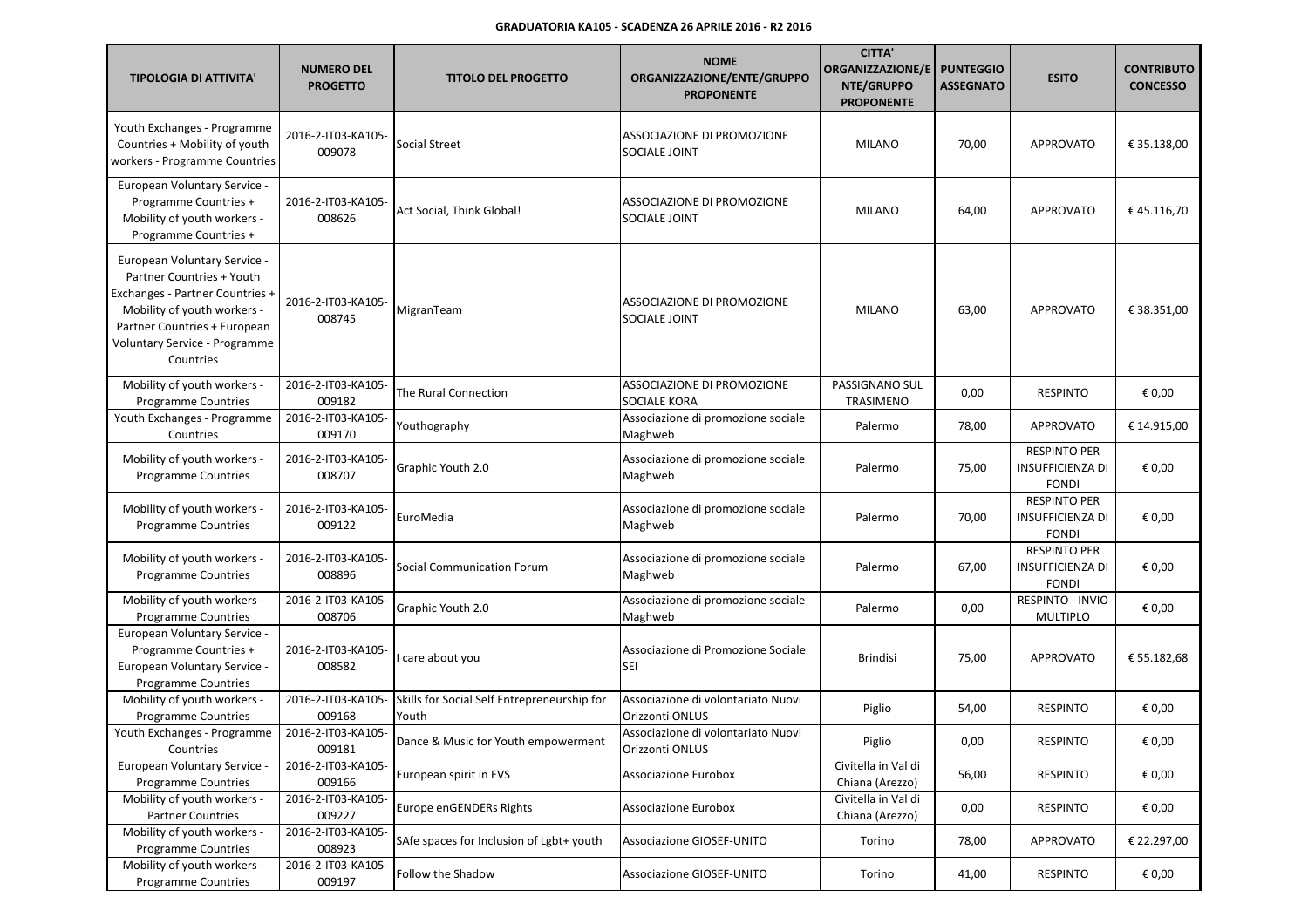**GRADUATORIA KA105 - SCADENZA 26 APRILE 2016 - R2 2016**

| TIPOLOGIA DI ATTIVITA' | NUMERO DEL PROGETTO | TITOLO DEL PROGETTO | NOME ORGANIZZAZIONE/ENTE/GRUPPO PROPONENTE | CITTA' ORGANIZZAZIONE/ENTE/GRUPPO PROPONENTE | PUNTEGGIO ASSEGNATO | ESITO | CONTRIBUTO CONCESSO |
|---|---|---|---|---|---|---|---|
| Youth Exchanges - Programme Countries + Mobility of youth workers - Programme Countries | 2016-2-IT03-KA105-009078 | Social Street | ASSOCIAZIONE DI PROMOZIONE SOCIALE JOINT | MILANO | 70,00 | APPROVATO | € 35.138,00 |
| European Voluntary Service - Programme Countries + Mobility of youth workers - Programme Countries + | 2016-2-IT03-KA105-008626 | Act Social, Think Global! | ASSOCIAZIONE DI PROMOZIONE SOCIALE JOINT | MILANO | 64,00 | APPROVATO | € 45.116,70 |
| European Voluntary Service - Partner Countries + Youth Exchanges - Partner Countries + Mobility of youth workers - Partner Countries + European Voluntary Service - Programme Countries | 2016-2-IT03-KA105-008745 | MigranTeam | ASSOCIAZIONE DI PROMOZIONE SOCIALE JOINT | MILANO | 63,00 | APPROVATO | € 38.351,00 |
| Mobility of youth workers - Programme Countries | 2016-2-IT03-KA105-009182 | The Rural Connection | ASSOCIAZIONE DI PROMOZIONE SOCIALE KORA | PASSIGNANO SUL TRASIMENO | 0,00 | RESPINTO | € 0,00 |
| Youth Exchanges - Programme Countries | 2016-2-IT03-KA105-009170 | Youthography | Associazione di promozione sociale Maghweb | Palermo | 78,00 | APPROVATO | € 14.915,00 |
| Mobility of youth workers - Programme Countries | 2016-2-IT03-KA105-008707 | Graphic Youth 2.0 | Associazione di promozione sociale Maghweb | Palermo | 75,00 | RESPINTO PER INSUFFICIENZA DI FONDI | € 0,00 |
| Mobility of youth workers - Programme Countries | 2016-2-IT03-KA105-009122 | EuroMedia | Associazione di promozione sociale Maghweb | Palermo | 70,00 | RESPINTO PER INSUFFICIENZA DI FONDI | € 0,00 |
| Mobility of youth workers - Programme Countries | 2016-2-IT03-KA105-008896 | Social Communication Forum | Associazione di promozione sociale Maghweb | Palermo | 67,00 | RESPINTO PER INSUFFICIENZA DI FONDI | € 0,00 |
| Mobility of youth workers - Programme Countries | 2016-2-IT03-KA105-008706 | Graphic Youth 2.0 | Associazione di promozione sociale Maghweb | Palermo | 0,00 | RESPINTO - INVIO MULTIPLO | € 0,00 |
| European Voluntary Service - Programme Countries + European Voluntary Service - Programme Countries | 2016-2-IT03-KA105-008582 | I care about you | Associazione di Promozione Sociale SEI | Brindisi | 75,00 | APPROVATO | € 55.182,68 |
| Mobility of youth workers - Programme Countries | 2016-2-IT03-KA105-009168 | Skills for Social Self Entrepreneurship for Youth | Associazione di volontariato Nuovi Orizzonti ONLUS | Piglio | 54,00 | RESPINTO | € 0,00 |
| Youth Exchanges - Programme Countries | 2016-2-IT03-KA105-009181 | Dance & Music for Youth empowerment | Associazione di volontariato Nuovi Orizzonti ONLUS | Piglio | 0,00 | RESPINTO | € 0,00 |
| European Voluntary Service - Programme Countries | 2016-2-IT03-KA105-009166 | European spirit in EVS | Associazione Eurobox | Civitella in Val di Chiana (Arezzo) | 56,00 | RESPINTO | € 0,00 |
| Mobility of youth workers - Partner Countries | 2016-2-IT03-KA105-009227 | Europe enGENDERs Rights | Associazione Eurobox | Civitella in Val di Chiana (Arezzo) | 0,00 | RESPINTO | € 0,00 |
| Mobility of youth workers - Programme Countries | 2016-2-IT03-KA105-008923 | SAfe spaces for Inclusion of Lgbt+ youth | Associazione GIOSEF-UNITO | Torino | 78,00 | APPROVATO | € 22.297,00 |
| Mobility of youth workers - Programme Countries | 2016-2-IT03-KA105-009197 | Follow the Shadow | Associazione GIOSEF-UNITO | Torino | 41,00 | RESPINTO | € 0,00 |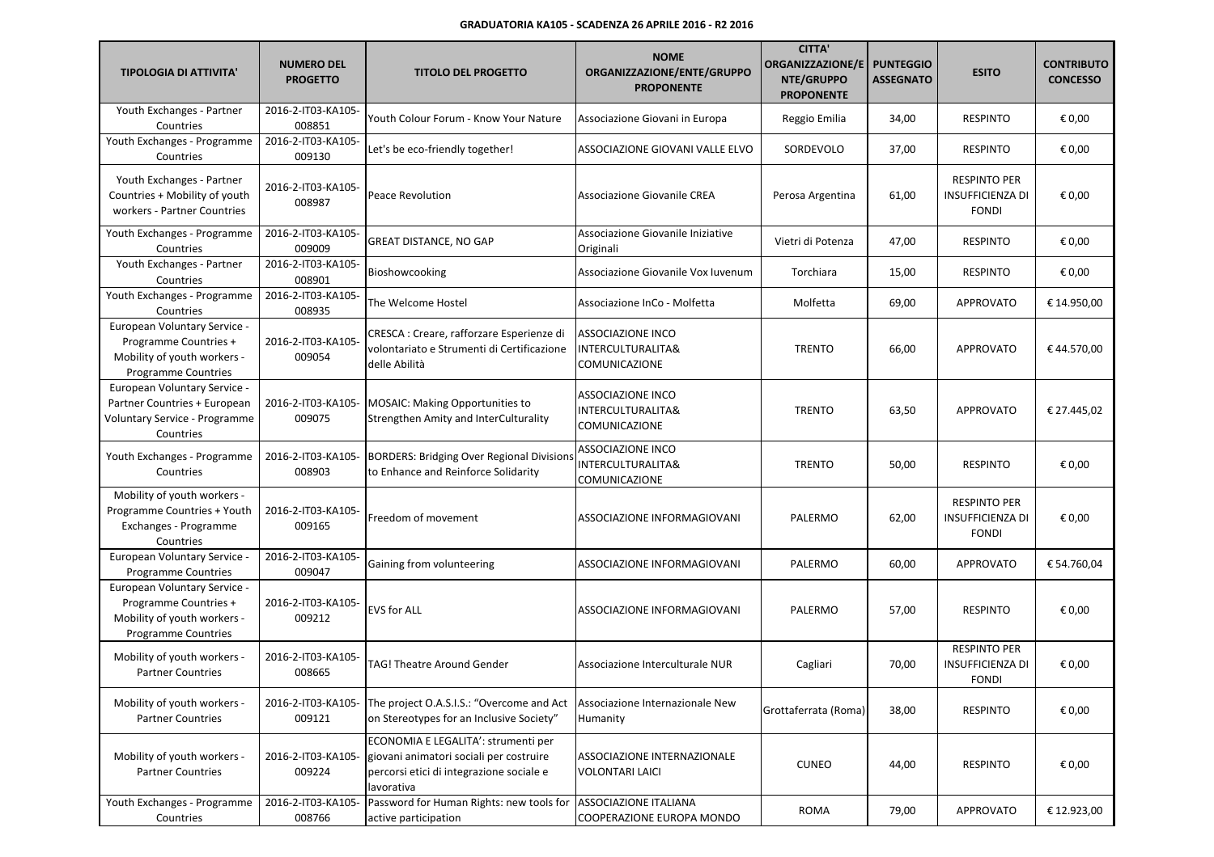**GRADUATORIA KA105 - SCADENZA 26 APRILE 2016 - R2 2016**

| TIPOLOGIA DI ATTIVITA' | NUMERO DEL PROGETTO | TITOLO DEL PROGETTO | NOME ORGANIZZAZIONE/ENTE/GRUPPO PROPONENTE | CITTA' ORGANIZZAZIONE/ENTE/GRUPPO PROPONENTE | PUNTEGGIO ASSEGNATO | ESITO | CONTRIBUTO CONCESSO |
|---|---|---|---|---|---|---|---|
| Youth Exchanges - Partner Countries | 2016-2-IT03-KA105-008851 | Youth Colour Forum - Know Your Nature | Associazione Giovani in Europa | Reggio Emilia | 34,00 | RESPINTO | € 0,00 |
| Youth Exchanges - Programme Countries | 2016-2-IT03-KA105-009130 | Let's be eco-friendly together! | ASSOCIAZIONE GIOVANI VALLE ELVO | SORDEVOLO | 37,00 | RESPINTO | € 0,00 |
| Youth Exchanges - Partner Countries + Mobility of youth workers - Partner Countries | 2016-2-IT03-KA105-008987 | Peace Revolution | Associazione Giovanile CREA | Perosa Argentina | 61,00 | RESPINTO PER INSUFFICIENZA DI FONDI | € 0,00 |
| Youth Exchanges - Programme Countries | 2016-2-IT03-KA105-009009 | GREAT DISTANCE, NO GAP | Associazione Giovanile Iniziative Originali | Vietri di Potenza | 47,00 | RESPINTO | € 0,00 |
| Youth Exchanges - Partner Countries | 2016-2-IT03-KA105-008901 | Bioshowcooking | Associazione Giovanile Vox Iuvenum | Torchiara | 15,00 | RESPINTO | € 0,00 |
| Youth Exchanges - Programme Countries | 2016-2-IT03-KA105-008935 | The Welcome Hostel | Associazione InCo - Molfetta | Molfetta | 69,00 | APPROVATO | € 14.950,00 |
| European Voluntary Service - Programme Countries + Mobility of youth workers - Programme Countries | 2016-2-IT03-KA105-009054 | CRESCA : Creare, rafforzare Esperienze di volontariato e Strumenti di Certificazione delle Abilità | ASSOCIAZIONE INCO INTERCULTURALITA& COMUNICAZIONE | TRENTO | 66,00 | APPROVATO | € 44.570,00 |
| European Voluntary Service - Partner Countries + European Voluntary Service - Programme Countries | 2016-2-IT03-KA105-009075 | MOSAIC: Making Opportunities to Strengthen Amity and InterCulturality | ASSOCIAZIONE INCO INTERCULTURALITA& COMUNICAZIONE | TRENTO | 63,50 | APPROVATO | € 27.445,02 |
| Youth Exchanges - Programme Countries | 2016-2-IT03-KA105-008903 | BORDERS: Bridging Over Regional Divisions to Enhance and Reinforce Solidarity | ASSOCIAZIONE INCO INTERCULTURALITA& COMUNICAZIONE | TRENTO | 50,00 | RESPINTO | € 0,00 |
| Mobility of youth workers - Programme Countries + Youth Exchanges - Programme Countries | 2016-2-IT03-KA105-009165 | Freedom of movement | ASSOCIAZIONE INFORMAGIOVANI | PALERMO | 62,00 | RESPINTO PER INSUFFICIENZA DI FONDI | € 0,00 |
| European Voluntary Service - Programme Countries | 2016-2-IT03-KA105-009047 | Gaining from volunteering | ASSOCIAZIONE INFORMAGIOVANI | PALERMO | 60,00 | APPROVATO | € 54.760,04 |
| European Voluntary Service - Programme Countries + Mobility of youth workers - Programme Countries | 2016-2-IT03-KA105-009212 | EVS for ALL | ASSOCIAZIONE INFORMAGIOVANI | PALERMO | 57,00 | RESPINTO | € 0,00 |
| Mobility of youth workers - Partner Countries | 2016-2-IT03-KA105-008665 | TAG! Theatre Around Gender | Associazione Interculturale NUR | Cagliari | 70,00 | RESPINTO PER INSUFFICIENZA DI FONDI | € 0,00 |
| Mobility of youth workers - Partner Countries | 2016-2-IT03-KA105-009121 | The project O.A.S.I.S.: "Overcome and Act on Stereotypes for an Inclusive Society" | Associazione Internazionale New Humanity | Grottaferrata (Roma) | 38,00 | RESPINTO | € 0,00 |
| Mobility of youth workers - Partner Countries | 2016-2-IT03-KA105-009224 | ECONOMIA E LEGALITA': strumenti per giovani animatori sociali per costruire percorsi etici di integrazione sociale e lavorativa | ASSOCIAZIONE INTERNAZIONALE VOLONTARI LAICI | CUNEO | 44,00 | RESPINTO | € 0,00 |
| Youth Exchanges - Programme Countries | 2016-2-IT03-KA105-008766 | Password for Human Rights: new tools for active participation | ASSOCIAZIONE ITALIANA COOPERAZIONE EUROPA MONDO | ROMA | 79,00 | APPROVATO | € 12.923,00 |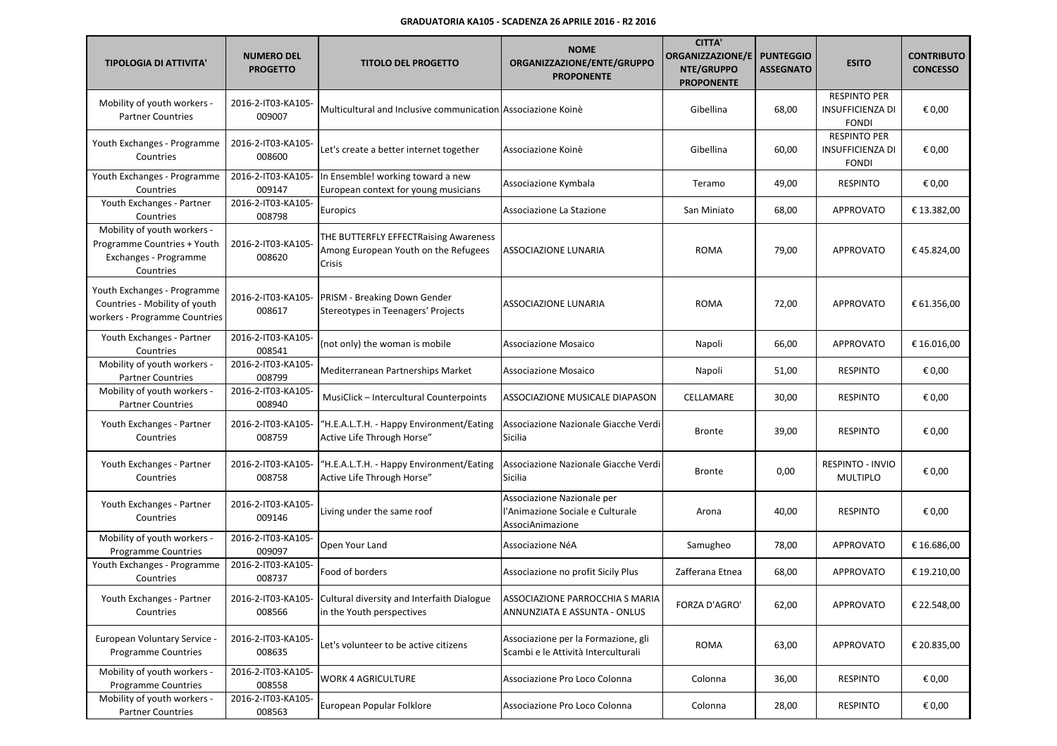**GRADUATORIA KA105 - SCADENZA 26 APRILE 2016 - R2 2016**

| TIPOLOGIA DI ATTIVITA' | NUMERO DEL PROGETTO | TITOLO DEL PROGETTO | NOME ORGANIZZAZIONE/ENTE/GRUPPO PROPONENTE | CITTA' ORGANIZZAZIONE/ENTE/GRUPPO PROPONENTE | PUNTEGGIO ASSEGNATO | ESITO | CONTRIBUTO CONCESSO |
|---|---|---|---|---|---|---|---|
| Mobility of youth workers - Partner Countries | 2016-2-IT03-KA105-009007 | Multicultural and Inclusive communication | Associazione Koinè | Gibellina | 68,00 | RESPINTO PER INSUFFICIENZA DI FONDI | € 0,00 |
| Youth Exchanges - Programme Countries | 2016-2-IT03-KA105-008600 | Let's create a better internet together | Associazione Koinè | Gibellina | 60,00 | RESPINTO PER INSUFFICIENZA DI FONDI | € 0,00 |
| Youth Exchanges - Programme Countries | 2016-2-IT03-KA105-009147 | In Ensemble! working toward a new European context for young musicians | Associazione Kymbala | Teramo | 49,00 | RESPINTO | € 0,00 |
| Youth Exchanges - Partner Countries | 2016-2-IT03-KA105-008798 | Europics | Associazione La Stazione | San Miniato | 68,00 | APPROVATO | € 13.382,00 |
| Mobility of youth workers - Programme Countries + Youth Exchanges - Programme Countries | 2016-2-IT03-KA105-008620 | THE BUTTERFLY EFFECTRaising Awareness Among European Youth on the Refugees Crisis | ASSOCIAZIONE LUNARIA | ROMA | 79,00 | APPROVATO | € 45.824,00 |
| Youth Exchanges - Programme Countries - Mobility of youth workers - Programme Countries | 2016-2-IT03-KA105-008617 | PRISM - Breaking Down Gender Stereotypes in Teenagers' Projects | ASSOCIAZIONE LUNARIA | ROMA | 72,00 | APPROVATO | € 61.356,00 |
| Youth Exchanges - Partner Countries | 2016-2-IT03-KA105-008541 | (not only) the woman is mobile | Associazione Mosaico | Napoli | 66,00 | APPROVATO | € 16.016,00 |
| Mobility of youth workers - Partner Countries | 2016-2-IT03-KA105-008799 | Mediterranean Partnerships Market | Associazione Mosaico | Napoli | 51,00 | RESPINTO | € 0,00 |
| Mobility of youth workers - Partner Countries | 2016-2-IT03-KA105-008940 | MusiClick – Intercultural Counterpoints | ASSOCIAZIONE MUSICALE DIAPASON | CELLAMARE | 30,00 | RESPINTO | € 0,00 |
| Youth Exchanges - Partner Countries | 2016-2-IT03-KA105-008759 | "H.E.A.L.T.H. - Happy Environment/Eating Active Life Through Horse" | Associazione Nazionale Giacche Verdi Sicilia | Bronte | 39,00 | RESPINTO | € 0,00 |
| Youth Exchanges - Partner Countries | 2016-2-IT03-KA105-008758 | "H.E.A.L.T.H. - Happy Environment/Eating Active Life Through Horse" | Associazione Nazionale Giacche Verdi Sicilia | Bronte | 0,00 | RESPINTO - INVIO MULTIPLO | € 0,00 |
| Youth Exchanges - Partner Countries | 2016-2-IT03-KA105-009146 | Living under the same roof | Associazione Nazionale per l'Animazione Sociale e Culturale AssociAnimazione | Arona | 40,00 | RESPINTO | € 0,00 |
| Mobility of youth workers - Programme Countries | 2016-2-IT03-KA105-009097 | Open Your Land | Associazione NéA | Samugheo | 78,00 | APPROVATO | € 16.686,00 |
| Youth Exchanges - Programme Countries | 2016-2-IT03-KA105-008737 | Food of borders | Associazione no profit Sicily Plus | Zafferana Etnea | 68,00 | APPROVATO | € 19.210,00 |
| Youth Exchanges - Partner Countries | 2016-2-IT03-KA105-008566 | Cultural diversity and Interfaith Dialogue in the Youth perspectives | ASSOCIAZIONE PARROCCHIA S MARIA ANNUNZIATA E ASSUNTA - ONLUS | FORZA D'AGRO' | 62,00 | APPROVATO | € 22.548,00 |
| European Voluntary Service - Programme Countries | 2016-2-IT03-KA105-008635 | Let's volunteer to be active citizens | Associazione per la Formazione, gli Scambi e le Attività Interculturali | ROMA | 63,00 | APPROVATO | € 20.835,00 |
| Mobility of youth workers - Programme Countries | 2016-2-IT03-KA105-008558 | WORK 4 AGRICULTURE | Associazione Pro Loco Colonna | Colonna | 36,00 | RESPINTO | € 0,00 |
| Mobility of youth workers - Partner Countries | 2016-2-IT03-KA105-008563 | European Popular Folklore | Associazione Pro Loco Colonna | Colonna | 28,00 | RESPINTO | € 0,00 |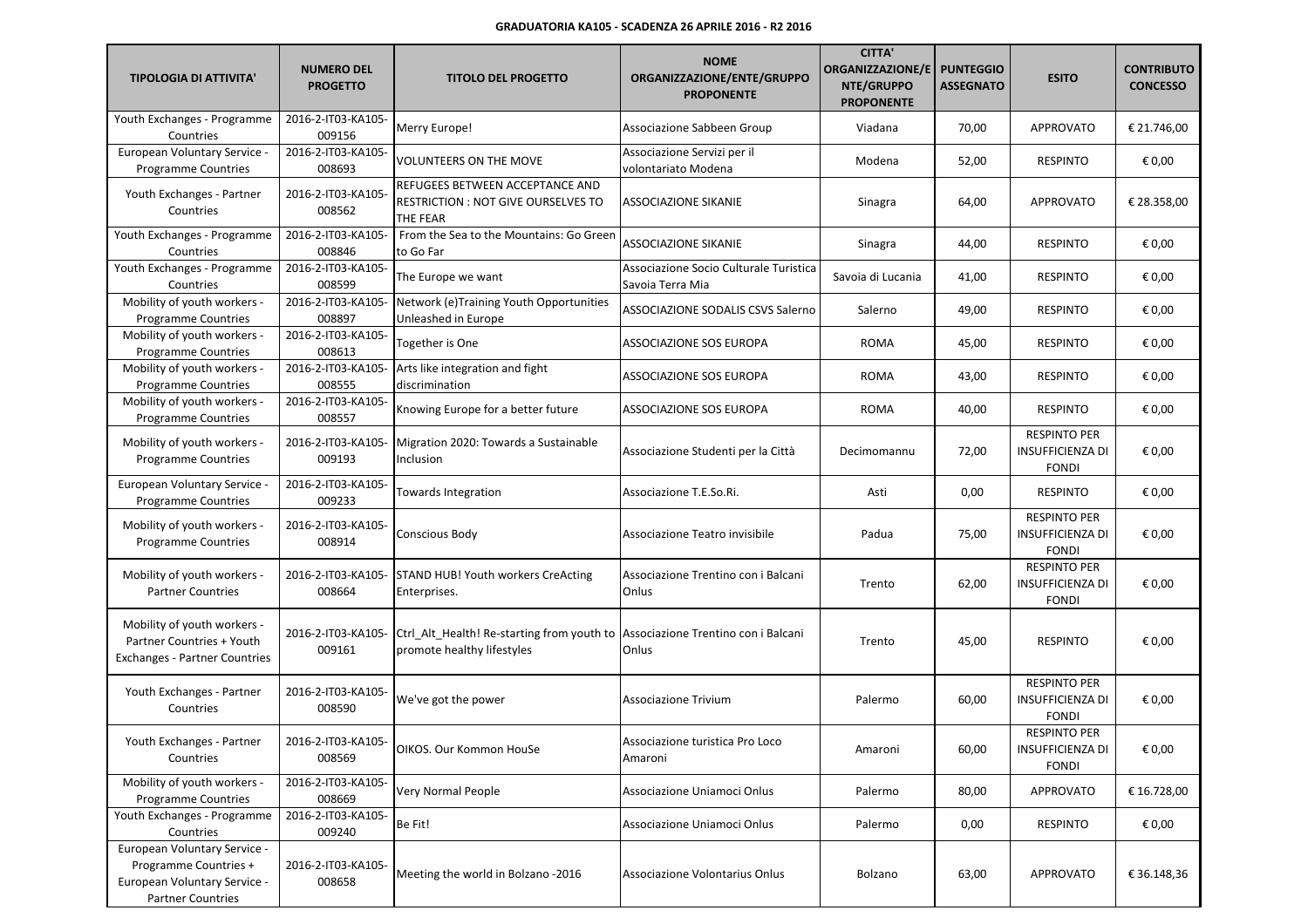**GRADUATORIA KA105 - SCADENZA 26 APRILE 2016 - R2 2016**

| TIPOLOGIA DI ATTIVITA' | NUMERO DEL PROGETTO | TITOLO DEL PROGETTO | NOME ORGANIZZAZIONE/ENTE/GRUPPO PROPONENTE | CITTA' ORGANIZZAZIONE/ENTE/GRUPPO PROPONENTE | PUNTEGGIO ASSEGNATO | ESITO | CONTRIBUTO CONCESSO |
|---|---|---|---|---|---|---|---|
| Youth Exchanges - Programme Countries | 2016-2-IT03-KA105-009156 | Merry Europe! | Associazione Sabbeen Group | Viadana | 70,00 | APPROVATO | € 21.746,00 |
| European Voluntary Service - Programme Countries | 2016-2-IT03-KA105-008693 | VOLUNTEERS ON THE MOVE | Associazione Servizi per il volontariato Modena | Modena | 52,00 | RESPINTO | € 0,00 |
| Youth Exchanges - Partner Countries | 2016-2-IT03-KA105-008562 | REFUGEES BETWEEN ACCEPTANCE AND RESTRICTION : NOT GIVE OURSELVES TO THE FEAR | ASSOCIAZIONE SIKANIE | Sinagra | 64,00 | APPROVATO | € 28.358,00 |
| Youth Exchanges - Programme Countries | 2016-2-IT03-KA105-008846 | From the Sea to the Mountains: Go Green to Go Far | ASSOCIAZIONE SIKANIE | Sinagra | 44,00 | RESPINTO | € 0,00 |
| Youth Exchanges - Programme Countries | 2016-2-IT03-KA105-008599 | The Europe we want | Associazione Socio Culturale Turistica Savoia Terra Mia | Savoia di Lucania | 41,00 | RESPINTO | € 0,00 |
| Mobility of youth workers - Programme Countries | 2016-2-IT03-KA105-008897 | Network (e)Training Youth Opportunities Unleashed in Europe | ASSOCIAZIONE SODALIS CSVS Salerno | Salerno | 49,00 | RESPINTO | € 0,00 |
| Mobility of youth workers - Programme Countries | 2016-2-IT03-KA105-008613 | Together is One | ASSOCIAZIONE SOS EUROPA | ROMA | 45,00 | RESPINTO | € 0,00 |
| Mobility of youth workers - Programme Countries | 2016-2-IT03-KA105-008555 | Arts like integration and fight discrimination | ASSOCIAZIONE SOS EUROPA | ROMA | 43,00 | RESPINTO | € 0,00 |
| Mobility of youth workers - Programme Countries | 2016-2-IT03-KA105-008557 | Knowing Europe for a better future | ASSOCIAZIONE SOS EUROPA | ROMA | 40,00 | RESPINTO | € 0,00 |
| Mobility of youth workers - Programme Countries | 2016-2-IT03-KA105-009193 | Migration 2020: Towards a Sustainable Inclusion | Associazione Studenti per la Città | Decimomannu | 72,00 | RESPINTO PER INSUFFICIENZA DI FONDI | € 0,00 |
| European Voluntary Service - Programme Countries | 2016-2-IT03-KA105-009233 | Towards Integration | Associazione T.E.So.Ri. | Asti | 0,00 | RESPINTO | € 0,00 |
| Mobility of youth workers - Programme Countries | 2016-2-IT03-KA105-008914 | Conscious Body | Associazione Teatro invisibile | Padua | 75,00 | RESPINTO PER INSUFFICIENZA DI FONDI | € 0,00 |
| Mobility of youth workers - Partner Countries | 2016-2-IT03-KA105-008664 | STAND HUB! Youth workers CreActing Enterprises. | Associazione Trentino con i Balcani Onlus | Trento | 62,00 | RESPINTO PER INSUFFICIENZA DI FONDI | € 0,00 |
| Mobility of youth workers - Partner Countries + Youth Exchanges - Partner Countries | 2016-2-IT03-KA105-009161 | Ctrl_Alt_Health! Re-starting from youth to promote healthy lifestyles | Associazione Trentino con i Balcani Onlus | Trento | 45,00 | RESPINTO | € 0,00 |
| Youth Exchanges - Partner Countries | 2016-2-IT03-KA105-008590 | We've got the power | Associazione Trivium | Palermo | 60,00 | RESPINTO PER INSUFFICIENZA DI FONDI | € 0,00 |
| Youth Exchanges - Partner Countries | 2016-2-IT03-KA105-008569 | OIKOS. Our Kommon HouSe | Associazione turistica Pro Loco Amaroni | Amaroni | 60,00 | RESPINTO PER INSUFFICIENZA DI FONDI | € 0,00 |
| Mobility of youth workers - Programme Countries | 2016-2-IT03-KA105-008669 | Very Normal People | Associazione Uniamoci Onlus | Palermo | 80,00 | APPROVATO | € 16.728,00 |
| Youth Exchanges - Programme Countries | 2016-2-IT03-KA105-009240 | Be Fit! | Associazione Uniamoci Onlus | Palermo | 0,00 | RESPINTO | € 0,00 |
| European Voluntary Service - Programme Countries + European Voluntary Service - Partner Countries | 2016-2-IT03-KA105-008658 | Meeting the world in Bolzano -2016 | Associazione Volontarius Onlus | Bolzano | 63,00 | APPROVATO | € 36.148,36 |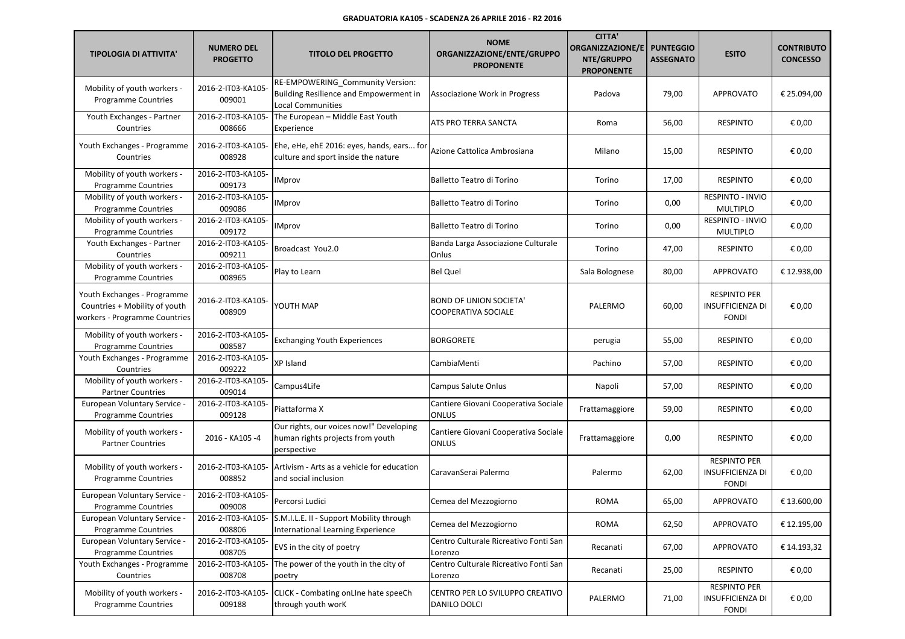**GRADUATORIA KA105 - SCADENZA 26 APRILE 2016 - R2 2016**

| TIPOLOGIA DI ATTIVITA' | NUMERO DEL PROGETTO | TITOLO DEL PROGETTO | NOME ORGANIZZAZIONE/ENTE/GRUPPO PROPONENTE | CITTA' ORGANIZZAZIONE/ENTE/GRUPPO PROPONENTE | PUNTEGGIO ASSEGNATO | ESITO | CONTRIBUTO CONCESSO |
|---|---|---|---|---|---|---|---|
| Mobility of youth workers - Programme Countries | 2016-2-IT03-KA105-009001 | RE-EMPOWERING_Community Version: Building Resilience and Empowerment in Local Communities | Associazione Work in Progress | Padova | 79,00 | APPROVATO | € 25.094,00 |
| Youth Exchanges - Partner Countries | 2016-2-IT03-KA105-008666 | The European – Middle East Youth Experience | ATS PRO TERRA SANCTA | Roma | 56,00 | RESPINTO | € 0,00 |
| Youth Exchanges - Programme Countries | 2016-2-IT03-KA105-008928 | Ehe, eHe, ehE 2016: eyes, hands, ears... for culture and sport inside the nature | Azione Cattolica Ambrosiana | Milano | 15,00 | RESPINTO | € 0,00 |
| Mobility of youth workers - Programme Countries | 2016-2-IT03-KA105-009173 | IMprov | Balletto Teatro di Torino | Torino | 17,00 | RESPINTO | € 0,00 |
| Mobility of youth workers - Programme Countries | 2016-2-IT03-KA105-009086 | IMprov | Balletto Teatro di Torino | Torino | 0,00 | RESPINTO - INVIO MULTIPLO | € 0,00 |
| Mobility of youth workers - Programme Countries | 2016-2-IT03-KA105-009172 | IMprov | Balletto Teatro di Torino | Torino | 0,00 | RESPINTO - INVIO MULTIPLO | € 0,00 |
| Youth Exchanges - Partner Countries | 2016-2-IT03-KA105-009211 | Broadcast You2.0 | Banda Larga Associazione Culturale Onlus | Torino | 47,00 | RESPINTO | € 0,00 |
| Mobility of youth workers - Programme Countries | 2016-2-IT03-KA105-008965 | Play to Learn | Bel Quel | Sala Bolognese | 80,00 | APPROVATO | € 12.938,00 |
| Youth Exchanges - Programme Countries + Mobility of youth workers - Programme Countries | 2016-2-IT03-KA105-008909 | YOUTH MAP | BOND OF UNION SOCIETA' COOPERATIVA SOCIALE | PALERMO | 60,00 | RESPINTO PER INSUFFICIENZA DI FONDI | € 0,00 |
| Mobility of youth workers - Programme Countries | 2016-2-IT03-KA105-008587 | Exchanging Youth Experiences | BORGORETE | perugia | 55,00 | RESPINTO | € 0,00 |
| Youth Exchanges - Programme Countries | 2016-2-IT03-KA105-009222 | XP Island | CambiaMenti | Pachino | 57,00 | RESPINTO | € 0,00 |
| Mobility of youth workers - Partner Countries | 2016-2-IT03-KA105-009014 | Campus4Life | Campus Salute Onlus | Napoli | 57,00 | RESPINTO | € 0,00 |
| European Voluntary Service - Programme Countries | 2016-2-IT03-KA105-009128 | Piattaforma X | Cantiere Giovani Cooperativa Sociale ONLUS | Frattamaggiore | 59,00 | RESPINTO | € 0,00 |
| Mobility of youth workers - Partner Countries | 2016 - KA105 -4 | Our rights, our voices now!" Developing human rights projects from youth perspective | Cantiere Giovani Cooperativa Sociale ONLUS | Frattamaggiore | 0,00 | RESPINTO | € 0,00 |
| Mobility of youth workers - Programme Countries | 2016-2-IT03-KA105-008852 | Artivism - Arts as a vehicle for education and social inclusion | CaravanSerai Palermo | Palermo | 62,00 | RESPINTO PER INSUFFICIENZA DI FONDI | € 0,00 |
| European Voluntary Service - Programme Countries | 2016-2-IT03-KA105-009008 | Percorsi Ludici | Cemea del Mezzogiorno | ROMA | 65,00 | APPROVATO | € 13.600,00 |
| European Voluntary Service - Programme Countries | 2016-2-IT03-KA105-008806 | S.M.I.L.E. II - Support Mobility through International Learning Experience | Cemea del Mezzogiorno | ROMA | 62,50 | APPROVATO | € 12.195,00 |
| European Voluntary Service - Programme Countries | 2016-2-IT03-KA105-008705 | EVS in the city of poetry | Centro Culturale Ricreativo Fonti San Lorenzo | Recanati | 67,00 | APPROVATO | € 14.193,32 |
| Youth Exchanges - Programme Countries | 2016-2-IT03-KA105-008708 | The power of the youth in the city of poetry | Centro Culturale Ricreativo Fonti San Lorenzo | Recanati | 25,00 | RESPINTO | € 0,00 |
| Mobility of youth workers - Programme Countries | 2016-2-IT03-KA105-009188 | CLICK - Combating onLIne hate speeCh through youth worK | CENTRO PER LO SVILUPPO CREATIVO DANILO DOLCI | PALERMO | 71,00 | RESPINTO PER INSUFFICIENZA DI FONDI | € 0,00 |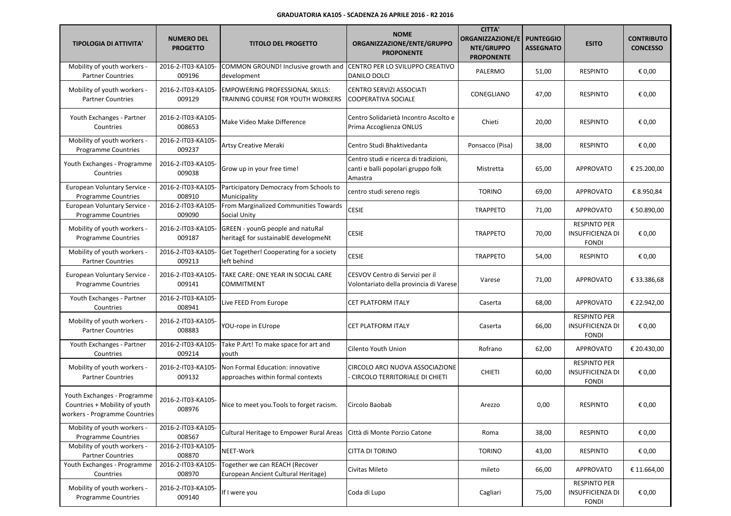**GRADUATORIA KA105 - SCADENZA 26 APRILE 2016 - R2 2016**

| TIPOLOGIA DI ATTIVITA' | NUMERO DEL PROGETTO | TITOLO DEL PROGETTO | NOME ORGANIZZAZIONE/ENTE/GRUPPO PROPONENTE | CITTA' ORGANIZZAZIONE/ENTE/GRUPPO PROPONENTE | PUNTEGGIO ASSEGNATO | ESITO | CONTRIBUTO CONCESSO |
|---|---|---|---|---|---|---|---|
| Mobility of youth workers - Partner Countries | 2016-2-IT03-KA105-009196 | COMMON GROUND! Inclusive growth and development | CENTRO PER LO SVILUPPO CREATIVO DANILO DOLCI | PALERMO | 51,00 | RESPINTO | € 0,00 |
| Mobility of youth workers - Partner Countries | 2016-2-IT03-KA105-009129 | EMPOWERING PROFESSIONAL SKILLS: TRAINING COURSE FOR YOUTH WORKERS | CENTRO SERVIZI ASSOCIATI COOPERATIVA SOCIALE | CONEGLIANO | 47,00 | RESPINTO | € 0,00 |
| Youth Exchanges - Partner Countries | 2016-2-IT03-KA105-008653 | Make Video Make Difference | Centro Solidarietà Incontro Ascolto e Prima Accoglienza ONLUS | Chieti | 20,00 | RESPINTO | € 0,00 |
| Mobility of youth workers - Programme Countries | 2016-2-IT03-KA105-009237 | Artsy Creative Meraki | Centro Studi Bhaktivedanta | Ponsacco (Pisa) | 38,00 | RESPINTO | € 0,00 |
| Youth Exchanges - Programme Countries | 2016-2-IT03-KA105-009038 | Grow up in your free time! | Centro studi e ricerca di tradizioni, canti e balli popolari gruppo folk Amastra | Mistretta | 65,00 | APPROVATO | € 25.200,00 |
| European Voluntary Service - Programme Countries | 2016-2-IT03-KA105-008910 | Participatory Democracy from Schools to Municipality | centro studi sereno regis | TORINO | 69,00 | APPROVATO | € 8.950,84 |
| European Voluntary Service - Programme Countries | 2016-2-IT03-KA105-009090 | From Marginalized Communities Towards Social Unity | CESIE | TRAPPETO | 71,00 | APPROVATO | € 50.890,00 |
| Mobility of youth workers - Programme Countries | 2016-2-IT03-KA105-009187 | GREEN - younG people and natuRal heritagE for sustainablE developmeNt | CESIE | TRAPPETO | 70,00 | RESPINTO PER INSUFFICIENZA DI FONDI | € 0,00 |
| Mobility of youth workers - Partner Countries | 2016-2-IT03-KA105-009213 | Get Together! Cooperating for a society left behind | CESIE | TRAPPETO | 54,00 | RESPINTO | € 0,00 |
| European Voluntary Service - Programme Countries | 2016-2-IT03-KA105-009141 | TAKE CARE: ONE YEAR IN SOCIAL CARE COMMITMENT | CESVOV Centro di Servizi per il Volontariato della provincia di Varese | Varese | 71,00 | APPROVATO | € 33.386,68 |
| Youth Exchanges - Partner Countries | 2016-2-IT03-KA105-008941 | Live FEED From Europe | CET PLATFORM ITALY | Caserta | 68,00 | APPROVATO | € 22.942,00 |
| Mobility of youth workers - Partner Countries | 2016-2-IT03-KA105-008883 | YOU-rope in EUrope | CET PLATFORM ITALY | Caserta | 66,00 | RESPINTO PER INSUFFICIENZA DI FONDI | € 0,00 |
| Youth Exchanges - Partner Countries | 2016-2-IT03-KA105-009214 | Take P.Art! To make space for art and youth | Cilento Youth Union | Rofrano | 62,00 | APPROVATO | € 20.430,00 |
| Mobility of youth workers - Partner Countries | 2016-2-IT03-KA105-009132 | Non Formal Education: innovative approaches within formal contexts | CIRCOLO ARCI NUOVA ASSOCIAZIONE - CIRCOLO TERRITORIALE DI CHIETI | CHIETI | 60,00 | RESPINTO PER INSUFFICIENZA DI FONDI | € 0,00 |
| Youth Exchanges - Programme Countries + Mobility of youth workers - Programme Countries | 2016-2-IT03-KA105-008976 | Nice to meet you.Tools to forget racism. | Circolo Baobab | Arezzo | 0,00 | RESPINTO | € 0,00 |
| Mobility of youth workers - Programme Countries | 2016-2-IT03-KA105-008567 | Cultural Heritage to Empower Rural Areas | Città di Monte Porzio Catone | Roma | 38,00 | RESPINTO | € 0,00 |
| Mobility of youth workers - Partner Countries | 2016-2-IT03-KA105-008870 | NEET-Work | CITTA DI TORINO | TORINO | 43,00 | RESPINTO | € 0,00 |
| Youth Exchanges - Programme Countries | 2016-2-IT03-KA105-008970 | Together we can REACH (Recover European Ancient Cultural Heritage) | Civitas Mileto | mileto | 66,00 | APPROVATO | € 11.664,00 |
| Mobility of youth workers - Programme Countries | 2016-2-IT03-KA105-009140 | If I were you | Coda di Lupo | Cagliari | 75,00 | RESPINTO PER INSUFFICIENZA DI FONDI | € 0,00 |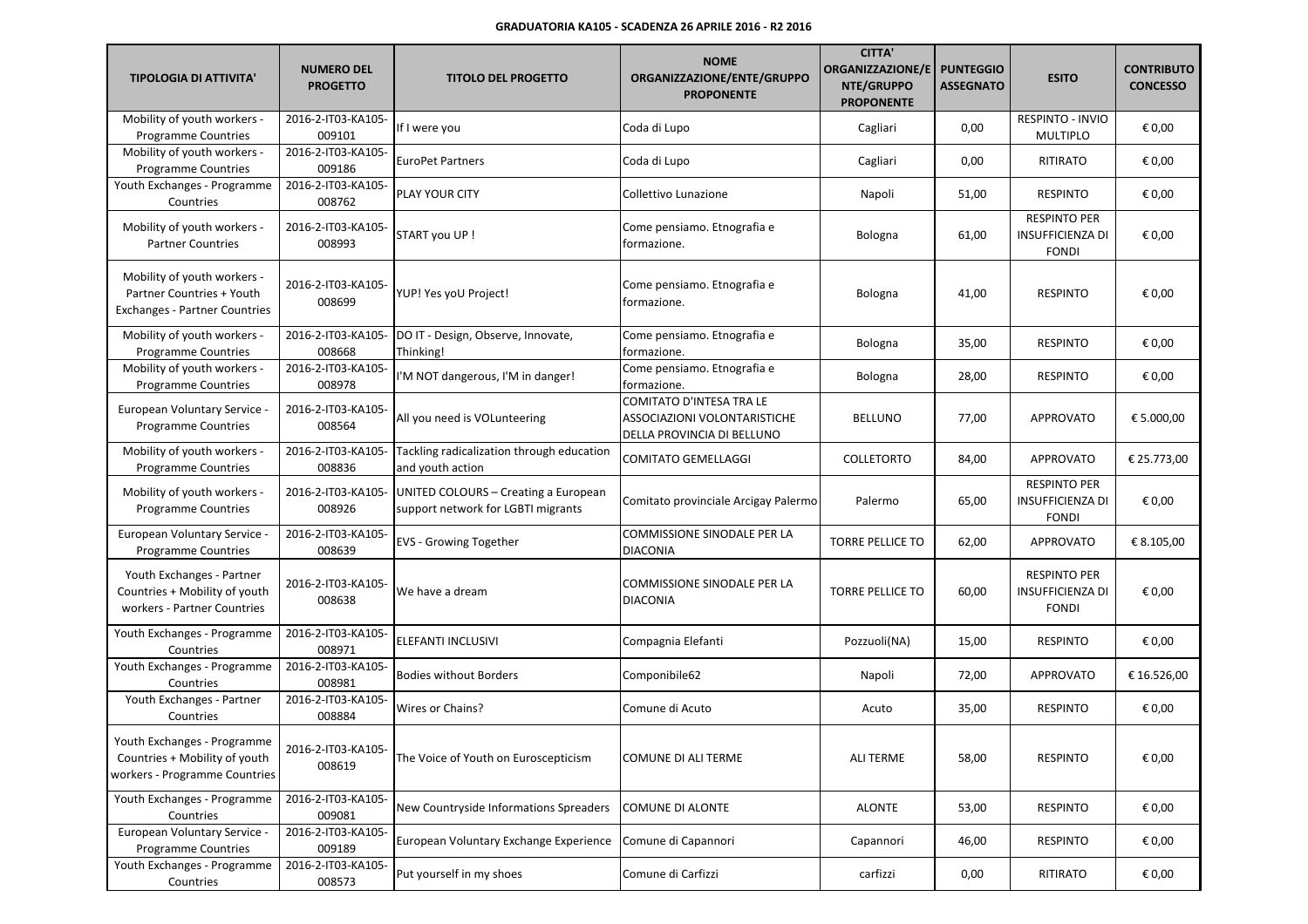**GRADUATORIA KA105 - SCADENZA 26 APRILE 2016 - R2 2016**

| TIPOLOGIA DI ATTIVITA' | NUMERO DEL PROGETTO | TITOLO DEL PROGETTO | NOME ORGANIZZAZIONE/ENTE/GRUPPO PROPONENTE | CITTA' ORGANIZZAZIONE/ENTE/GRUPPO PROPONENTE | PUNTEGGIO ASSEGNATO | ESITO | CONTRIBUTO CONCESSO |
|---|---|---|---|---|---|---|---|
| Mobility of youth workers - Programme Countries | 2016-2-IT03-KA105-009101 | If I were you | Coda di Lupo | Cagliari | 0,00 | RESPINTO - INVIO MULTIPLO | € 0,00 |
| Mobility of youth workers - Programme Countries | 2016-2-IT03-KA105-009186 | EuroPet Partners | Coda di Lupo | Cagliari | 0,00 | RITIRATO | € 0,00 |
| Youth Exchanges - Programme Countries | 2016-2-IT03-KA105-008762 | PLAY YOUR CITY | Collettivo Lunazione | Napoli | 51,00 | RESPINTO | € 0,00 |
| Mobility of youth workers - Partner Countries | 2016-2-IT03-KA105-008993 | START you UP ! | Come pensiamo. Etnografia e formazione. | Bologna | 61,00 | RESPINTO PER INSUFFICIENZA DI FONDI | € 0,00 |
| Mobility of youth workers - Partner Countries + Youth Exchanges - Partner Countries | 2016-2-IT03-KA105-008699 | YUP! Yes yoU Project! | Come pensiamo. Etnografia e formazione. | Bologna | 41,00 | RESPINTO | € 0,00 |
| Mobility of youth workers - Programme Countries | 2016-2-IT03-KA105-008668 | DO IT - Design, Observe, Innovate, Thinking! | Come pensiamo. Etnografia e formazione. | Bologna | 35,00 | RESPINTO | € 0,00 |
| Mobility of youth workers - Programme Countries | 2016-2-IT03-KA105-008978 | I'M NOT dangerous, I'M in danger! | Come pensiamo. Etnografia e formazione. | Bologna | 28,00 | RESPINTO | € 0,00 |
| European Voluntary Service - Programme Countries | 2016-2-IT03-KA105-008564 | All you need is VOLunteering | COMITATO D'INTESA TRA LE ASSOCIAZIONI VOLONTARISTICHE DELLA PROVINCIA DI BELLUNO | BELLUNO | 77,00 | APPROVATO | € 5.000,00 |
| Mobility of youth workers - Programme Countries | 2016-2-IT03-KA105-008836 | Tackling radicalization through education and youth action | COMITATO GEMELLAGGI | COLLETORTO | 84,00 | APPROVATO | € 25.773,00 |
| Mobility of youth workers - Programme Countries | 2016-2-IT03-KA105-008926 | UNITED COLOURS – Creating a European support network for LGBTI migrants | Comitato provinciale Arcigay Palermo | Palermo | 65,00 | RESPINTO PER INSUFFICIENZA DI FONDI | € 0,00 |
| European Voluntary Service - Programme Countries | 2016-2-IT03-KA105-008639 | EVS - Growing Together | COMMISSIONE SINODALE PER LA DIACONIA | TORRE PELLICE TO | 62,00 | APPROVATO | € 8.105,00 |
| Youth Exchanges - Partner Countries + Mobility of youth workers - Partner Countries | 2016-2-IT03-KA105-008638 | We have a dream | COMMISSIONE SINODALE PER LA DIACONIA | TORRE PELLICE TO | 60,00 | RESPINTO PER INSUFFICIENZA DI FONDI | € 0,00 |
| Youth Exchanges - Programme Countries | 2016-2-IT03-KA105-008971 | ELEFANTI INCLUSIVI | Compagnia Elefanti | Pozzuoli(NA) | 15,00 | RESPINTO | € 0,00 |
| Youth Exchanges - Programme Countries | 2016-2-IT03-KA105-008981 | Bodies without Borders | Componibile62 | Napoli | 72,00 | APPROVATO | € 16.526,00 |
| Youth Exchanges - Partner Countries | 2016-2-IT03-KA105-008884 | Wires or Chains? | Comune di Acuto | Acuto | 35,00 | RESPINTO | € 0,00 |
| Youth Exchanges - Programme Countries + Mobility of youth workers - Programme Countries | 2016-2-IT03-KA105-008619 | The Voice of Youth on Euroscepticism | COMUNE DI ALI TERME | ALI TERME | 58,00 | RESPINTO | € 0,00 |
| Youth Exchanges - Programme Countries | 2016-2-IT03-KA105-009081 | New Countryside Informations Spreaders | COMUNE DI ALONTE | ALONTE | 53,00 | RESPINTO | € 0,00 |
| European Voluntary Service - Programme Countries | 2016-2-IT03-KA105-009189 | European Voluntary Exchange Experience | Comune di Capannori | Capannori | 46,00 | RESPINTO | € 0,00 |
| Youth Exchanges - Programme Countries | 2016-2-IT03-KA105-008573 | Put yourself in my shoes | Comune di Carfizzi | carfizzi | 0,00 | RITIRATO | € 0,00 |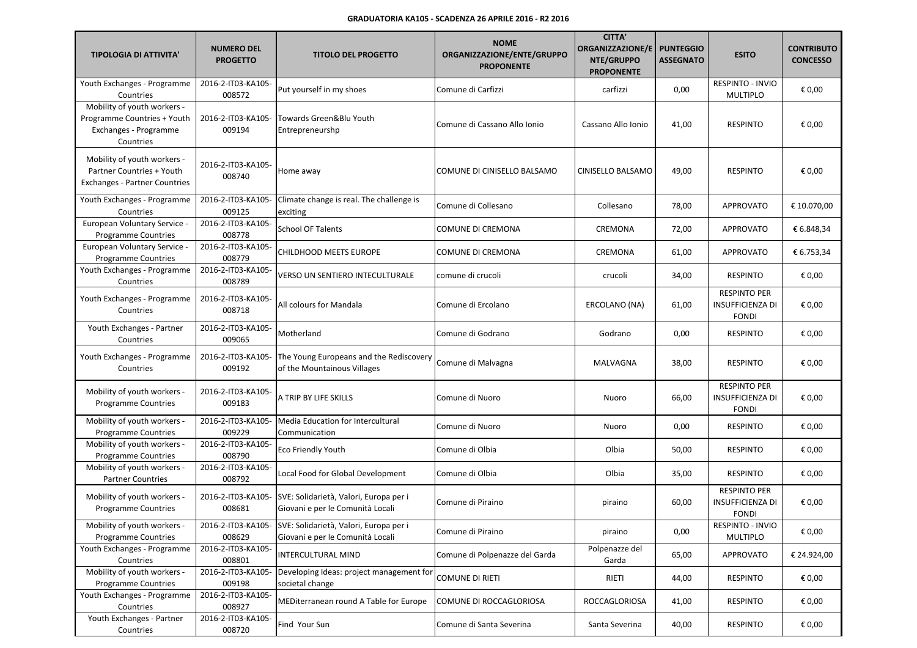**GRADUATORIA KA105 - SCADENZA 26 APRILE 2016 - R2 2016**

| TIPOLOGIA DI ATTIVITA' | NUMERO DEL PROGETTO | TITOLO DEL PROGETTO | NOME ORGANIZZAZIONE/ENTE/GRUPPO PROPONENTE | CITTA' ORGANIZZAZIONE/ENTE/GRUPPO PROPONENTE | PUNTEGGIO ASSEGNATO | ESITO | CONTRIBUTO CONCESSO |
|---|---|---|---|---|---|---|---|
| Youth Exchanges - Programme Countries | 2016-2-IT03-KA105-008572 | Put yourself in my shoes | Comune di Carfizzi | carfizzi | 0,00 | RESPINTO - INVIO MULTIPLO | € 0,00 |
| Mobility of youth workers - Programme Countries + Youth Exchanges - Programme Countries | 2016-2-IT03-KA105-009194 | Towards Green&Blu Youth Entrepreurshp | Comune di Cassano Allo Ionio | Cassano Allo Ionio | 41,00 | RESPINTO | € 0,00 |
| Mobility of youth workers - Partner Countries + Youth Exchanges - Partner Countries | 2016-2-IT03-KA105-008740 | Home away | COMUNE DI CINISELLO BALSAMO | CINISELLO BALSAMO | 49,00 | RESPINTO | € 0,00 |
| Youth Exchanges - Programme Countries | 2016-2-IT03-KA105-009125 | Climate change is real. The challenge is exciting | Comune di Collesano | Collesano | 78,00 | APPROVATO | € 10.070,00 |
| European Voluntary Service - Programme Countries | 2016-2-IT03-KA105-008778 | School OF Talents | COMUNE DI CREMONA | CREMONA | 72,00 | APPROVATO | € 6.848,34 |
| European Voluntary Service - Programme Countries | 2016-2-IT03-KA105-008779 | CHILDHOOD MEETS EUROPE | COMUNE DI CREMONA | CREMONA | 61,00 | APPROVATO | € 6.753,34 |
| Youth Exchanges - Programme Countries | 2016-2-IT03-KA105-008789 | VERSO UN SENTIERO INTECULTURALE | comune di crucoli | crucoli | 34,00 | RESPINTO | € 0,00 |
| Youth Exchanges - Programme Countries | 2016-2-IT03-KA105-008718 | All colours for Mandala | Comune di Ercolano | ERCOLANO (NA) | 61,00 | RESPINTO PER INSUFFICIENZA DI FONDI | € 0,00 |
| Youth Exchanges - Partner Countries | 2016-2-IT03-KA105-009065 | Motherland | Comune di Godrano | Godrano | 0,00 | RESPINTO | € 0,00 |
| Youth Exchanges - Programme Countries | 2016-2-IT03-KA105-009192 | The Young Europeans and the Rediscovery of the Mountainous Villages | Comune di Malvagna | MALVAGNA | 38,00 | RESPINTO | € 0,00 |
| Mobility of youth workers - Programme Countries | 2016-2-IT03-KA105-009183 | A TRIP BY LIFE SKILLS | Comune di Nuoro | Nuoro | 66,00 | RESPINTO PER INSUFFICIENZA DI FONDI | € 0,00 |
| Mobility of youth workers - Programme Countries | 2016-2-IT03-KA105-009229 | Media Education for Intercultural Communication | Comune di Nuoro | Nuoro | 0,00 | RESPINTO | € 0,00 |
| Mobility of youth workers - Programme Countries | 2016-2-IT03-KA105-008790 | Eco Friendly Youth | Comune di Olbia | Olbia | 50,00 | RESPINTO | € 0,00 |
| Mobility of youth workers - Partner Countries | 2016-2-IT03-KA105-008792 | Local Food for Global Development | Comune di Olbia | Olbia | 35,00 | RESPINTO | € 0,00 |
| Mobility of youth workers - Programme Countries | 2016-2-IT03-KA105-008681 | SVE: Solidarietà, Valori, Europa per i Giovani e per le Comunità Locali | Comune di Piraino | piraino | 60,00 | RESPINTO PER INSUFFICIENZA DI FONDI | € 0,00 |
| Mobility of youth workers - Programme Countries | 2016-2-IT03-KA105-008629 | SVE: Solidarietà, Valori, Europa per i Giovani e per le Comunità Locali | Comune di Piraino | piraino | 0,00 | RESPINTO - INVIO MULTIPLO | € 0,00 |
| Youth Exchanges - Programme Countries | 2016-2-IT03-KA105-008801 | INTERCULTURAL MIND | Comune di Polpenazze del Garda | Polpenazze del Garda | 65,00 | APPROVATO | € 24.924,00 |
| Mobility of youth workers - Programme Countries | 2016-2-IT03-KA105-009198 | Developing Ideas: project management for societal change | COMUNE DI RIETI | RIETI | 44,00 | RESPINTO | € 0,00 |
| Youth Exchanges - Programme Countries | 2016-2-IT03-KA105-008927 | MEDiterranean round A Table for Europe | COMUNE DI ROCCAGLORIOSA | ROCCAGLORIOSA | 41,00 | RESPINTO | € 0,00 |
| Youth Exchanges - Partner Countries | 2016-2-IT03-KA105-008720 | Find Your Sun | Comune di Santa Severina | Santa Severina | 40,00 | RESPINTO | € 0,00 |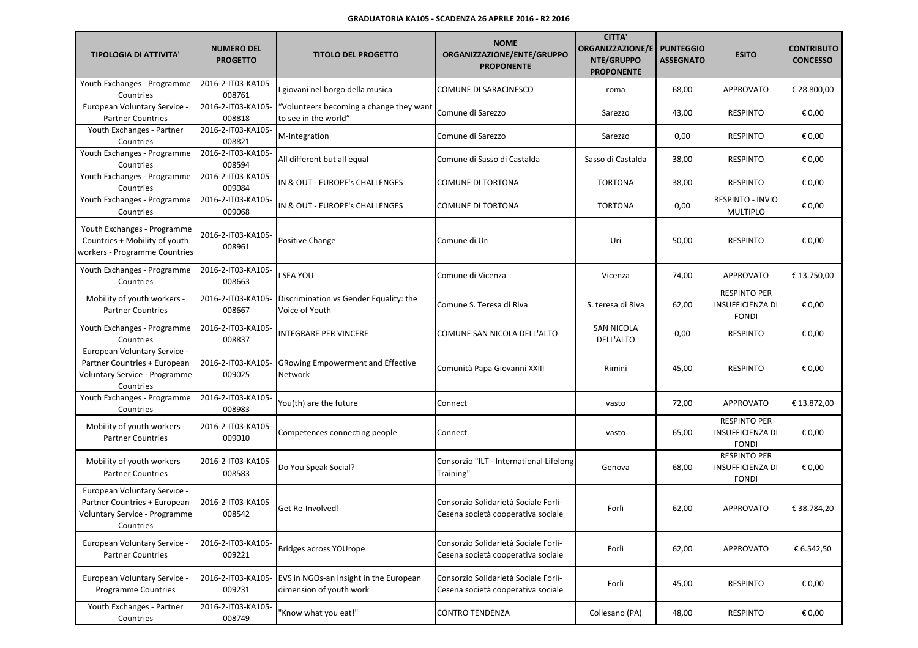**GRADUATORIA KA105 - SCADENZA 26 APRILE 2016 - R2 2016**

| TIPOLOGIA DI ATTIVITA' | NUMERO DEL PROGETTO | TITOLO DEL PROGETTO | NOME ORGANIZZAZIONE/ENTE/GRUPPO PROPONENTE | CITTA' ORGANIZZAZIONE/ENTE/GRUPPO PROPONENTE | PUNTEGGIO ASSEGNATO | ESITO | CONTRIBUTO CONCESSO |
|---|---|---|---|---|---|---|---|
| Youth Exchanges - Programme Countries | 2016-2-IT03-KA105-008761 | I giovani nel borgo della musica | COMUNE DI SARACINESCO | roma | 68,00 | APPROVATO | € 28.800,00 |
| European Voluntary Service - Partner Countries | 2016-2-IT03-KA105-008818 | "Volunteers becoming a change they want to see in the world" | Comune di Sarezzo | Sarezzo | 43,00 | RESPINTO | € 0,00 |
| Youth Exchanges - Partner Countries | 2016-2-IT03-KA105-008821 | M-Integration | Comune di Sarezzo | Sarezzo | 0,00 | RESPINTO | € 0,00 |
| Youth Exchanges - Programme Countries | 2016-2-IT03-KA105-008594 | All different but all equal | Comune di Sasso di Castalda | Sasso di Castalda | 38,00 | RESPINTO | € 0,00 |
| Youth Exchanges - Programme Countries | 2016-2-IT03-KA105-009084 | IN & OUT - EUROPE's CHALLENGES | COMUNE DI TORTONA | TORTONA | 38,00 | RESPINTO | € 0,00 |
| Youth Exchanges - Programme Countries | 2016-2-IT03-KA105-009068 | IN & OUT - EUROPE's CHALLENGES | COMUNE DI TORTONA | TORTONA | 0,00 | RESPINTO - INVIO MULTIPLO | € 0,00 |
| Youth Exchanges - Programme Countries + Mobility of youth workers - Programme Countries | 2016-2-IT03-KA105-008961 | Positive Change | Comune di Uri | Uri | 50,00 | RESPINTO | € 0,00 |
| Youth Exchanges - Programme Countries | 2016-2-IT03-KA105-008663 | I SEA YOU | Comune di Vicenza | Vicenza | 74,00 | APPROVATO | € 13.750,00 |
| Mobility of youth workers - Partner Countries | 2016-2-IT03-KA105-008667 | Discrimination vs Gender Equality: the Voice of Youth | Comune S. Teresa di Riva | S. teresa di Riva | 62,00 | RESPINTO PER INSUFFICIENZA DI FONDI | € 0,00 |
| Youth Exchanges - Programme Countries | 2016-2-IT03-KA105-008837 | INTEGRARE PER VINCERE | COMUNE SAN NICOLA DELL'ALTO | SAN NICOLA DELL'ALTO | 0,00 | RESPINTO | € 0,00 |
| European Voluntary Service - Partner Countries + European Voluntary Service - Programme Countries | 2016-2-IT03-KA105-009025 | GRowing Empowerment and Effective Network | Comunità Papa Giovanni XXIII | Rimini | 45,00 | RESPINTO | € 0,00 |
| Youth Exchanges - Programme Countries | 2016-2-IT03-KA105-008983 | You(th) are the future | Connect | vasto | 72,00 | APPROVATO | € 13.872,00 |
| Mobility of youth workers - Partner Countries | 2016-2-IT03-KA105-009010 | Competences connecting people | Connect | vasto | 65,00 | RESPINTO PER INSUFFICIENZA DI FONDI | € 0,00 |
| Mobility of youth workers - Partner Countries | 2016-2-IT03-KA105-008583 | Do You Speak Social? | Consorzio "ILT - International Lifelong Training" | Genova | 68,00 | RESPINTO PER INSUFFICIENZA DI FONDI | € 0,00 |
| European Voluntary Service - Partner Countries + European Voluntary Service - Programme Countries | 2016-2-IT03-KA105-008542 | Get Re-Involved! | Consorzio Solidarietà Sociale Forlì-Cesena società cooperativa sociale | Forlì | 62,00 | APPROVATO | € 38.784,20 |
| European Voluntary Service - Partner Countries | 2016-2-IT03-KA105-009221 | Bridges across YOUrope | Consorzio Solidarietà Sociale Forlì-Cesena società cooperativa sociale | Forlì | 62,00 | APPROVATO | € 6.542,50 |
| European Voluntary Service - Programme Countries | 2016-2-IT03-KA105-009231 | EVS in NGOs-an insight in the European dimension of youth work | Consorzio Solidarietà Sociale Forlì-Cesena società cooperativa sociale | Forlì | 45,00 | RESPINTO | € 0,00 |
| Youth Exchanges - Partner Countries | 2016-2-IT03-KA105-008749 | "Know what you eat!" | CONTRO TENDENZA | Collesano (PA) | 48,00 | RESPINTO | € 0,00 |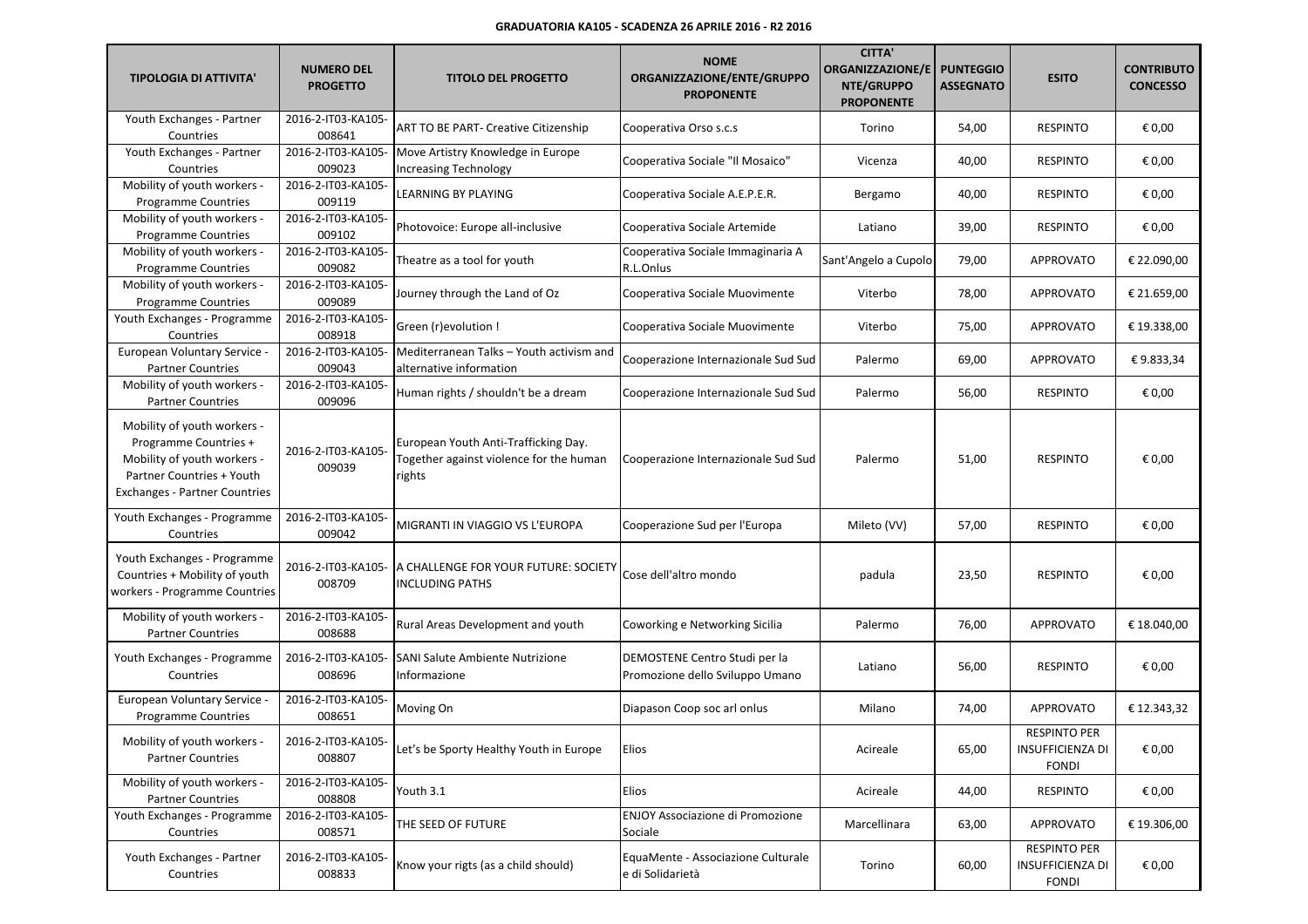**GRADUATORIA KA105 - SCADENZA 26 APRILE 2016 - R2 2016**

| TIPOLOGIA DI ATTIVITA' | NUMERO DEL PROGETTO | TITOLO DEL PROGETTO | NOME ORGANIZZAZIONE/ENTE/GRUPPO PROPONENTE | CITTA' ORGANIZZAZIONE/ENTE/GRUPPO PROPONENTE | PUNTEGGIO ASSEGNATO | ESITO | CONTRIBUTO CONCESSO |
|---|---|---|---|---|---|---|---|
| Youth Exchanges - Partner Countries | 2016-2-IT03-KA105-008641 | ART TO BE PART- Creative Citizenship | Cooperativa Orso s.c.s | Torino | 54,00 | RESPINTO | € 0,00 |
| Youth Exchanges - Partner Countries | 2016-2-IT03-KA105-009023 | Move Artistry Knowledge in Europe Increasing Technology | Cooperativa Sociale "Il Mosaico" | Vicenza | 40,00 | RESPINTO | € 0,00 |
| Mobility of youth workers - Programme Countries | 2016-2-IT03-KA105-009119 | LEARNING BY PLAYING | Cooperativa Sociale A.E.P.E.R. | Bergamo | 40,00 | RESPINTO | € 0,00 |
| Mobility of youth workers - Programme Countries | 2016-2-IT03-KA105-009102 | Photovoice: Europe all-inclusive | Cooperativa Sociale Artemide | Latiano | 39,00 | RESPINTO | € 0,00 |
| Mobility of youth workers - Programme Countries | 2016-2-IT03-KA105-009082 | Theatre as a tool for youth | Cooperativa Sociale Immaginaria A R.L.Onlus | Sant'Angelo a Cupolo | 79,00 | APPROVATO | € 22.090,00 |
| Mobility of youth workers - Programme Countries | 2016-2-IT03-KA105-009089 | Journey through the Land of Oz | Cooperativa Sociale Muovimente | Viterbo | 78,00 | APPROVATO | € 21.659,00 |
| Youth Exchanges - Programme Countries | 2016-2-IT03-KA105-008918 | Green (r)evolution ! | Cooperativa Sociale Muovimente | Viterbo | 75,00 | APPROVATO | € 19.338,00 |
| European Voluntary Service - Partner Countries | 2016-2-IT03-KA105-009043 | Mediterranean Talks – Youth activism and alternative information | Cooperazione Internazionale Sud Sud | Palermo | 69,00 | APPROVATO | € 9.833,34 |
| Mobility of youth workers - Partner Countries | 2016-2-IT03-KA105-009096 | Human rights / shouldn't be a dream | Cooperazione Internazionale Sud Sud | Palermo | 56,00 | RESPINTO | € 0,00 |
| Mobility of youth workers - Programme Countries + Mobility of youth workers - Partner Countries + Youth Exchanges - Partner Countries | 2016-2-IT03-KA105-009039 | European Youth Anti-Trafficking Day. Together against violence for the human rights | Cooperazione Internazionale Sud Sud | Palermo | 51,00 | RESPINTO | € 0,00 |
| Youth Exchanges - Programme Countries | 2016-2-IT03-KA105-009042 | MIGRANTI IN VIAGGIO VS L'EUROPA | Cooperazione Sud per l'Europa | Mileto (VV) | 57,00 | RESPINTO | € 0,00 |
| Youth Exchanges - Programme Countries + Mobility of youth workers - Programme Countries | 2016-2-IT03-KA105-008709 | A CHALLENGE FOR YOUR FUTURE: SOCIETY INCLUDING PATHS | Cose dell'altro mondo | padula | 23,50 | RESPINTO | € 0,00 |
| Mobility of youth workers - Partner Countries | 2016-2-IT03-KA105-008688 | Rural Areas Development and youth | Coworking e Networking Sicilia | Palermo | 76,00 | APPROVATO | € 18.040,00 |
| Youth Exchanges - Programme Countries | 2016-2-IT03-KA105-008696 | SANI Salute Ambiente Nutrizione Informazione | DEMOSTENE Centro Studi per la Promozione dello Sviluppo Umano | Latiano | 56,00 | RESPINTO | € 0,00 |
| European Voluntary Service - Programme Countries | 2016-2-IT03-KA105-008651 | Moving On | Diapason Coop soc arl onlus | Milano | 74,00 | APPROVATO | € 12.343,32 |
| Mobility of youth workers - Partner Countries | 2016-2-IT03-KA105-008807 | Let's be Sporty Healthy Youth in Europe | Elios | Acireale | 65,00 | RESPINTO PER INSUFFICIENZA DI FONDI | € 0,00 |
| Mobility of youth workers - Partner Countries | 2016-2-IT03-KA105-008808 | Youth 3.1 | Elios | Acireale | 44,00 | RESPINTO | € 0,00 |
| Youth Exchanges - Programme Countries | 2016-2-IT03-KA105-008571 | THE SEED OF FUTURE | ENJOY Associazione di Promozione Sociale | Marcellinara | 63,00 | APPROVATO | € 19.306,00 |
| Youth Exchanges - Partner Countries | 2016-2-IT03-KA105-008833 | Know your rigts (as a child should) | EquaMente - Associazione Culturale e di Solidarietà | Torino | 60,00 | RESPINTO PER INSUFFICIENZA DI FONDI | € 0,00 |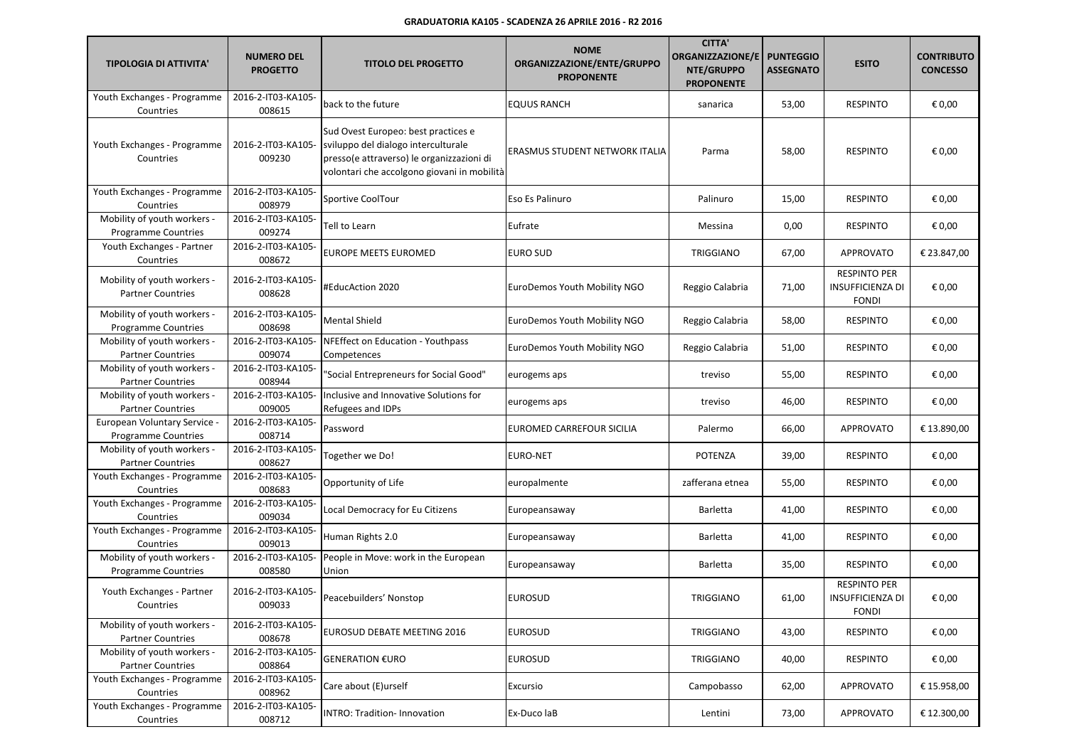**GRADUATORIA KA105 - SCADENZA 26 APRILE 2016 - R2 2016**

| TIPOLOGIA DI ATTIVITA' | NUMERO DEL PROGETTO | TITOLO DEL PROGETTO | NOME ORGANIZZAZIONE/ENTE/GRUPPO PROPONENTE | CITTA' ORGANIZZAZIONE/ENTE/GRUPPO PROPONENTE | PUNTEGGIO ASSEGNATO | ESITO | CONTRIBUTO CONCESSO |
|---|---|---|---|---|---|---|---|
| Youth Exchanges - Programme Countries | 2016-2-IT03-KA105-008615 | back to the future | EQUUS RANCH | sanarica | 53,00 | RESPINTO | € 0,00 |
| Youth Exchanges - Programme Countries | 2016-2-IT03-KA105-009230 | Sud Ovest Europeo: best practices e sviluppo del dialogo interculturale presso(e attraverso) le organizzazioni di volontari che accolgono giovani in mobilità | ERASMUS STUDENT NETWORK ITALIA | Parma | 58,00 | RESPINTO | € 0,00 |
| Youth Exchanges - Programme Countries | 2016-2-IT03-KA105-008979 | Sportive CoolTour | Eso Es Palinuro | Palinuro | 15,00 | RESPINTO | € 0,00 |
| Mobility of youth workers - Programme Countries | 2016-2-IT03-KA105-009274 | Tell to Learn | Eufrate | Messina | 0,00 | RESPINTO | € 0,00 |
| Youth Exchanges - Partner Countries | 2016-2-IT03-KA105-008672 | EUROPE MEETS EUROMED | EURO SUD | TRIGGIANO | 67,00 | APPROVATO | € 23.847,00 |
| Mobility of youth workers - Partner Countries | 2016-2-IT03-KA105-008628 | #EducAction 2020 | EuroDemos Youth Mobility NGO | Reggio Calabria | 71,00 | RESPINTO PER INSUFFICIENZA DI FONDI | € 0,00 |
| Mobility of youth workers - Programme Countries | 2016-2-IT03-KA105-008698 | Mental Shield | EuroDemos Youth Mobility NGO | Reggio Calabria | 58,00 | RESPINTO | € 0,00 |
| Mobility of youth workers - Partner Countries | 2016-2-IT03-KA105-009074 | NFEffect on Education - Youthpass Competences | EuroDemos Youth Mobility NGO | Reggio Calabria | 51,00 | RESPINTO | € 0,00 |
| Mobility of youth workers - Partner Countries | 2016-2-IT03-KA105-008944 | "Social Entrepreneurs for Social Good" | eurogems aps | treviso | 55,00 | RESPINTO | € 0,00 |
| Mobility of youth workers - Partner Countries | 2016-2-IT03-KA105-009005 | Inclusive and Innovative Solutions for Refugees and IDPs | eurogems aps | treviso | 46,00 | RESPINTO | € 0,00 |
| European Voluntary Service - Programme Countries | 2016-2-IT03-KA105-008714 | Password | EUROMED CARREFOUR SICILIA | Palermo | 66,00 | APPROVATO | € 13.890,00 |
| Mobility of youth workers - Partner Countries | 2016-2-IT03-KA105-008627 | Together we Do! | EURO-NET | POTENZA | 39,00 | RESPINTO | € 0,00 |
| Youth Exchanges - Programme Countries | 2016-2-IT03-KA105-008683 | Opportunity of Life | europalmente | zafferana etnea | 55,00 | RESPINTO | € 0,00 |
| Youth Exchanges - Programme Countries | 2016-2-IT03-KA105-009034 | Local Democracy for Eu Citizens | Europeansaway | Barletta | 41,00 | RESPINTO | € 0,00 |
| Youth Exchanges - Programme Countries | 2016-2-IT03-KA105-009013 | Human Rights 2.0 | Europeansaway | Barletta | 41,00 | RESPINTO | € 0,00 |
| Mobility of youth workers - Programme Countries | 2016-2-IT03-KA105-008580 | People in Move: work in the European Union | Europeansaway | Barletta | 35,00 | RESPINTO | € 0,00 |
| Youth Exchanges - Partner Countries | 2016-2-IT03-KA105-009033 | Peacebuilders' Nonstop | EUROSUD | TRIGGIANO | 61,00 | RESPINTO PER INSUFFICIENZA DI FONDI | € 0,00 |
| Mobility of youth workers - Partner Countries | 2016-2-IT03-KA105-008678 | EUROSUD DEBATE MEETING 2016 | EUROSUD | TRIGGIANO | 43,00 | RESPINTO | € 0,00 |
| Mobility of youth workers - Partner Countries | 2016-2-IT03-KA105-008864 | GENERATION €URO | EUROSUD | TRIGGIANO | 40,00 | RESPINTO | € 0,00 |
| Youth Exchanges - Programme Countries | 2016-2-IT03-KA105-008962 | Care about (E)urself | Excursio | Campobasso | 62,00 | APPROVATO | € 15.958,00 |
| Youth Exchanges - Programme Countries | 2016-2-IT03-KA105-008712 | INTRO: Tradition- Innovation | Ex-Duco laB | Lentini | 73,00 | APPROVATO | € 12.300,00 |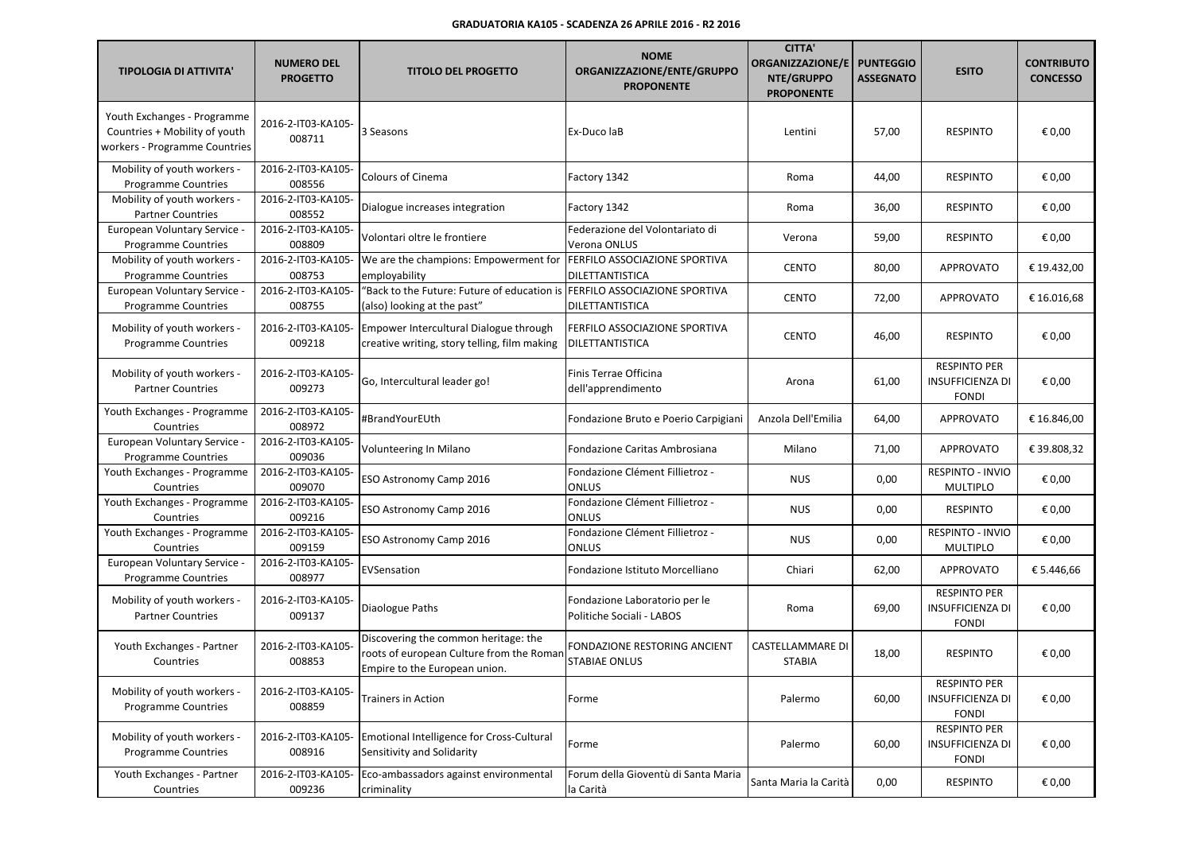**GRADUATORIA KA105 - SCADENZA 26 APRILE 2016 - R2 2016**

| TIPOLOGIA DI ATTIVITA' | NUMERO DEL PROGETTO | TITOLO DEL PROGETTO | NOME ORGANIZZAZIONE/ENTE/GRUPPO PROPONENTE | CITTA' ORGANIZZAZIONE/ENTE/GRUPPO PROPONENTE | PUNTEGGIO ASSEGNATO | ESITO | CONTRIBUTO CONCESSO |
|---|---|---|---|---|---|---|---|
| Youth Exchanges - Programme Countries + Mobility of youth workers - Programme Countries | 2016-2-IT03-KA105-008711 | 3 Seasons | Ex-Duco laB | Lentini | 57,00 | RESPINTO | € 0,00 |
| Mobility of youth workers - Programme Countries | 2016-2-IT03-KA105-008556 | Colours of Cinema | Factory 1342 | Roma | 44,00 | RESPINTO | € 0,00 |
| Mobility of youth workers - Partner Countries | 2016-2-IT03-KA105-008552 | Dialogue increases integration | Factory 1342 | Roma | 36,00 | RESPINTO | € 0,00 |
| European Voluntary Service - Programme Countries | 2016-2-IT03-KA105-008809 | Volontari oltre le frontiere | Federazione del Volontariato di Verona ONLUS | Verona | 59,00 | RESPINTO | € 0,00 |
| Mobility of youth workers - Programme Countries | 2016-2-IT03-KA105-008753 | We are the champions: Empowerment for employability | FERFILO ASSOCIAZIONE SPORTIVA DILETTANTISTICA | CENTO | 80,00 | APPROVATO | € 19.432,00 |
| European Voluntary Service - Programme Countries | 2016-2-IT03-KA105-008755 | "Back to the Future: Future of education is (also) looking at the past" | FERFILO ASSOCIAZIONE SPORTIVA DILETTANTISTICA | CENTO | 72,00 | APPROVATO | € 16.016,68 |
| Mobility of youth workers - Programme Countries | 2016-2-IT03-KA105-009218 | Empower Intercultural Dialogue through creative writing, story telling, film making | FERFILO ASSOCIAZIONE SPORTIVA DILETTANTISTICA | CENTO | 46,00 | RESPINTO | € 0,00 |
| Mobility of youth workers - Partner Countries | 2016-2-IT03-KA105-009273 | Go, Intercultural leader go! | Finis Terrae Officina dell'apprendimento | Arona | 61,00 | RESPINTO PER INSUFFICIENZA DI FONDI | € 0,00 |
| Youth Exchanges - Programme Countries | 2016-2-IT03-KA105-008972 | #BrandYourEUth | Fondazione Bruto e Poerio Carpigiani | Anzola Dell'Emilia | 64,00 | APPROVATO | € 16.846,00 |
| European Voluntary Service - Programme Countries | 2016-2-IT03-KA105-009036 | Volunteering In Milano | Fondazione Caritas Ambrosiana | Milano | 71,00 | APPROVATO | € 39.808,32 |
| Youth Exchanges - Programme Countries | 2016-2-IT03-KA105-009070 | ESO Astronomy Camp 2016 | Fondazione Clément Fillietroz - ONLUS | NUS | 0,00 | RESPINTO - INVIO MULTIPLO | € 0,00 |
| Youth Exchanges - Programme Countries | 2016-2-IT03-KA105-009216 | ESO Astronomy Camp 2016 | Fondazione Clément Fillietroz - ONLUS | NUS | 0,00 | RESPINTO | € 0,00 |
| Youth Exchanges - Programme Countries | 2016-2-IT03-KA105-009159 | ESO Astronomy Camp 2016 | Fondazione Clément Fillietroz - ONLUS | NUS | 0,00 | RESPINTO - INVIO MULTIPLO | € 0,00 |
| European Voluntary Service - Programme Countries | 2016-2-IT03-KA105-008977 | EVSensation | Fondazione Istituto Morcelliano | Chiari | 62,00 | APPROVATO | € 5.446,66 |
| Mobility of youth workers - Partner Countries | 2016-2-IT03-KA105-009137 | Diaologue Paths | Fondazione Laboratorio per le Politiche Sociali - LABOS | Roma | 69,00 | RESPINTO PER INSUFFICIENZA DI FONDI | € 0,00 |
| Youth Exchanges - Partner Countries | 2016-2-IT03-KA105-008853 | Discovering the common heritage: the roots of european Culture from the Roman Empire to the European union. | FONDAZIONE RESTORING ANCIENT STABIAE ONLUS | CASTELLAMMARE DI STABIA | 18,00 | RESPINTO | € 0,00 |
| Mobility of youth workers - Programme Countries | 2016-2-IT03-KA105-008859 | Trainers in Action | Forme | Palermo | 60,00 | RESPINTO PER INSUFFICIENZA DI FONDI | € 0,00 |
| Mobility of youth workers - Programme Countries | 2016-2-IT03-KA105-008916 | Emotional Intelligence for Cross-Cultural Sensitivity and Solidarity | Forme | Palermo | 60,00 | RESPINTO PER INSUFFICIENZA DI FONDI | € 0,00 |
| Youth Exchanges - Partner Countries | 2016-2-IT03-KA105-009236 | Eco-ambassadors against environmental criminality | Forum della Gioventù di Santa Maria la Carità | Santa Maria la Carità | 0,00 | RESPINTO | € 0,00 |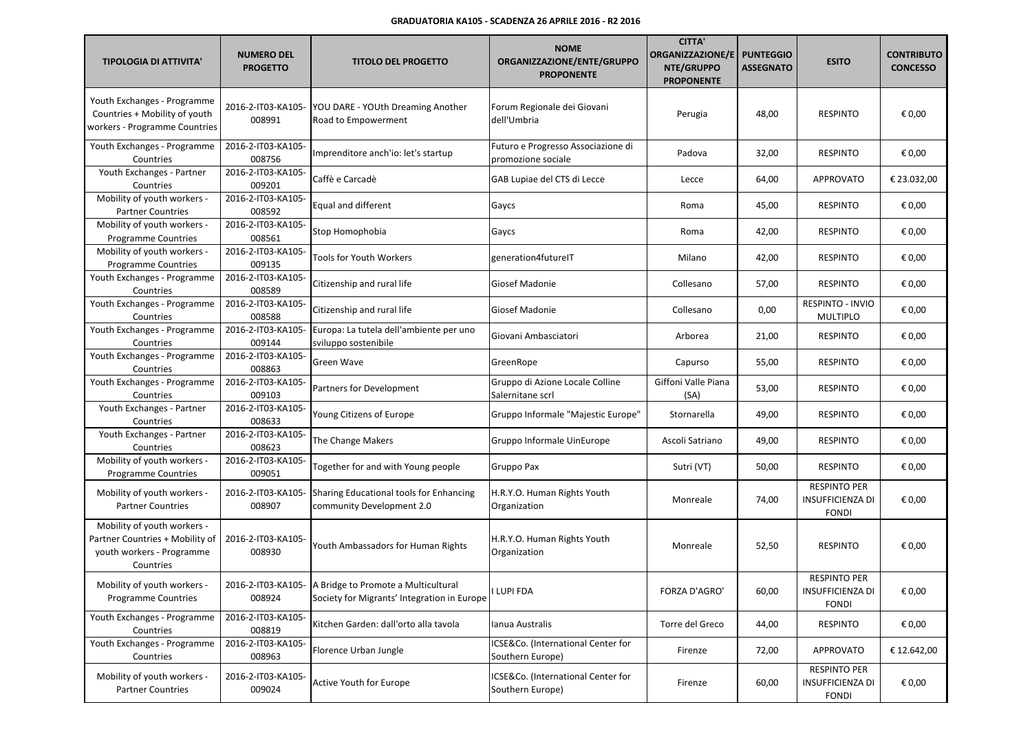**GRADUATORIA KA105 - SCADENZA 26 APRILE 2016 - R2 2016**

| TIPOLOGIA DI ATTIVITA' | NUMERO DEL PROGETTO | TITOLO DEL PROGETTO | NOME ORGANIZZAZIONE/ENTE/GRUPPO PROPONENTE | CITTA' ORGANIZZAZIONE/ENTE/GRUPPO PROPONENTE | PUNTEGGIO ASSEGNATO | ESITO | CONTRIBUTO CONCESSO |
|---|---|---|---|---|---|---|---|
| Youth Exchanges - Programme Countries + Mobility of youth workers - Programme Countries | 2016-2-IT03-KA105-008991 | YOU DARE - YOUth Dreaming Another Road to Empowerment | Forum Regionale dei Giovani dell'Umbria | Perugia | 48,00 | RESPINTO | € 0,00 |
| Youth Exchanges - Programme Countries | 2016-2-IT03-KA105-008756 | Imprenditore anch'io: let's startup | Futuro e Progresso Associazione di promozione sociale | Padova | 32,00 | RESPINTO | € 0,00 |
| Youth Exchanges - Partner Countries | 2016-2-IT03-KA105-009201 | Caffè e Carcadè | GAB Lupiae del CTS di Lecce | Lecce | 64,00 | APPROVATO | € 23.032,00 |
| Mobility of youth workers - Partner Countries | 2016-2-IT03-KA105-008592 | Equal and different | Gaycs | Roma | 45,00 | RESPINTO | € 0,00 |
| Mobility of youth workers - Programme Countries | 2016-2-IT03-KA105-008561 | Stop Homophobia | Gaycs | Roma | 42,00 | RESPINTO | € 0,00 |
| Mobility of youth workers - Programme Countries | 2016-2-IT03-KA105-009135 | Tools for Youth Workers | generation4futureIT | Milano | 42,00 | RESPINTO | € 0,00 |
| Youth Exchanges - Programme Countries | 2016-2-IT03-KA105-008589 | Citizenship and rural life | Giosef Madonie | Collesano | 57,00 | RESPINTO | € 0,00 |
| Youth Exchanges - Programme Countries | 2016-2-IT03-KA105-008588 | Citizenship and rural life | Giosef Madonie | Collesano | 0,00 | RESPINTO - INVIO MULTIPLO | € 0,00 |
| Youth Exchanges - Programme Countries | 2016-2-IT03-KA105-009144 | Europa: La tutela dell'ambiente per uno sviluppo sostenibile | Giovani Ambasciatori | Arborea | 21,00 | RESPINTO | € 0,00 |
| Youth Exchanges - Programme Countries | 2016-2-IT03-KA105-008863 | Green Wave | GreenRope | Capurso | 55,00 | RESPINTO | € 0,00 |
| Youth Exchanges - Programme Countries | 2016-2-IT03-KA105-009103 | Partners for Development | Gruppo di Azione Locale Colline Salernitane scrl | Giffoni Valle Piana (SA) | 53,00 | RESPINTO | € 0,00 |
| Youth Exchanges - Partner Countries | 2016-2-IT03-KA105-008633 | Young Citizens of Europe | Gruppo Informale "Majestic Europe" | Stornarella | 49,00 | RESPINTO | € 0,00 |
| Youth Exchanges - Partner Countries | 2016-2-IT03-KA105-008623 | The Change Makers | Gruppo Informale UinEurope | Ascoli Satriano | 49,00 | RESPINTO | € 0,00 |
| Mobility of youth workers - Programme Countries | 2016-2-IT03-KA105-009051 | Together for and with Young people | Gruppo Pax | Sutri (VT) | 50,00 | RESPINTO | € 0,00 |
| Mobility of youth workers - Partner Countries | 2016-2-IT03-KA105-008907 | Sharing Educational tools for Enhancing community Development 2.0 | H.R.Y.O. Human Rights Youth Organization | Monreale | 74,00 | RESPINTO PER INSUFFICIENZA DI FONDI | € 0,00 |
| Mobility of youth workers - Partner Countries + Mobility of youth workers - Programme Countries | 2016-2-IT03-KA105-008930 | Youth Ambassadors for Human Rights | H.R.Y.O. Human Rights Youth Organization | Monreale | 52,50 | RESPINTO | € 0,00 |
| Mobility of youth workers - Programme Countries | 2016-2-IT03-KA105-008924 | A Bridge to Promote a Multicultural Society for Migrants' Integration in Europe | I LUPI FDA | FORZA D'AGRO' | 60,00 | RESPINTO PER INSUFFICIENZA DI FONDI | € 0,00 |
| Youth Exchanges - Programme Countries | 2016-2-IT03-KA105-008819 | Kitchen Garden: dall'orto alla tavola | Ianua Australis | Torre del Greco | 44,00 | RESPINTO | € 0,00 |
| Youth Exchanges - Programme Countries | 2016-2-IT03-KA105-008963 | Florence Urban Jungle | ICSE&Co. (International Center for Southern Europe) | Firenze | 72,00 | APPROVATO | € 12.642,00 |
| Mobility of youth workers - Partner Countries | 2016-2-IT03-KA105-009024 | Active Youth for Europe | ICSE&Co. (International Center for Southern Europe) | Firenze | 60,00 | RESPINTO PER INSUFFICIENZA DI FONDI | € 0,00 |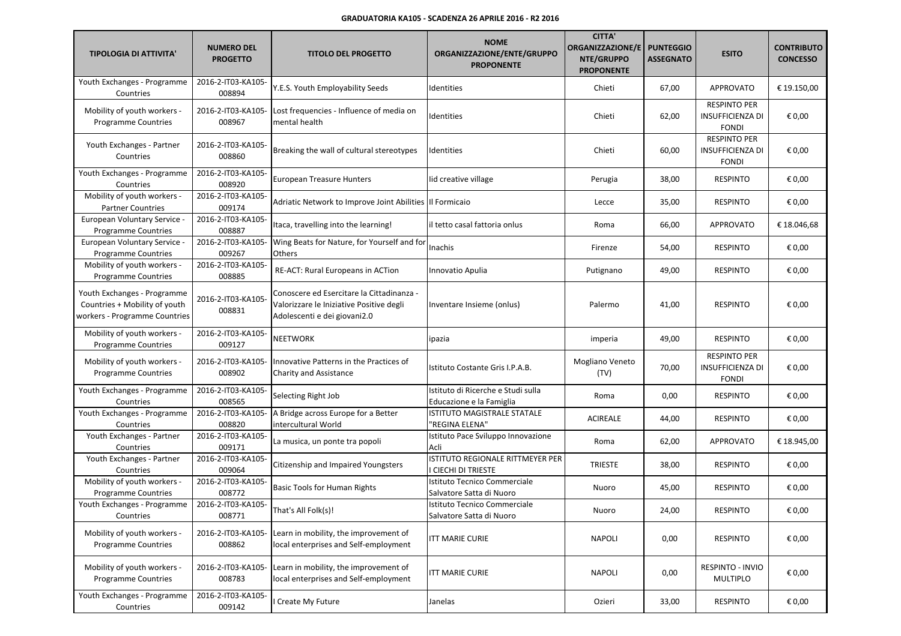**GRADUATORIA KA105 - SCADENZA 26 APRILE 2016 - R2 2016**

| TIPOLOGIA DI ATTIVITA' | NUMERO DEL PROGETTO | TITOLO DEL PROGETTO | NOME ORGANIZZAZIONE/ENTE/GRUPPO PROPONENTE | CITTA' ORGANIZZAZIONE/ENTE/GRUPPO PROPONENTE | PUNTEGGIO ASSEGNATO | ESITO | CONTRIBUTO CONCESSO |
|---|---|---|---|---|---|---|---|
| Youth Exchanges - Programme Countries | 2016-2-IT03-KA105-008894 | Y.E.S. Youth Employability Seeds | Identities | Chieti | 67,00 | APPROVATO | € 19.150,00 |
| Mobility of youth workers - Programme Countries | 2016-2-IT03-KA105-008967 | Lost frequencies - Influence of media on mental health | Identities | Chieti | 62,00 | RESPINTO PER INSUFFICIENZA DI FONDI | € 0,00 |
| Youth Exchanges - Partner Countries | 2016-2-IT03-KA105-008860 | Breaking the wall of cultural stereotypes | Identities | Chieti | 60,00 | RESPINTO PER INSUFFICIENZA DI FONDI | € 0,00 |
| Youth Exchanges - Programme Countries | 2016-2-IT03-KA105-008920 | European Treasure Hunters | Iid creative village | Perugia | 38,00 | RESPINTO | € 0,00 |
| Mobility of youth workers - Partner Countries | 2016-2-IT03-KA105-009174 | Adriatic Network to Improve Joint Abilities | Il Formicaio | Lecce | 35,00 | RESPINTO | € 0,00 |
| European Voluntary Service - Programme Countries | 2016-2-IT03-KA105-008887 | Itaca, travelling into the learning! | il tetto casal fattoria onlus | Roma | 66,00 | APPROVATO | € 18.046,68 |
| European Voluntary Service - Programme Countries | 2016-2-IT03-KA105-009267 | Wing Beats for Nature, for Yourself and for Others | Inachis | Firenze | 54,00 | RESPINTO | € 0,00 |
| Mobility of youth workers - Programme Countries | 2016-2-IT03-KA105-008885 | RE-ACT: Rural Europeans in ACTion | Innovatio Apulia | Putignano | 49,00 | RESPINTO | € 0,00 |
| Youth Exchanges - Programme Countries + Mobility of youth workers - Programme Countries | 2016-2-IT03-KA105-008831 | Conoscere ed Esercitare la Cittadinanza - Valorizzare le Iniziative Positive degli Adolescenti e dei giovani2.0 | Inventare Insieme (onlus) | Palermo | 41,00 | RESPINTO | € 0,00 |
| Mobility of youth workers - Programme Countries | 2016-2-IT03-KA105-009127 | NEETWORK | ipazia | imperia | 49,00 | RESPINTO | € 0,00 |
| Mobility of youth workers - Programme Countries | 2016-2-IT03-KA105-008902 | Innovative Patterns in the Practices of Charity and Assistance | Istituto Costante Gris I.P.A.B. | Mogliano Veneto (TV) | 70,00 | RESPINTO PER INSUFFICIENZA DI FONDI | € 0,00 |
| Youth Exchanges - Programme Countries | 2016-2-IT03-KA105-008565 | Selecting Right Job | Istituto di Ricerche e Studi sulla Educazione e la Famiglia | Roma | 0,00 | RESPINTO | € 0,00 |
| Youth Exchanges - Programme Countries | 2016-2-IT03-KA105-008820 | A Bridge across Europe for a Better intercultural World | ISTITUTO MAGISTRALE STATALE "REGINA ELENA" | ACIREALE | 44,00 | RESPINTO | € 0,00 |
| Youth Exchanges - Partner Countries | 2016-2-IT03-KA105-009171 | La musica, un ponte tra popoli | Istituto Pace Sviluppo Innovazione Acli | Roma | 62,00 | APPROVATO | € 18.945,00 |
| Youth Exchanges - Partner Countries | 2016-2-IT03-KA105-009064 | Citizenship and Impaired Youngsters | ISTITUTO REGIONALE RITTMEYER PER I CIECHI DI TRIESTE | TRIESTE | 38,00 | RESPINTO | € 0,00 |
| Mobility of youth workers - Programme Countries | 2016-2-IT03-KA105-008772 | Basic Tools for Human Rights | Istituto Tecnico Commerciale Salvatore Satta di Nuoro | Nuoro | 45,00 | RESPINTO | € 0,00 |
| Youth Exchanges - Programme Countries | 2016-2-IT03-KA105-008771 | That's All Folk(s)! | Istituto Tecnico Commerciale Salvatore Satta di Nuoro | Nuoro | 24,00 | RESPINTO | € 0,00 |
| Mobility of youth workers - Programme Countries | 2016-2-IT03-KA105-008862 | Learn in mobility, the improvement of local enterprises and Self-employment | ITT MARIE CURIE | NAPOLI | 0,00 | RESPINTO | € 0,00 |
| Mobility of youth workers - Programme Countries | 2016-2-IT03-KA105-008783 | Learn in mobility, the improvement of local enterprises and Self-employment | ITT MARIE CURIE | NAPOLI | 0,00 | RESPINTO - INVIO MULTIPLO | € 0,00 |
| Youth Exchanges - Programme Countries | 2016-2-IT03-KA105-009142 | I Create My Future | Janelas | Ozieri | 33,00 | RESPINTO | € 0,00 |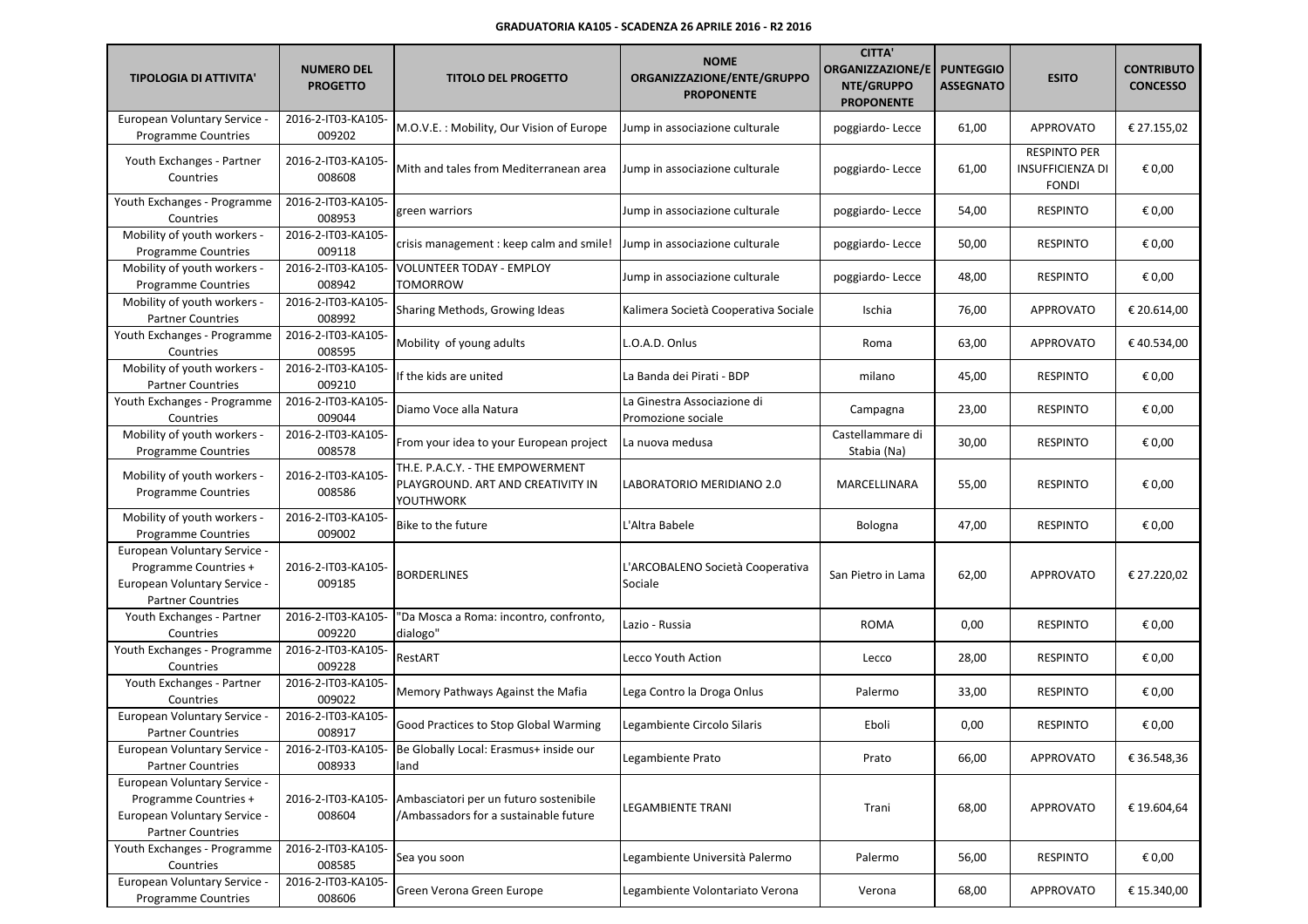**GRADUATORIA KA105 - SCADENZA 26 APRILE 2016 - R2 2016**

| TIPOLOGIA DI ATTIVITA' | NUMERO DEL PROGETTO | TITOLO DEL PROGETTO | NOME ORGANIZZAZIONE/ENTE/GRUPPO PROPONENTE | CITTA' ORGANIZZAZIONE/ENTE/GRUPPO PROPONENTE | PUNTEGGIO ASSEGNATO | ESITO | CONTRIBUTO CONCESSO |
|---|---|---|---|---|---|---|---|
| European Voluntary Service - Programme Countries | 2016-2-IT03-KA105-009202 | M.O.V.E. : Mobility, Our Vision of Europe | Jump in associazione culturale | poggiardo- Lecce | 61,00 | APPROVATO | € 27.155,02 |
| Youth Exchanges - Partner Countries | 2016-2-IT03-KA105-008608 | Mith and tales from Mediterranean area | Jump in associazione culturale | poggiardo- Lecce | 61,00 | RESPINTO PER INSUFFICIENZA DI FONDI | € 0,00 |
| Youth Exchanges - Programme Countries | 2016-2-IT03-KA105-008953 | green warriors | Jump in associazione culturale | poggiardo- Lecce | 54,00 | RESPINTO | € 0,00 |
| Mobility of youth workers - Programme Countries | 2016-2-IT03-KA105-009118 | crisis management : keep calm and smile! | Jump in associazione culturale | poggiardo- Lecce | 50,00 | RESPINTO | € 0,00 |
| Mobility of youth workers - Programme Countries | 2016-2-IT03-KA105-008942 | VOLUNTEER TODAY - EMPLOY TOMORROW | Jump in associazione culturale | poggiardo- Lecce | 48,00 | RESPINTO | € 0,00 |
| Mobility of youth workers - Partner Countries | 2016-2-IT03-KA105-008992 | Sharing Methods, Growing Ideas | Kalimera Società Cooperativa Sociale | Ischia | 76,00 | APPROVATO | € 20.614,00 |
| Youth Exchanges - Programme Countries | 2016-2-IT03-KA105-008595 | Mobility of young adults | L.O.A.D. Onlus | Roma | 63,00 | APPROVATO | € 40.534,00 |
| Mobility of youth workers - Partner Countries | 2016-2-IT03-KA105-009210 | If the kids are united | La Banda dei Pirati - BDP | milano | 45,00 | RESPINTO | € 0,00 |
| Youth Exchanges - Programme Countries | 2016-2-IT03-KA105-009044 | Diamo Voce alla Natura | La Ginestra Associazione di Promozione sociale | Campagna | 23,00 | RESPINTO | € 0,00 |
| Mobility of youth workers - Programme Countries | 2016-2-IT03-KA105-008578 | From your idea to your European project | La nuova medusa | Castellammare di Stabia (Na) | 30,00 | RESPINTO | € 0,00 |
| Mobility of youth workers - Programme Countries | 2016-2-IT03-KA105-008586 | TH.E. P.A.C.Y. - THE EMPOWERMENT PLAYGROUND. ART AND CREATIVITY IN YOUTHWORK | LABORATORIO MERIDIANO 2.0 | MARCELLINARA | 55,00 | RESPINTO | € 0,00 |
| Mobility of youth workers - Programme Countries | 2016-2-IT03-KA105-009002 | Bike to the future | L'Altra Babele | Bologna | 47,00 | RESPINTO | € 0,00 |
| European Voluntary Service - Programme Countries + European Voluntary Service - Partner Countries | 2016-2-IT03-KA105-009185 | BORDERLINES | L'ARCOBALENO Società Cooperativa Sociale | San Pietro in Lama | 62,00 | APPROVATO | € 27.220,02 |
| Youth Exchanges - Partner Countries | 2016-2-IT03-KA105-009220 | "Da Mosca a Roma: incontro, confronto, dialogo" | Lazio - Russia | ROMA | 0,00 | RESPINTO | € 0,00 |
| Youth Exchanges - Programme Countries | 2016-2-IT03-KA105-009228 | RestART | Lecco Youth Action | Lecco | 28,00 | RESPINTO | € 0,00 |
| Youth Exchanges - Partner Countries | 2016-2-IT03-KA105-009022 | Memory Pathways Against the Mafia | Lega Contro la Droga Onlus | Palermo | 33,00 | RESPINTO | € 0,00 |
| European Voluntary Service - Partner Countries | 2016-2-IT03-KA105-008917 | Good Practices to Stop Global Warming | Legambiente Circolo Silaris | Eboli | 0,00 | RESPINTO | € 0,00 |
| European Voluntary Service - Partner Countries | 2016-2-IT03-KA105-008933 | Be Globally Local: Erasmus+ inside our land | Legambiente Prato | Prato | 66,00 | APPROVATO | € 36.548,36 |
| European Voluntary Service - Programme Countries + European Voluntary Service - Partner Countries | 2016-2-IT03-KA105-008604 | Ambasciatori per un futuro sostenibile /Ambassadors for a sustainable future | LEGAMBIENTE TRANI | Trani | 68,00 | APPROVATO | € 19.604,64 |
| Youth Exchanges - Programme Countries | 2016-2-IT03-KA105-008585 | Sea you soon | Legambiente Università Palermo | Palermo | 56,00 | RESPINTO | € 0,00 |
| European Voluntary Service - Programme Countries | 2016-2-IT03-KA105-008606 | Green Verona Green Europe | Legambiente Volontariato Verona | Verona | 68,00 | APPROVATO | € 15.340,00 |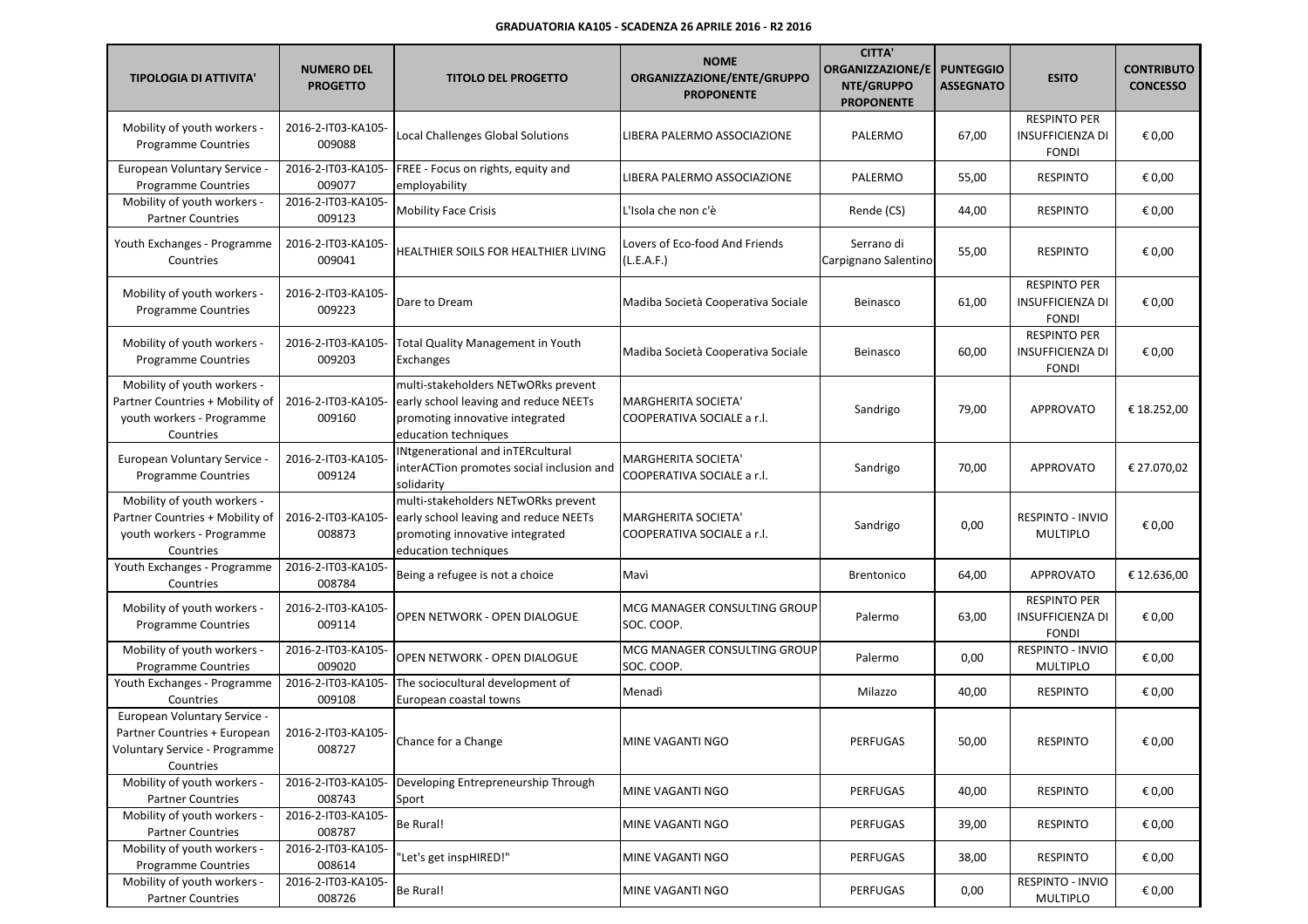**GRADUATORIA KA105 - SCADENZA 26 APRILE 2016 - R2 2016**

| TIPOLOGIA DI ATTIVITA' | NUMERO DEL PROGETTO | TITOLO DEL PROGETTO | NOME ORGANIZZAZIONE/ENTE/GRUPPO PROPONENTE | CITTA' ORGANIZZAZIONE/ENTE/GRUPPO PROPONENTE | PUNTEGGIO ASSEGNATO | ESITO | CONTRIBUTO CONCESSO |
|---|---|---|---|---|---|---|---|
| Mobility of youth workers - Programme Countries | 2016-2-IT03-KA105-009088 | Local Challenges Global Solutions | LIBERA PALERMO ASSOCIAZIONE | PALERMO | 67,00 | RESPINTO PER INSUFFICIENZA DI FONDI | € 0,00 |
| European Voluntary Service - Programme Countries | 2016-2-IT03-KA105-009077 | FREE - Focus on rights, equity and employability | LIBERA PALERMO ASSOCIAZIONE | PALERMO | 55,00 | RESPINTO | € 0,00 |
| Mobility of youth workers - Partner Countries | 2016-2-IT03-KA105-009123 | Mobility Face Crisis | L'Isola che non c'è | Rende (CS) | 44,00 | RESPINTO | € 0,00 |
| Youth Exchanges - Programme Countries | 2016-2-IT03-KA105-009041 | HEALTHIER SOILS FOR HEALTHIER LIVING | Lovers of Eco-food And Friends (L.E.A.F.) | Serrano di Carpignano Salentino | 55,00 | RESPINTO | € 0,00 |
| Mobility of youth workers - Programme Countries | 2016-2-IT03-KA105-009223 | Dare to Dream | Madiba Società Cooperativa Sociale | Beinasco | 61,00 | RESPINTO PER INSUFFICIENZA DI FONDI | € 0,00 |
| Mobility of youth workers - Programme Countries | 2016-2-IT03-KA105-009203 | Total Quality Management in Youth Exchanges | Madiba Società Cooperativa Sociale | Beinasco | 60,00 | RESPINTO PER INSUFFICIENZA DI FONDI | € 0,00 |
| Mobility of youth workers - Partner Countries + Mobility of youth workers - Programme Countries | 2016-2-IT03-KA105-009160 | multi-stakeholders NETwORks prevent early school leaving and reduce NEETs promoting innovative integrated education techniques | MARGHERITA SOCIETA' COOPERATIVA SOCIALE a r.l. | Sandrigo | 79,00 | APPROVATO | € 18.252,00 |
| European Voluntary Service - Programme Countries | 2016-2-IT03-KA105-009124 | INtgenerational and inTERcultural interACTion promotes social inclusion and solidarity | MARGHERITA SOCIETA' COOPERATIVA SOCIALE a r.l. | Sandrigo | 70,00 | APPROVATO | € 27.070,02 |
| Mobility of youth workers - Partner Countries + Mobility of youth workers - Programme Countries | 2016-2-IT03-KA105-008873 | multi-stakeholders NETwORks prevent early school leaving and reduce NEETs promoting innovative integrated education techniques | MARGHERITA SOCIETA' COOPERATIVA SOCIALE a r.l. | Sandrigo | 0,00 | RESPINTO - INVIO MULTIPLO | € 0,00 |
| Youth Exchanges - Programme Countries | 2016-2-IT03-KA105-008784 | Being a refugee is not a choice | Mavì | Brentonico | 64,00 | APPROVATO | € 12.636,00 |
| Mobility of youth workers - Programme Countries | 2016-2-IT03-KA105-009114 | OPEN NETWORK - OPEN DIALOGUE | MCG MANAGER CONSULTING GROUP SOC. COOP. | Palermo | 63,00 | RESPINTO PER INSUFFICIENZA DI FONDI | € 0,00 |
| Mobility of youth workers - Programme Countries | 2016-2-IT03-KA105-009020 | OPEN NETWORK - OPEN DIALOGUE | MCG MANAGER CONSULTING GROUP SOC. COOP. | Palermo | 0,00 | RESPINTO - INVIO MULTIPLO | € 0,00 |
| Youth Exchanges - Programme Countries | 2016-2-IT03-KA105-009108 | The sociocultural development of European coastal towns | Menadì | Milazzo | 40,00 | RESPINTO | € 0,00 |
| European Voluntary Service - Partner Countries + European Voluntary Service - Programme Countries | 2016-2-IT03-KA105-008727 | Chance for a Change | MINE VAGANTI NGO | PERFUGAS | 50,00 | RESPINTO | € 0,00 |
| Mobility of youth workers - Partner Countries | 2016-2-IT03-KA105-008743 | Developing Entrepreneurship Through Sport | MINE VAGANTI NGO | PERFUGAS | 40,00 | RESPINTO | € 0,00 |
| Mobility of youth workers - Partner Countries | 2016-2-IT03-KA105-008787 | Be Rural! | MINE VAGANTI NGO | PERFUGAS | 39,00 | RESPINTO | € 0,00 |
| Mobility of youth workers - Programme Countries | 2016-2-IT03-KA105-008614 | "Let's get inspHIRED!" | MINE VAGANTI NGO | PERFUGAS | 38,00 | RESPINTO | € 0,00 |
| Mobility of youth workers - Partner Countries | 2016-2-IT03-KA105-008726 | Be Rural! | MINE VAGANTI NGO | PERFUGAS | 0,00 | RESPINTO - INVIO MULTIPLO | € 0,00 |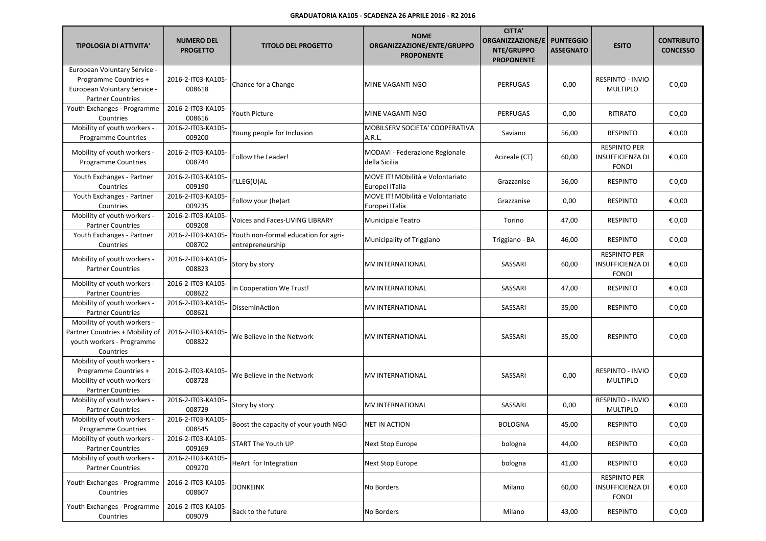**GRADUATORIA KA105 - SCADENZA 26 APRILE 2016 - R2 2016**

| TIPOLOGIA DI ATTIVITA' | NUMERO DEL PROGETTO | TITOLO DEL PROGETTO | NOME ORGANIZZAZIONE/ENTE/GRUPPO PROPONENTE | CITTA' ORGANIZZAZIONE/ENTE/GRUPPO PROPONENTE | PUNTEGGIO ASSEGNATO | ESITO | CONTRIBUTO CONCESSO |
|---|---|---|---|---|---|---|---|
| European Voluntary Service - Programme Countries + European Voluntary Service - Partner Countries | 2016-2-IT03-KA105-008618 | Chance for a Change | MINE VAGANTI NGO | PERFUGAS | 0,00 | RESPINTO - INVIO MULTIPLO | € 0,00 |
| Youth Exchanges - Programme Countries | 2016-2-IT03-KA105-008616 | Youth Picture | MINE VAGANTI NGO | PERFUGAS | 0,00 | RITIRATO | € 0,00 |
| Mobility of youth workers - Programme Countries | 2016-2-IT03-KA105-009200 | Young people for Inclusion | MOBILSERV SOCIETA' COOPERATIVA A.R.L. | Saviano | 56,00 | RESPINTO | € 0,00 |
| Mobility of youth workers - Programme Countries | 2016-2-IT03-KA105-008744 | Follow the Leader! | MODAVI - Federazione Regionale della Sicilia | Acireale (CT) | 60,00 | RESPINTO PER INSUFFICIENZA DI FONDI | € 0,00 |
| Youth Exchanges - Partner Countries | 2016-2-IT03-KA105-009190 | I'LLEG(U)AL | MOVE IT! MObilità e Volontariato Europei ITalia | Grazzanise | 56,00 | RESPINTO | € 0,00 |
| Youth Exchanges - Partner Countries | 2016-2-IT03-KA105-009235 | Follow your (he)art | MOVE IT! MObilità e Volontariato Europei ITalia | Grazzanise | 0,00 | RESPINTO | € 0,00 |
| Mobility of youth workers - Partner Countries | 2016-2-IT03-KA105-009208 | Voices and Faces-LIVING LIBRARY | Municipale Teatro | Torino | 47,00 | RESPINTO | € 0,00 |
| Youth Exchanges - Partner Countries | 2016-2-IT03-KA105-008702 | Youth non-formal education for agri-entrepreneurship | Municipality of Triggiano | Triggiano - BA | 46,00 | RESPINTO | € 0,00 |
| Mobility of youth workers - Partner Countries | 2016-2-IT03-KA105-008823 | Story by story | MV INTERNATIONAL | SASSARI | 60,00 | RESPINTO PER INSUFFICIENZA DI FONDI | € 0,00 |
| Mobility of youth workers - Partner Countries | 2016-2-IT03-KA105-008622 | In Cooperation We Trust! | MV INTERNATIONAL | SASSARI | 47,00 | RESPINTO | € 0,00 |
| Mobility of youth workers - Partner Countries | 2016-2-IT03-KA105-008621 | DisseminAction | MV INTERNATIONAL | SASSARI | 35,00 | RESPINTO | € 0,00 |
| Mobility of youth workers - Partner Countries + Mobility of youth workers - Programme Countries | 2016-2-IT03-KA105-008822 | We Believe in the Network | MV INTERNATIONAL | SASSARI | 35,00 | RESPINTO | € 0,00 |
| Mobility of youth workers - Programme Countries + Mobility of youth workers - Partner Countries | 2016-2-IT03-KA105-008728 | We Believe in the Network | MV INTERNATIONAL | SASSARI | 0,00 | RESPINTO - INVIO MULTIPLO | € 0,00 |
| Mobility of youth workers - Partner Countries | 2016-2-IT03-KA105-008729 | Story by story | MV INTERNATIONAL | SASSARI | 0,00 | RESPINTO - INVIO MULTIPLO | € 0,00 |
| Mobility of youth workers - Programme Countries | 2016-2-IT03-KA105-008545 | Boost the capacity of your youth NGO | NET IN ACTION | BOLOGNA | 45,00 | RESPINTO | € 0,00 |
| Mobility of youth workers - Partner Countries | 2016-2-IT03-KA105-009169 | START The Youth UP | Next Stop Europe | bologna | 44,00 | RESPINTO | € 0,00 |
| Mobility of youth workers - Partner Countries | 2016-2-IT03-KA105-009270 | HeArt for Integration | Next Stop Europe | bologna | 41,00 | RESPINTO | € 0,00 |
| Youth Exchanges - Programme Countries | 2016-2-IT03-KA105-008607 | DONKEINK | No Borders | Milano | 60,00 | RESPINTO PER INSUFFICIENZA DI FONDI | € 0,00 |
| Youth Exchanges - Programme Countries | 2016-2-IT03-KA105-009079 | Back to the future | No Borders | Milano | 43,00 | RESPINTO | € 0,00 |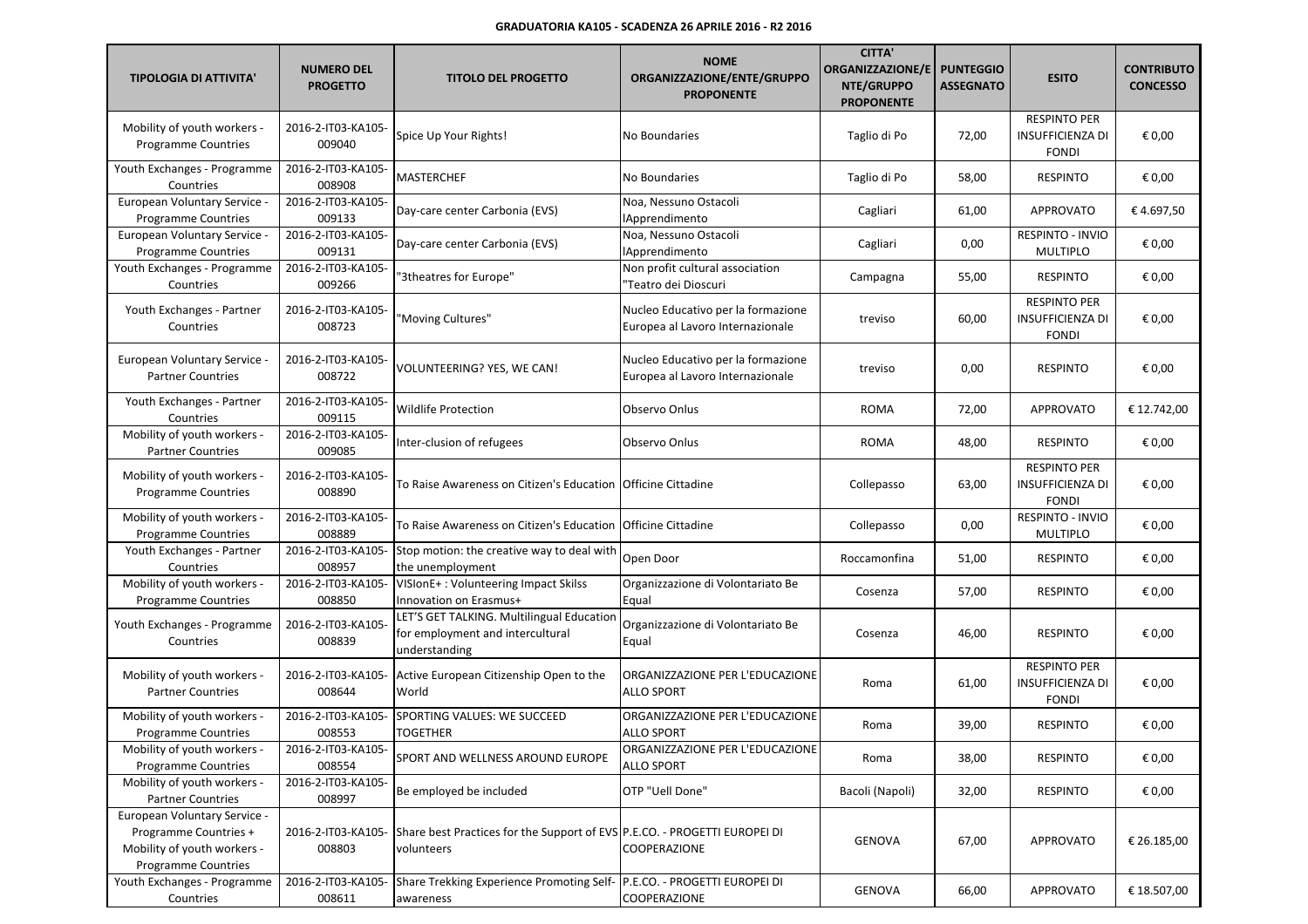**GRADUATORIA KA105 - SCADENZA 26 APRILE 2016 - R2 2016**

| TIPOLOGIA DI ATTIVITA' | NUMERO DEL PROGETTO | TITOLO DEL PROGETTO | NOME ORGANIZZAZIONE/ENTE/GRUPPO PROPONENTE | CITTA' ORGANIZZAZIONE/ENTE/GRUPPO PROPONENTE | PUNTEGGIO ASSEGNATO | ESITO | CONTRIBUTO CONCESSO |
|---|---|---|---|---|---|---|---|
| Mobility of youth workers - Programme Countries | 2016-2-IT03-KA105-009040 | Spice Up Your Rights! | No Boundaries | Taglio di Po | 72,00 | RESPINTO PER INSUFFICIENZA DI FONDI | € 0,00 |
| Youth Exchanges - Programme Countries | 2016-2-IT03-KA105-008908 | MASTERCHEF | No Boundaries | Taglio di Po | 58,00 | RESPINTO | € 0,00 |
| European Voluntary Service - Programme Countries | 2016-2-IT03-KA105-009133 | Day-care center Carbonia (EVS) | Noa, Nessuno Ostacoli lApprendimento | Cagliari | 61,00 | APPROVATO | € 4.697,50 |
| European Voluntary Service - Programme Countries | 2016-2-IT03-KA105-009131 | Day-care center Carbonia (EVS) | Noa, Nessuno Ostacoli lApprendimento | Cagliari | 0,00 | RESPINTO - INVIO MULTIPLO | € 0,00 |
| Youth Exchanges - Programme Countries | 2016-2-IT03-KA105-009266 | "3theatres for Europe" | Non profit cultural association "Teatro dei Dioscuri | Campagna | 55,00 | RESPINTO | € 0,00 |
| Youth Exchanges - Partner Countries | 2016-2-IT03-KA105-008723 | "Moving Cultures" | Nucleo Educativo per la formazione Europea al Lavoro Internazionale | treviso | 60,00 | RESPINTO PER INSUFFICIENZA DI FONDI | € 0,00 |
| European Voluntary Service - Partner Countries | 2016-2-IT03-KA105-008722 | VOLUNTEERING? YES, WE CAN! | Nucleo Educativo per la formazione Europea al Lavoro Internazionale | treviso | 0,00 | RESPINTO | € 0,00 |
| Youth Exchanges - Partner Countries | 2016-2-IT03-KA105-009115 | Wildlife Protection | Observo Onlus | ROMA | 72,00 | APPROVATO | € 12.742,00 |
| Mobility of youth workers - Partner Countries | 2016-2-IT03-KA105-009085 | Inter-clusion of refugees | Observo Onlus | ROMA | 48,00 | RESPINTO | € 0,00 |
| Mobility of youth workers - Programme Countries | 2016-2-IT03-KA105-008890 | To Raise Awareness on Citizen's Education | Officine Cittadine | Collepasso | 63,00 | RESPINTO PER INSUFFICIENZA DI FONDI | € 0,00 |
| Mobility of youth workers - Programme Countries | 2016-2-IT03-KA105-008889 | To Raise Awareness on Citizen's Education | Officine Cittadine | Collepasso | 0,00 | RESPINTO - INVIO MULTIPLO | € 0,00 |
| Youth Exchanges - Partner Countries | 2016-2-IT03-KA105-008957 | Stop motion: the creative way to deal with the unemployment | Open Door | Roccamonfina | 51,00 | RESPINTO | € 0,00 |
| Mobility of youth workers - Programme Countries | 2016-2-IT03-KA105-008850 | VISIonE+ : Volunteering Impact Skilss Innovation on Erasmus+ | Organizzazione di Volontariato Be Equal | Cosenza | 57,00 | RESPINTO | € 0,00 |
| Youth Exchanges - Programme Countries | 2016-2-IT03-KA105-008839 | LET'S GET TALKING. Multilingual Education for employment and intercultural understanding | Organizzazione di Volontariato Be Equal | Cosenza | 46,00 | RESPINTO | € 0,00 |
| Mobility of youth workers - Partner Countries | 2016-2-IT03-KA105-008644 | Active European Citizenship Open to the World | ORGANIZZAZIONE PER L'EDUCAZIONE ALLO SPORT | Roma | 61,00 | RESPINTO PER INSUFFICIENZA DI FONDI | € 0,00 |
| Mobility of youth workers - Programme Countries | 2016-2-IT03-KA105-008553 | SPORTING VALUES: WE SUCCEED TOGETHER | ORGANIZZAZIONE PER L'EDUCAZIONE ALLO SPORT | Roma | 39,00 | RESPINTO | € 0,00 |
| Mobility of youth workers - Programme Countries | 2016-2-IT03-KA105-008554 | SPORT AND WELLNESS AROUND EUROPE | ORGANIZZAZIONE PER L'EDUCAZIONE ALLO SPORT | Roma | 38,00 | RESPINTO | € 0,00 |
| Mobility of youth workers - Partner Countries | 2016-2-IT03-KA105-008997 | Be employed be included | OTP "Uell Done" | Bacoli (Napoli) | 32,00 | RESPINTO | € 0,00 |
| European Voluntary Service - Programme Countries + Mobility of youth workers - Programme Countries | 2016-2-IT03-KA105-008803 | Share best Practices for the Support of EVS volunteers | P.E.CO. - PROGETTI EUROPEI DI COOPERAZIONE | GENOVA | 67,00 | APPROVATO | € 26.185,00 |
| Youth Exchanges - Programme Countries | 2016-2-IT03-KA105-008611 | Share Trekking Experience Promoting Self-awareness | P.E.CO. - PROGETTI EUROPEI DI COOPERAZIONE | GENOVA | 66,00 | APPROVATO | € 18.507,00 |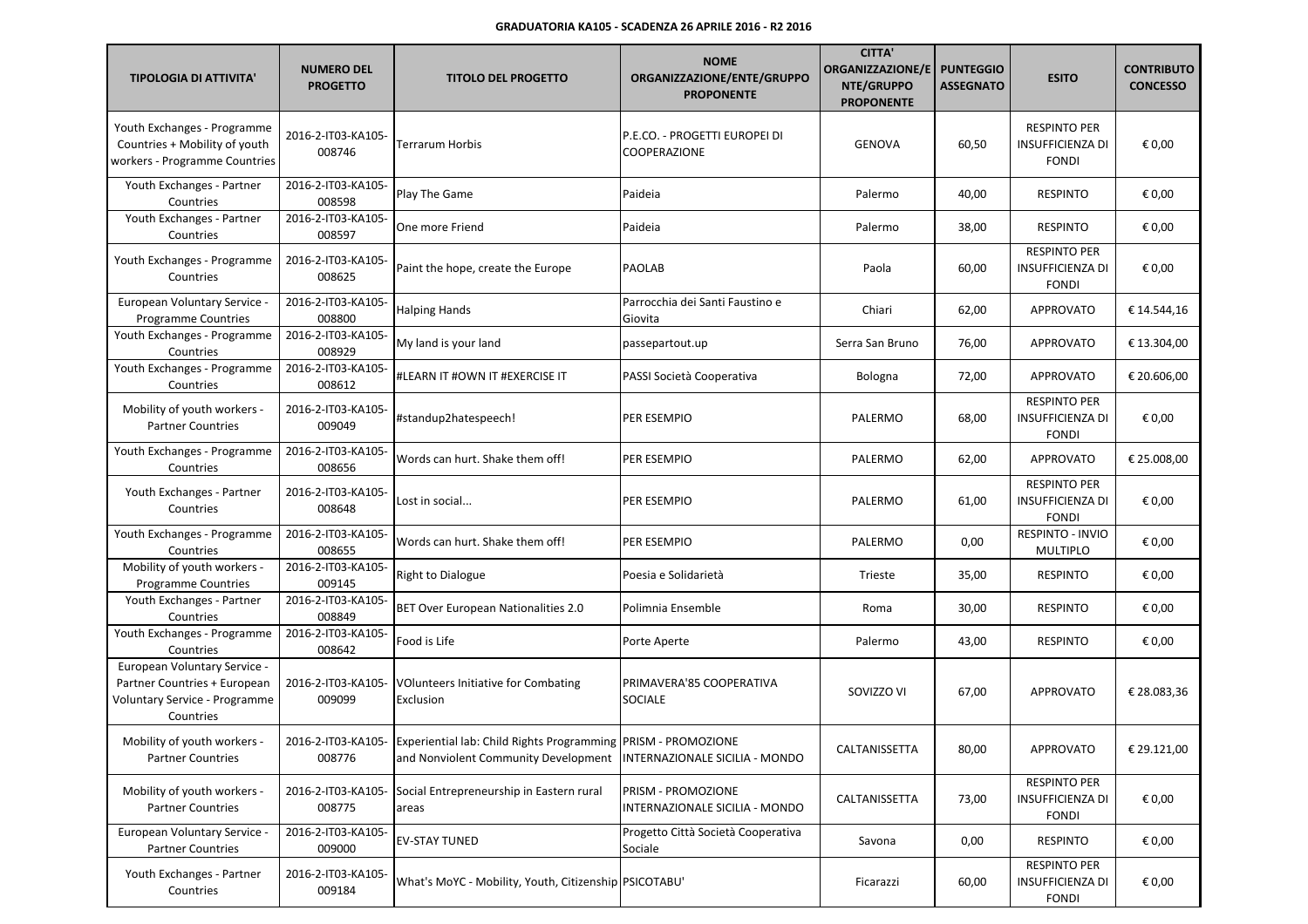**GRADUATORIA KA105 - SCADENZA 26 APRILE 2016 - R2 2016**

| TIPOLOGIA DI ATTIVITA' | NUMERO DEL PROGETTO | TITOLO DEL PROGETTO | NOME ORGANIZZAZIONE/ENTE/GRUPPO PROPONENTE | CITTA' ORGANIZZAZIONE/ENTE/GRUPPO PROPONENTE | PUNTEGGIO ASSEGNATO | ESITO | CONTRIBUTO CONCESSO |
|---|---|---|---|---|---|---|---|
| Youth Exchanges - Programme Countries + Mobility of youth workers - Programme Countries | 2016-2-IT03-KA105-008746 | Terrarum Horbis | P.E.CO. - PROGETTI EUROPEI DI COOPERAZIONE | GENOVA | 60,50 | RESPINTO PER INSUFFICIENZA DI FONDI | € 0,00 |
| Youth Exchanges - Partner Countries | 2016-2-IT03-KA105-008598 | Play The Game | Paideia | Palermo | 40,00 | RESPINTO | € 0,00 |
| Youth Exchanges - Partner Countries | 2016-2-IT03-KA105-008597 | One more Friend | Paideia | Palermo | 38,00 | RESPINTO | € 0,00 |
| Youth Exchanges - Programme Countries | 2016-2-IT03-KA105-008625 | Paint the hope, create the Europe | PAOLAB | Paola | 60,00 | RESPINTO PER INSUFFICIENZA DI FONDI | € 0,00 |
| European Voluntary Service - Programme Countries | 2016-2-IT03-KA105-008800 | Halping Hands | Parrocchia dei Santi Faustino e Giovita | Chiari | 62,00 | APPROVATO | € 14.544,16 |
| Youth Exchanges - Programme Countries | 2016-2-IT03-KA105-008929 | My land is your land | passepartout.up | Serra San Bruno | 76,00 | APPROVATO | € 13.304,00 |
| Youth Exchanges - Programme Countries | 2016-2-IT03-KA105-008612 | #LEARN IT #OWN IT #EXERCISE IT | PASSI Società Cooperativa | Bologna | 72,00 | APPROVATO | € 20.606,00 |
| Mobility of youth workers - Partner Countries | 2016-2-IT03-KA105-009049 | #standup2hatespeech! | PER ESEMPIO | PALERMO | 68,00 | RESPINTO PER INSUFFICIENZA DI FONDI | € 0,00 |
| Youth Exchanges - Programme Countries | 2016-2-IT03-KA105-008656 | Words can hurt. Shake them off! | PER ESEMPIO | PALERMO | 62,00 | APPROVATO | € 25.008,00 |
| Youth Exchanges - Partner Countries | 2016-2-IT03-KA105-008648 | Lost in social... | PER ESEMPIO | PALERMO | 61,00 | RESPINTO PER INSUFFICIENZA DI FONDI | € 0,00 |
| Youth Exchanges - Programme Countries | 2016-2-IT03-KA105-008655 | Words can hurt. Shake them off! | PER ESEMPIO | PALERMO | 0,00 | RESPINTO - INVIO MULTIPLO | € 0,00 |
| Mobility of youth workers - Programme Countries | 2016-2-IT03-KA105-009145 | Right to Dialogue | Poesia e Solidarietà | Trieste | 35,00 | RESPINTO | € 0,00 |
| Youth Exchanges - Partner Countries | 2016-2-IT03-KA105-008849 | BET Over European Nationalities 2.0 | Polimnia Ensemble | Roma | 30,00 | RESPINTO | € 0,00 |
| Youth Exchanges - Programme Countries | 2016-2-IT03-KA105-008642 | Food is Life | Porte Aperte | Palermo | 43,00 | RESPINTO | € 0,00 |
| European Voluntary Service - Partner Countries + European Voluntary Service - Programme Countries | 2016-2-IT03-KA105-009099 | VOlunteers Initiative for Combating Exclusion | PRIMAVERA'85 COOPERATIVA SOCIALE | SOVIZZO VI | 67,00 | APPROVATO | € 28.083,36 |
| Mobility of youth workers - Partner Countries | 2016-2-IT03-KA105-008776 | Experiential lab: Child Rights Programming and Nonviolent Community Development | PRISM - PROMOZIONE INTERNAZIONALE SICILIA - MONDO | CALTANISSETTA | 80,00 | APPROVATO | € 29.121,00 |
| Mobility of youth workers - Partner Countries | 2016-2-IT03-KA105-008775 | Social Entrepreneurship in Eastern rural areas | PRISM - PROMOZIONE INTERNAZIONALE SICILIA - MONDO | CALTANISSETTA | 73,00 | RESPINTO PER INSUFFICIENZA DI FONDI | € 0,00 |
| European Voluntary Service - Partner Countries | 2016-2-IT03-KA105-009000 | EV-STAY TUNED | Progetto Città Società Cooperativa Sociale | Savona | 0,00 | RESPINTO | € 0,00 |
| Youth Exchanges - Partner Countries | 2016-2-IT03-KA105-009184 | What's MoYC - Mobility, Youth, Citizenship | PSICOTABU' | Ficarazzi | 60,00 | RESPINTO PER INSUFFICIENZA DI FONDI | € 0,00 |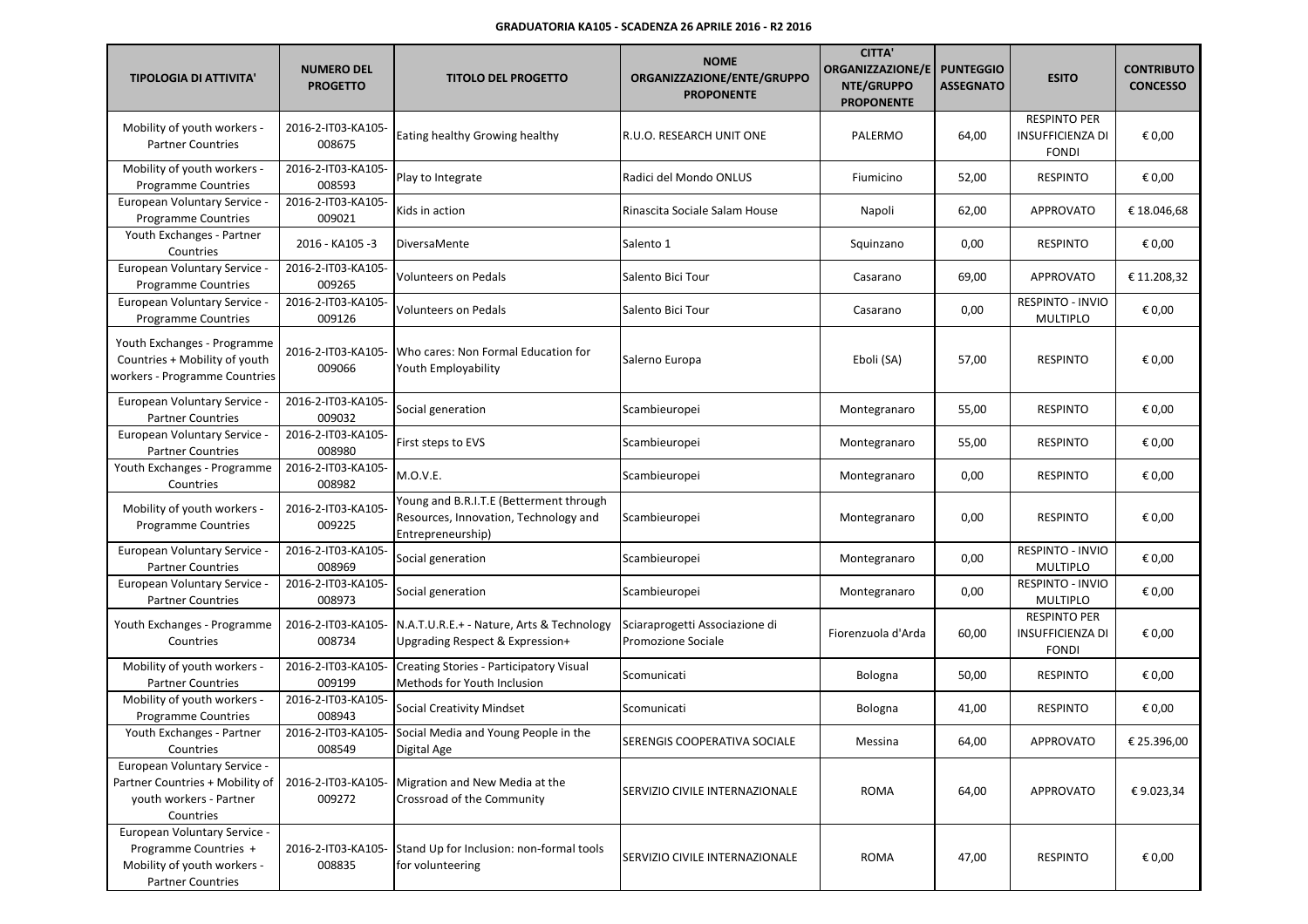**GRADUATORIA KA105 - SCADENZA 26 APRILE 2016 - R2 2016**

| TIPOLOGIA DI ATTIVITA' | NUMERO DEL PROGETTO | TITOLO DEL PROGETTO | NOME ORGANIZZAZIONE/ENTE/GRUPPO PROPONENTE | CITTA' ORGANIZZAZIONE/ENTE/GRUPPO PROPONENTE | PUNTEGGIO ASSEGNATO | ESITO | CONTRIBUTO CONCESSO |
|---|---|---|---|---|---|---|---|
| Mobility of youth workers - Partner Countries | 2016-2-IT03-KA105-008675 | Eating healthy Growing healthy | R.U.O. RESEARCH UNIT ONE | PALERMO | 64,00 | RESPINTO PER INSUFFICIENZA DI FONDI | € 0,00 |
| Mobility of youth workers - Programme Countries | 2016-2-IT03-KA105-008593 | Play to Integrate | Radici del Mondo ONLUS | Fiumicino | 52,00 | RESPINTO | € 0,00 |
| European Voluntary Service - Programme Countries | 2016-2-IT03-KA105-009021 | Kids in action | Rinascita Sociale Salam House | Napoli | 62,00 | APPROVATO | € 18.046,68 |
| Youth Exchanges - Partner Countries | 2016 - KA105 -3 | DiversaMente | Salento 1 | Squinzano | 0,00 | RESPINTO | € 0,00 |
| European Voluntary Service - Programme Countries | 2016-2-IT03-KA105-009265 | Volunteers on Pedals | Salento Bici Tour | Casarano | 69,00 | APPROVATO | € 11.208,32 |
| European Voluntary Service - Programme Countries | 2016-2-IT03-KA105-009126 | Volunteers on Pedals | Salento Bici Tour | Casarano | 0,00 | RESPINTO - INVIO MULTIPLO | € 0,00 |
| Youth Exchanges - Programme Countries + Mobility of youth workers - Programme Countries | 2016-2-IT03-KA105-009066 | Who cares: Non Formal Education for Youth Employability | Salerno Europa | Eboli (SA) | 57,00 | RESPINTO | € 0,00 |
| European Voluntary Service - Partner Countries | 2016-2-IT03-KA105-009032 | Social generation | Scambieuropei | Montegranaro | 55,00 | RESPINTO | € 0,00 |
| European Voluntary Service - Partner Countries | 2016-2-IT03-KA105-008980 | First steps to EVS | Scambieuropei | Montegranaro | 55,00 | RESPINTO | € 0,00 |
| Youth Exchanges - Programme Countries | 2016-2-IT03-KA105-008982 | M.O.V.E. | Scambieuropei | Montegranaro | 0,00 | RESPINTO | € 0,00 |
| Mobility of youth workers - Programme Countries | 2016-2-IT03-KA105-009225 | Young and B.R.I.T.E (Betterment through Resources, Innovation, Technology and Entrepreneurship) | Scambieuropei | Montegranaro | 0,00 | RESPINTO | € 0,00 |
| European Voluntary Service - Partner Countries | 2016-2-IT03-KA105-008969 | Social generation | Scambieuropei | Montegranaro | 0,00 | RESPINTO - INVIO MULTIPLO | € 0,00 |
| European Voluntary Service - Partner Countries | 2016-2-IT03-KA105-008973 | Social generation | Scambieuropei | Montegranaro | 0,00 | RESPINTO - INVIO MULTIPLO | € 0,00 |
| Youth Exchanges - Programme Countries | 2016-2-IT03-KA105-008734 | N.A.T.U.R.E.+ - Nature, Arts & Technology Upgrading Respect & Expression+ | Sciaraprogetti Associazione di Promozione Sociale | Fiorenzuola d'Arda | 60,00 | RESPINTO PER INSUFFICIENZA DI FONDI | € 0,00 |
| Mobility of youth workers - Partner Countries | 2016-2-IT03-KA105-009199 | Creating Stories - Participatory Visual Methods for Youth Inclusion | Scomunicati | Bologna | 50,00 | RESPINTO | € 0,00 |
| Mobility of youth workers - Programme Countries | 2016-2-IT03-KA105-008943 | Social Creativity Mindset | Scomunicati | Bologna | 41,00 | RESPINTO | € 0,00 |
| Youth Exchanges - Partner Countries | 2016-2-IT03-KA105-008549 | Social Media and Young People in the Digital Age | SERENGIS COOPERATIVA SOCIALE | Messina | 64,00 | APPROVATO | € 25.396,00 |
| European Voluntary Service - Partner Countries + Mobility of youth workers - Partner Countries | 2016-2-IT03-KA105-009272 | Migration and New Media at the Crossroad of the Community | SERVIZIO CIVILE INTERNAZIONALE | ROMA | 64,00 | APPROVATO | € 9.023,34 |
| European Voluntary Service - Programme Countries + Mobility of youth workers - Partner Countries | 2016-2-IT03-KA105-008835 | Stand Up for Inclusion: non-formal tools for volunteering | SERVIZIO CIVILE INTERNAZIONALE | ROMA | 47,00 | RESPINTO | € 0,00 |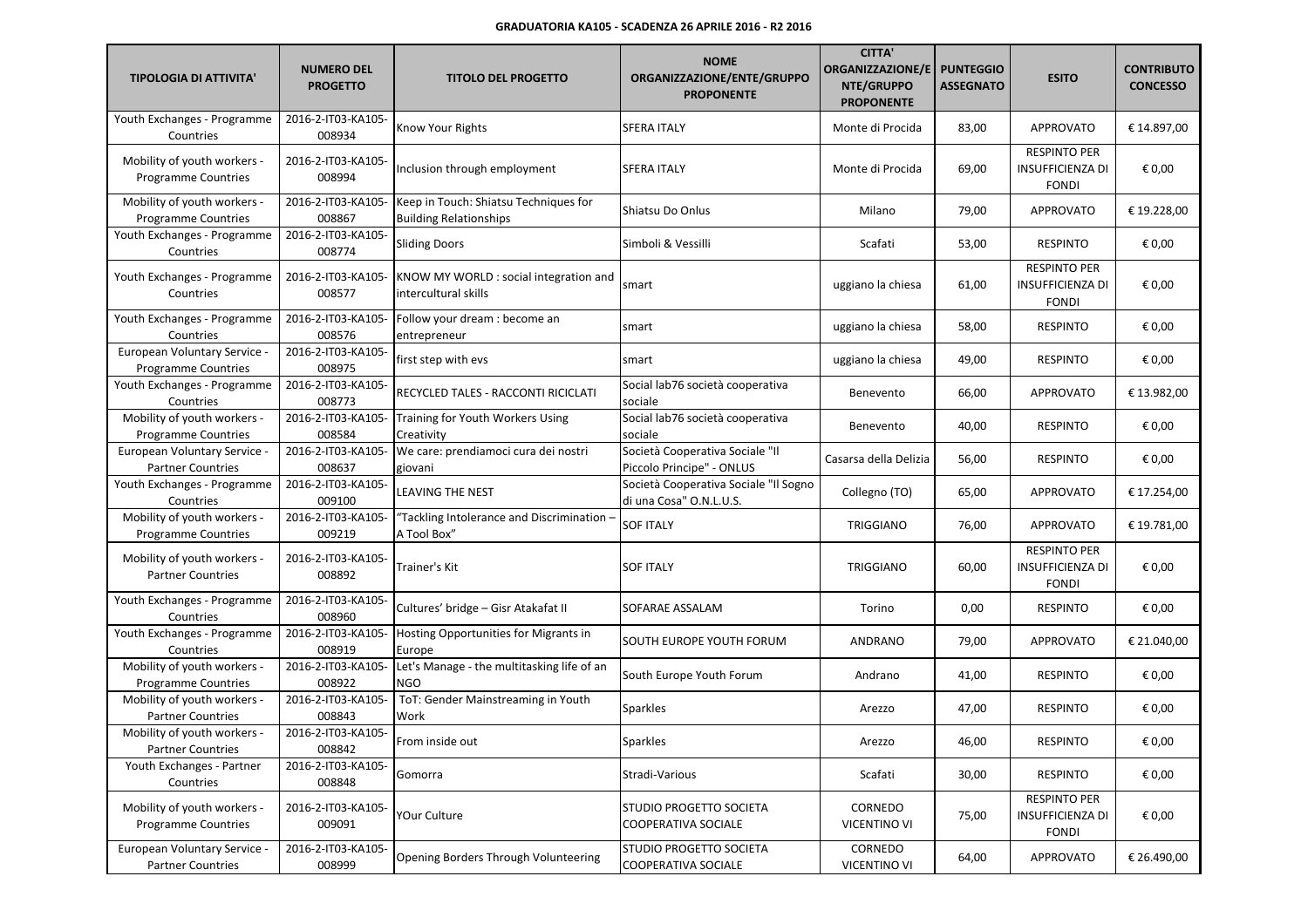**GRADUATORIA KA105 - SCADENZA 26 APRILE 2016 - R2 2016**

| TIPOLOGIA DI ATTIVITA' | NUMERO DEL PROGETTO | TITOLO DEL PROGETTO | NOME ORGANIZZAZIONE/ENTE/GRUPPO PROPONENTE | CITTA' ORGANIZZAZIONE/ENTE/GRUPPO PROPONENTE | PUNTEGGIO ASSEGNATO | ESITO | CONTRIBUTO CONCESSO |
|---|---|---|---|---|---|---|---|
| Youth Exchanges - Programme Countries | 2016-2-IT03-KA105-008934 | Know Your Rights | SFERA ITALY | Monte di Procida | 83,00 | APPROVATO | € 14.897,00 |
| Mobility of youth workers - Programme Countries | 2016-2-IT03-KA105-008994 | Inclusion through employment | SFERA ITALY | Monte di Procida | 69,00 | RESPINTO PER INSUFFICIENZA DI FONDI | € 0,00 |
| Mobility of youth workers - Programme Countries | 2016-2-IT03-KA105-008867 | Keep in Touch: Shiatsu Techniques for Building Relationships | Shiatsu Do Onlus | Milano | 79,00 | APPROVATO | € 19.228,00 |
| Youth Exchanges - Programme Countries | 2016-2-IT03-KA105-008774 | Sliding Doors | Simboli & Vessilli | Scafati | 53,00 | RESPINTO | € 0,00 |
| Youth Exchanges - Programme Countries | 2016-2-IT03-KA105-008577 | KNOW MY WORLD : social integration and intercultural skills | smart | uggiano la chiesa | 61,00 | RESPINTO PER INSUFFICIENZA DI FONDI | € 0,00 |
| Youth Exchanges - Programme Countries | 2016-2-IT03-KA105-008576 | Follow your dream : become an entrepreneur | smart | uggiano la chiesa | 58,00 | RESPINTO | € 0,00 |
| European Voluntary Service - Programme Countries | 2016-2-IT03-KA105-008975 | first step with evs | smart | uggiano la chiesa | 49,00 | RESPINTO | € 0,00 |
| Youth Exchanges - Programme Countries | 2016-2-IT03-KA105-008773 | RECYCLED TALES - RACCONTI RICICLATI | Social lab76 società cooperativa sociale | Benevento | 66,00 | APPROVATO | € 13.982,00 |
| Mobility of youth workers - Programme Countries | 2016-2-IT03-KA105-008584 | Training for Youth Workers Using Creativity | Social lab76 società cooperativa sociale | Benevento | 40,00 | RESPINTO | € 0,00 |
| European Voluntary Service - Partner Countries | 2016-2-IT03-KA105-008637 | We care: prendiamoci cura dei nostri giovani | Società Cooperativa Sociale "Il Piccolo Principe" - ONLUS | Casarsa della Delizia | 56,00 | RESPINTO | € 0,00 |
| Youth Exchanges - Programme Countries | 2016-2-IT03-KA105-009100 | LEAVING THE NEST | Società Cooperativa Sociale "Il Sogno di una Cosa" O.N.L.U.S. | Collegno (TO) | 65,00 | APPROVATO | € 17.254,00 |
| Mobility of youth workers - Programme Countries | 2016-2-IT03-KA105-009219 | "Tackling Intolerance and Discrimination – A Tool Box" | SOF ITALY | TRIGGIANO | 76,00 | APPROVATO | € 19.781,00 |
| Mobility of youth workers - Partner Countries | 2016-2-IT03-KA105-008892 | Trainer's Kit | SOF ITALY | TRIGGIANO | 60,00 | RESPINTO PER INSUFFICIENZA DI FONDI | € 0,00 |
| Youth Exchanges - Programme Countries | 2016-2-IT03-KA105-008960 | Cultures' bridge – Gisr Atakafat II | SOFARAE ASSALAM | Torino | 0,00 | RESPINTO | € 0,00 |
| Youth Exchanges - Programme Countries | 2016-2-IT03-KA105-008919 | Hosting Opportunities for Migrants in Europe | SOUTH EUROPE YOUTH FORUM | ANDRANO | 79,00 | APPROVATO | € 21.040,00 |
| Mobility of youth workers - Programme Countries | 2016-2-IT03-KA105-008922 | Let's Manage - the multitasking life of an NGO | South Europe Youth Forum | Andrano | 41,00 | RESPINTO | € 0,00 |
| Mobility of youth workers - Partner Countries | 2016-2-IT03-KA105-008843 | ToT: Gender Mainstreaming in Youth Work | Sparkles | Arezzo | 47,00 | RESPINTO | € 0,00 |
| Mobility of youth workers - Partner Countries | 2016-2-IT03-KA105-008842 | From inside out | Sparkles | Arezzo | 46,00 | RESPINTO | € 0,00 |
| Youth Exchanges - Partner Countries | 2016-2-IT03-KA105-008848 | Gomorra | Stradi-Various | Scafati | 30,00 | RESPINTO | € 0,00 |
| Mobility of youth workers - Programme Countries | 2016-2-IT03-KA105-009091 | YOur Culture | STUDIO PROGETTO SOCIETA COOPERATIVA SOCIALE | CORNEDO VICENTINO VI | 75,00 | RESPINTO PER INSUFFICIENZA DI FONDI | € 0,00 |
| European Voluntary Service - Partner Countries | 2016-2-IT03-KA105-008999 | Opening Borders Through Volunteering | STUDIO PROGETTO SOCIETA COOPERATIVA SOCIALE | CORNEDO VICENTINO VI | 64,00 | APPROVATO | € 26.490,00 |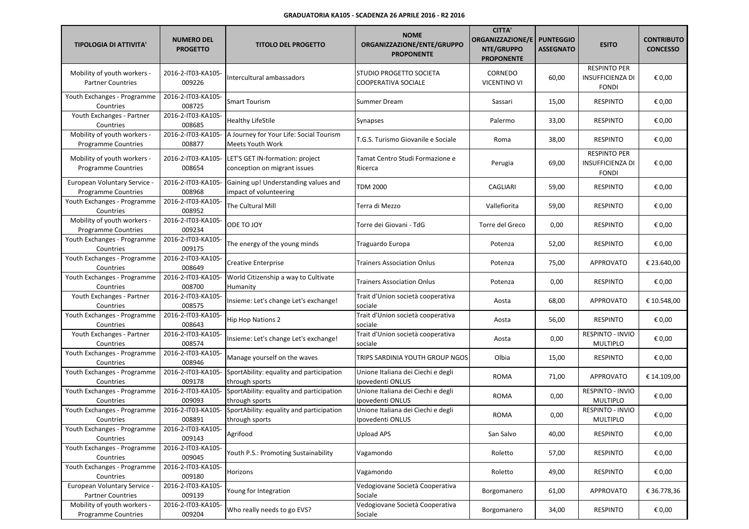**GRADUATORIA KA105 - SCADENZA 26 APRILE 2016 - R2 2016**

| TIPOLOGIA DI ATTIVITA' | NUMERO DEL PROGETTO | TITOLO DEL PROGETTO | NOME ORGANIZZAZIONE/ENTE/GRUPPO PROPONENTE | CITTA' ORGANIZZAZIONE/ENTE/GRUPPO PROPONENTE | PUNTEGGIO ASSEGNATO | ESITO | CONTRIBUTO CONCESSO |
|---|---|---|---|---|---|---|---|
| Mobility of youth workers - Partner Countries | 2016-2-IT03-KA105-009226 | Intercultural ambassadors | STUDIO PROGETTO SOCIETA COOPERATIVA SOCIALE | CORNEDO VICENTINO VI | 60,00 | RESPINTO PER INSUFFICIENZA DI FONDI | € 0,00 |
| Youth Exchanges - Programme Countries | 2016-2-IT03-KA105-008725 | Smart Tourism | Summer Dream | Sassari | 15,00 | RESPINTO | € 0,00 |
| Youth Exchanges - Partner Countries | 2016-2-IT03-KA105-008685 | Healthy LifeStile | Synapses | Palermo | 33,00 | RESPINTO | € 0,00 |
| Mobility of youth workers - Programme Countries | 2016-2-IT03-KA105-008877 | A Journey for Your Life: Social Tourism Meets Youth Work | T.G.S. Turismo Giovanile e Sociale | Roma | 38,00 | RESPINTO | € 0,00 |
| Mobility of youth workers - Programme Countries | 2016-2-IT03-KA105-008654 | LET'S GET IN-formation: project conception on migrant issues | Tamat Centro Studi Formazione e Ricerca | Perugia | 69,00 | RESPINTO PER INSUFFICIENZA DI FONDI | € 0,00 |
| European Voluntary Service - Programme Countries | 2016-2-IT03-KA105-008968 | Gaining up! Understanding values and impact of volunteering | TDM 2000 | CAGLIARI | 59,00 | RESPINTO | € 0,00 |
| Youth Exchanges - Programme Countries | 2016-2-IT03-KA105-008952 | The Cultural Mill | Terra di Mezzo | Vallefiorita | 59,00 | RESPINTO | € 0,00 |
| Mobility of youth workers - Programme Countries | 2016-2-IT03-KA105-009234 | ODE TO JOY | Torre dei Giovani - TdG | Torre del Greco | 0,00 | RESPINTO | € 0,00 |
| Youth Exchanges - Programme Countries | 2016-2-IT03-KA105-009175 | The energy of the young minds | Traguardo Europa | Potenza | 52,00 | RESPINTO | € 0,00 |
| Youth Exchanges - Programme Countries | 2016-2-IT03-KA105-008649 | Creative Enterprise | Trainers Association Onlus | Potenza | 75,00 | APPROVATO | € 23.640,00 |
| Youth Exchanges - Programme Countries | 2016-2-IT03-KA105-008700 | World Citizenship a way to Cultivate Humanity | Trainers Association Onlus | Potenza | 0,00 | RESPINTO | € 0,00 |
| Youth Exchanges - Partner Countries | 2016-2-IT03-KA105-008575 | Insieme: Let's change Let's exchange! | Trait d'Union società cooperativa sociale | Aosta | 68,00 | APPROVATO | € 10.548,00 |
| Youth Exchanges - Programme Countries | 2016-2-IT03-KA105-008643 | Hip Hop Nations 2 | Trait d'Union società cooperativa sociale | Aosta | 56,00 | RESPINTO | € 0,00 |
| Youth Exchanges - Partner Countries | 2016-2-IT03-KA105-008574 | Insieme: Let's change Let's exchange! | Trait d'Union società cooperativa sociale | Aosta | 0,00 | RESPINTO - INVIO MULTIPLO | € 0,00 |
| Youth Exchanges - Programme Countries | 2016-2-IT03-KA105-008946 | Manage yourself on the waves | TRIPS SARDINIA YOUTH GROUP NGOS | Olbia | 15,00 | RESPINTO | € 0,00 |
| Youth Exchanges - Programme Countries | 2016-2-IT03-KA105-009178 | SportAbility: equality and participation through sports | Unione Italiana dei Ciechi e degli Ipovedenti ONLUS | ROMA | 71,00 | APPROVATO | € 14.109,00 |
| Youth Exchanges - Programme Countries | 2016-2-IT03-KA105-009093 | SportAbility: equality and participation through sports | Unione Italiana dei Ciechi e degli Ipovedenti ONLUS | ROMA | 0,00 | RESPINTO - INVIO MULTIPLO | € 0,00 |
| Youth Exchanges - Programme Countries | 2016-2-IT03-KA105-008891 | SportAbility: equality and participation through sports | Unione Italiana dei Ciechi e degli Ipovedenti ONLUS | ROMA | 0,00 | RESPINTO - INVIO MULTIPLO | € 0,00 |
| Youth Exchanges - Programme Countries | 2016-2-IT03-KA105-009143 | Agrifood | Upload APS | San Salvo | 40,00 | RESPINTO | € 0,00 |
| Youth Exchanges - Programme Countries | 2016-2-IT03-KA105-009045 | Youth P.S.: Promoting Sustainability | Vagamondo | Roletto | 57,00 | RESPINTO | € 0,00 |
| Youth Exchanges - Programme Countries | 2016-2-IT03-KA105-009180 | Horizons | Vagamondo | Roletto | 49,00 | RESPINTO | € 0,00 |
| European Voluntary Service - Partner Countries | 2016-2-IT03-KA105-009139 | Young for Integration | Vedogiovane Società Cooperativa Sociale | Borgomanero | 61,00 | APPROVATO | € 36.778,36 |
| Mobility of youth workers - Programme Countries | 2016-2-IT03-KA105-009204 | Who really needs to go EVS? | Vedogiovane Società Cooperativa Sociale | Borgomanero | 34,00 | RESPINTO | € 0,00 |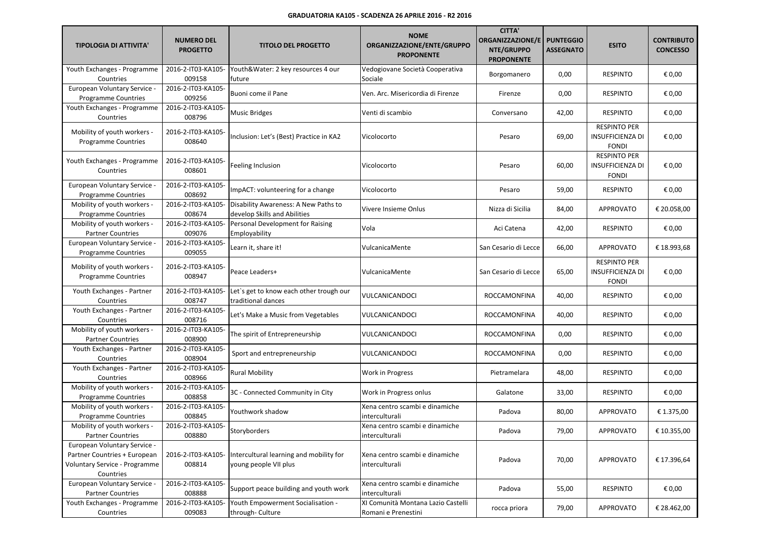**GRADUATORIA KA105 - SCADENZA 26 APRILE 2016 - R2 2016**

| TIPOLOGIA DI ATTIVITA' | NUMERO DEL PROGETTO | TITOLO DEL PROGETTO | NOME ORGANIZZAZIONE/ENTE/GRUPPO PROPONENTE | CITTA' ORGANIZZAZIONE/ENTE/GRUPPO PROPONENTE | PUNTEGGIO ASSEGNATO | ESITO | CONTRIBUTO CONCESSO |
|---|---|---|---|---|---|---|---|
| Youth Exchanges - Programme Countries | 2016-2-IT03-KA105-009158 | Youth&Water: 2 key resources 4 our future | Vedogiovane Società Cooperativa Sociale | Borgomanero | 0,00 | RESPINTO | € 0,00 |
| European Voluntary Service - Programme Countries | 2016-2-IT03-KA105-009256 | Buoni come il Pane | Ven. Arc. Misericordia di Firenze | Firenze | 0,00 | RESPINTO | € 0,00 |
| Youth Exchanges - Programme Countries | 2016-2-IT03-KA105-008796 | Music Bridges | Venti di scambio | Conversano | 42,00 | RESPINTO | € 0,00 |
| Mobility of youth workers - Programme Countries | 2016-2-IT03-KA105-008640 | Inclusion: Let's (Best) Practice in KA2 | Vicolocorto | Pesaro | 69,00 | RESPINTO PER INSUFFICIENZA DI FONDI | € 0,00 |
| Youth Exchanges - Programme Countries | 2016-2-IT03-KA105-008601 | Feeling Inclusion | Vicolocorto | Pesaro | 60,00 | RESPINTO PER INSUFFICIENZA DI FONDI | € 0,00 |
| European Voluntary Service - Programme Countries | 2016-2-IT03-KA105-008692 | ImpACT: volunteering for a change | Vicolocorto | Pesaro | 59,00 | RESPINTO | € 0,00 |
| Mobility of youth workers - Programme Countries | 2016-2-IT03-KA105-008674 | Disability Awareness: A New Paths to develop Skills and Abilities | Vivere Insieme Onlus | Nizza di Sicilia | 84,00 | APPROVATO | € 20.058,00 |
| Mobility of youth workers - Partner Countries | 2016-2-IT03-KA105-009076 | Personal Development for Raising Employability | Vola | Aci Catena | 42,00 | RESPINTO | € 0,00 |
| European Voluntary Service - Programme Countries | 2016-2-IT03-KA105-009055 | Learn it, share it! | VulcanicaMente | San Cesario di Lecce | 66,00 | APPROVATO | € 18.993,68 |
| Mobility of youth workers - Programme Countries | 2016-2-IT03-KA105-008947 | Peace Leaders+ | VulcanicaMente | San Cesario di Lecce | 65,00 | RESPINTO PER INSUFFICIENZA DI FONDI | € 0,00 |
| Youth Exchanges - Partner Countries | 2016-2-IT03-KA105-008747 | Let`s get to know each other trough our traditional dances | VULCANICANDOCI | ROCCAMONFINA | 40,00 | RESPINTO | € 0,00 |
| Youth Exchanges - Partner Countries | 2016-2-IT03-KA105-008716 | Let's Make a Music from Vegetables | VULCANICANDOCI | ROCCAMONFINA | 40,00 | RESPINTO | € 0,00 |
| Mobility of youth workers - Partner Countries | 2016-2-IT03-KA105-008900 | The spirit of Entrepreneurship | VULCANICANDOCI | ROCCAMONFINA | 0,00 | RESPINTO | € 0,00 |
| Youth Exchanges - Partner Countries | 2016-2-IT03-KA105-008904 | Sport and entrepreneurship | VULCANICANDOCI | ROCCAMONFINA | 0,00 | RESPINTO | € 0,00 |
| Youth Exchanges - Partner Countries | 2016-2-IT03-KA105-008966 | Rural Mobility | Work in Progress | Pietramelara | 48,00 | RESPINTO | € 0,00 |
| Mobility of youth workers - Programme Countries | 2016-2-IT03-KA105-008858 | 3C - Connected Community in City | Work in Progress onlus | Galatone | 33,00 | RESPINTO | € 0,00 |
| Mobility of youth workers - Programme Countries | 2016-2-IT03-KA105-008845 | Youthwork shadow | Xena centro scambi e dinamiche interculturali | Padova | 80,00 | APPROVATO | € 1.375,00 |
| Mobility of youth workers - Partner Countries | 2016-2-IT03-KA105-008880 | Storyborders | Xena centro scambi e dinamiche interculturali | Padova | 79,00 | APPROVATO | € 10.355,00 |
| European Voluntary Service - Partner Countries + European Voluntary Service - Programme Countries | 2016-2-IT03-KA105-008814 | Intercultural learning and mobility for young people VII plus | Xena centro scambi e dinamiche interculturali | Padova | 70,00 | APPROVATO | € 17.396,64 |
| European Voluntary Service - Partner Countries | 2016-2-IT03-KA105-008888 | Support peace building and youth work | Xena centro scambi e dinamiche interculturali | Padova | 55,00 | RESPINTO | € 0,00 |
| Youth Exchanges - Programme Countries | 2016-2-IT03-KA105-009083 | Youth Empowerment Socialisation - through- Culture | XI Comunità Montana Lazio Castelli Romani e Prenestini | rocca priora | 79,00 | APPROVATO | € 28.462,00 |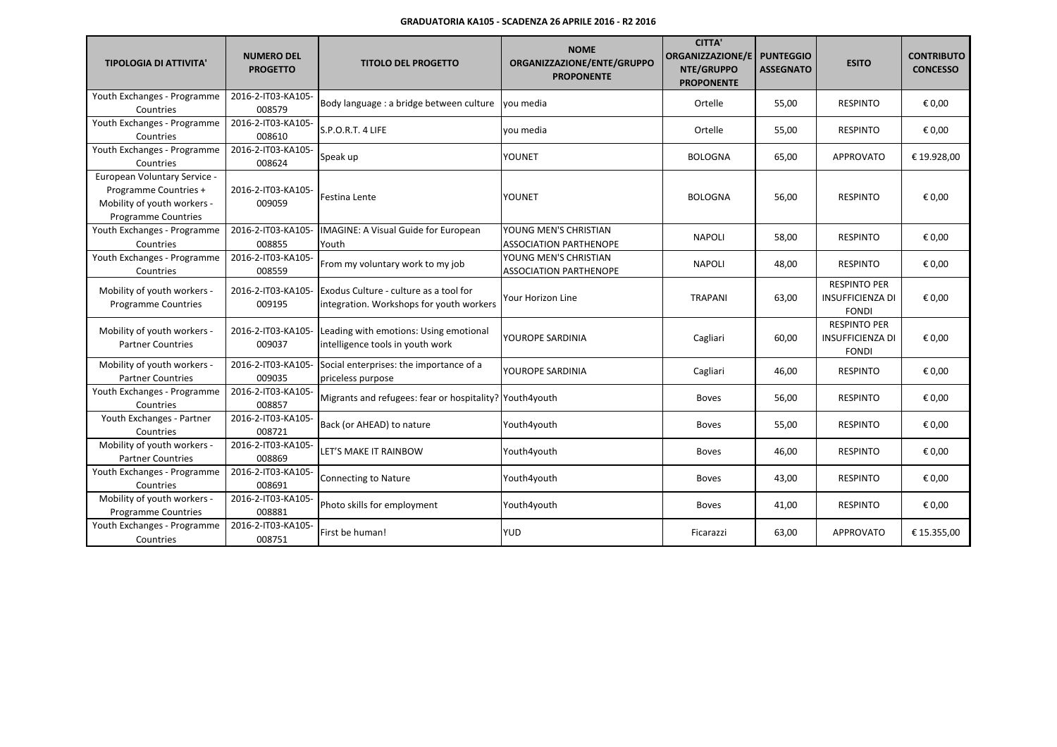**GRADUATORIA KA105 - SCADENZA 26 APRILE 2016 - R2 2016**

| TIPOLOGIA DI ATTIVITA' | NUMERO DEL PROGETTO | TITOLO DEL PROGETTO | NOME ORGANIZZAZIONE/ENTE/GRUPPO PROPONENTE | CITTA' ORGANIZZAZIONE/ENTE/GRUPPO PROPONENTE | PUNTEGGIO ASSEGNATO | ESITO | CONTRIBUTO CONCESSO |
|---|---|---|---|---|---|---|---|
| Youth Exchanges - Programme Countries | 2016-2-IT03-KA105-008579 | Body language : a bridge between culture | you media | Ortelle | 55,00 | RESPINTO | € 0,00 |
| Youth Exchanges - Programme Countries | 2016-2-IT03-KA105-008610 | S.P.O.R.T. 4 LIFE | you media | Ortelle | 55,00 | RESPINTO | € 0,00 |
| Youth Exchanges - Programme Countries | 2016-2-IT03-KA105-008624 | Speak up | YOUNET | BOLOGNA | 65,00 | APPROVATO | € 19.928,00 |
| European Voluntary Service - Programme Countries + Mobility of youth workers - Programme Countries | 2016-2-IT03-KA105-009059 | Festina Lente | YOUNET | BOLOGNA | 56,00 | RESPINTO | € 0,00 |
| Youth Exchanges - Programme Countries | 2016-2-IT03-KA105-008855 | IMAGINE: A Visual Guide for European Youth | YOUNG MEN'S CHRISTIAN ASSOCIATION PARTHENOPE | NAPOLI | 58,00 | RESPINTO | € 0,00 |
| Youth Exchanges - Programme Countries | 2016-2-IT03-KA105-008559 | From my voluntary work to my job | YOUNG MEN'S CHRISTIAN ASSOCIATION PARTHENOPE | NAPOLI | 48,00 | RESPINTO | € 0,00 |
| Mobility of youth workers - Programme Countries | 2016-2-IT03-KA105-009195 | Exodus Culture - culture as a tool for integration. Workshops for youth workers | Your Horizon Line | TRAPANI | 63,00 | RESPINTO PER INSUFFICIENZA DI FONDI | € 0,00 |
| Mobility of youth workers - Partner Countries | 2016-2-IT03-KA105-009037 | Leading with emotions: Using emotional intelligence tools in youth work | YOUROPE SARDINIA | Cagliari | 60,00 | RESPINTO PER INSUFFICIENZA DI FONDI | € 0,00 |
| Mobility of youth workers - Partner Countries | 2016-2-IT03-KA105-009035 | Social enterprises: the importance of a priceless purpose | YOUROPE SARDINIA | Cagliari | 46,00 | RESPINTO | € 0,00 |
| Youth Exchanges - Programme Countries | 2016-2-IT03-KA105-008857 | Migrants and refugees: fear or hospitality? | Youth4youth | Boves | 56,00 | RESPINTO | € 0,00 |
| Youth Exchanges - Partner Countries | 2016-2-IT03-KA105-008721 | Back (or AHEAD) to nature | Youth4youth | Boves | 55,00 | RESPINTO | € 0,00 |
| Mobility of youth workers - Partner Countries | 2016-2-IT03-KA105-008869 | LET'S MAKE IT RAINBOW | Youth4youth | Boves | 46,00 | RESPINTO | € 0,00 |
| Youth Exchanges - Programme Countries | 2016-2-IT03-KA105-008691 | Connecting to Nature | Youth4youth | Boves | 43,00 | RESPINTO | € 0,00 |
| Mobility of youth workers - Programme Countries | 2016-2-IT03-KA105-008881 | Photo skills for employment | Youth4youth | Boves | 41,00 | RESPINTO | € 0,00 |
| Youth Exchanges - Programme Countries | 2016-2-IT03-KA105-008751 | First be human! | YUD | Ficarazzi | 63,00 | APPROVATO | € 15.355,00 |